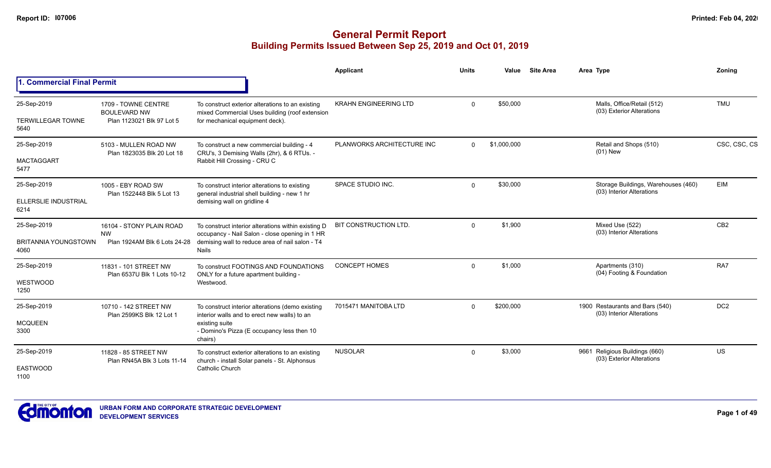# General Permit Report

## Building Permits Issued Between Sep 25, 2019 and Oct 01, 2019

Report ID: I07006

### 1. Commercial Final Permit

| Date / Neighbourhood | Address / Legal | Description | Applicant | Units | Value | Site Area | Area | Type | Zoning |
|---|---|---|---|---|---|---|---|---|---|
| 25-Sep-2019<br>TERWILLEGAR TOWNE<br>5640 | 1709 - TOWNE CENTRE BOULEVARD NW<br>Plan 1123021 Blk 97 Lot 5 | To construct exterior alterations to an existing mixed Commercial Uses building (roof extension for mechanical equipment deck). | KRAHN ENGINEERING LTD | 0 | $50,000 | | | Malls, Office/Retail (512)<br>(03) Exterior Alterations | TMU |
| 25-Sep-2019<br>MACTAGGART<br>5477 | 5103 - MULLEN ROAD NW<br>Plan 1823035 Blk 20 Lot 18 | To construct a new commercial building - 4 CRU's, 3 Demising Walls (2hr), & 6 RTUs. - Rabbit Hill Crossing - CRU C | PLANWORKS ARCHITECTURE INC | 0 | $1,000,000 | | | Retail and Shops (510)<br>(01) New | CSC, CSC, CS |
| 25-Sep-2019<br>ELLERSLIE INDUSTRIAL<br>6214 | 1005 - EBY ROAD SW<br>Plan 1522448 Blk 5 Lot 13 | To construct interior alterations to existing general industrial shell building - new 1 hr demising wall on gridline 4 | SPACE STUDIO INC. | 0 | $30,000 | | | Storage Buildings, Warehouses (460)<br>(03) Interior Alterations | EIM |
| 25-Sep-2019<br>BRITANNIA YOUNGSTOWN<br>4060 | 16104 - STONY PLAIN ROAD NW<br>Plan 1924AM Blk 6 Lots 24-28 | To construct interior alterations within existing D occupancy - Nail Salon - close opening in 1 HR demising wall to reduce area of nail salon - T4 Nails | BIT CONSTRUCTION LTD. | 0 | $1,900 | | | Mixed Use (522)<br>(03) Interior Alterations | CB2 |
| 25-Sep-2019<br>WESTWOOD<br>1250 | 11831 - 101 STREET NW<br>Plan 6537U Blk 1 Lots 10-12 | To construct FOOTINGS AND FOUNDATIONS ONLY for a future apartment building - Westwood. | CONCEPT HOMES | 0 | $1,000 | | | Apartments (310)<br>(04) Footing & Foundation | RA7 |
| 25-Sep-2019<br>MCQUEEN<br>3300 | 10710 - 142 STREET NW<br>Plan 2599KS Blk 12 Lot 1 | To construct interior alterations (demo existing interior walls and to erect new walls) to an existing suite<br>- Domino's Pizza (E occupancy less then 10 chairs) | 7015471 MANITOBA LTD | 0 | $200,000 | | 1900 | Restaurants and Bars (540)<br>(03) Interior Alterations | DC2 |
| 25-Sep-2019<br>EASTWOOD<br>1100 | 11828 - 85 STREET NW<br>Plan RN45A Blk 3 Lots 11-14 | To construct exterior alterations to an existing church - install Solar panels - St. Alphonsus Catholic Church | NUSOLAR | 0 | $3,000 | | 9661 | Religious Buildings (660)<br>(03) Exterior Alterations | US |

URBAN FORM AND CORPORATE STRATEGIC DEVELOPMENT
DEVELOPMENT SERVICES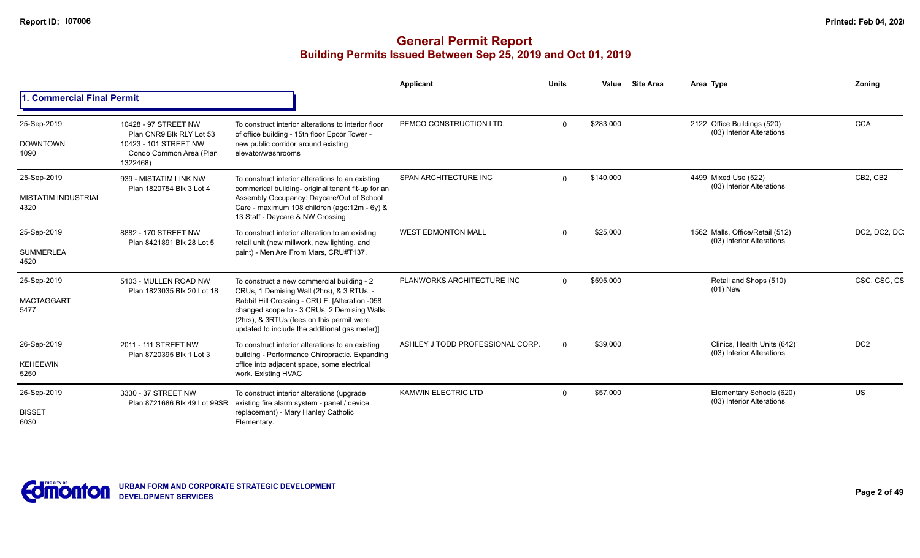# General Permit Report

## Building Permits Issued Between Sep 25, 2019 and Oct 01, 2019

### 1. Commercial Final Permit

| Date / Neighbourhood | Address / Legal | Description | Applicant | Units | Value | Site Area | Area Type | Zoning |
|---|---|---|---|---|---|---|---|---|
| 25-Sep-2019 DOWNTOWN 1090 | 10428 - 97 STREET NW Plan CNR9 Blk RLY Lot 53 10423 - 101 STREET NW Condo Common Area (Plan 1322468) | To construct interior alterations to interior floor of office building - 15th floor Epcor Tower - new public corridor around existing elevator/washrooms | PEMCO CONSTRUCTION LTD. | 0 | $283,000 | | 2122 Office Buildings (520) (03) Interior Alterations | CCA |
| 25-Sep-2019 MISTATIM INDUSTRIAL 4320 | 939 - MISTATIM LINK NW Plan 1820754 Blk 3 Lot 4 | To construct interior alterations to an existing commerical building- original tenant fit-up for an Assembly Occupancy: Daycare/Out of School Care - maximum 108 children (age:12m - 6y) & 13 Staff - Daycare & NW Crossing | SPAN ARCHITECTURE INC | 0 | $140,000 | | 4499 Mixed Use (522) (03) Interior Alterations | CB2, CB2 |
| 25-Sep-2019 SUMMERLEA 4520 | 8882 - 170 STREET NW Plan 8421891 Blk 28 Lot 5 | To construct interior alteration to an existing retail unit (new millwork, new lighting, and paint) - Men Are From Mars, CRU#T137. | WEST EDMONTON MALL | 0 | $25,000 | | 1562 Malls, Office/Retail (512) (03) Interior Alterations | DC2, DC2, DC |
| 25-Sep-2019 MACTAGGART 5477 | 5103 - MULLEN ROAD NW Plan 1823035 Blk 20 Lot 18 | To construct a new commercial building - 2 CRUs, 1 Demising Wall (2hrs), & 3 RTUs. - Rabbit Hill Crossing - CRU F. [Alteration -058 changed scope to - 3 CRUs, 2 Demising Walls (2hrs), & 3RTUs (fees on this permit were updated to include the additional gas meter)] | PLANWORKS ARCHITECTURE INC | 0 | $595,000 | | Retail and Shops (510) (01) New | CSC, CSC, CS |
| 26-Sep-2019 KEHEEWIN 5250 | 2011 - 111 STREET NW Plan 8720395 Blk 1 Lot 3 | To construct interior alterations to an existing building - Performance Chiropractic. Expanding office into adjacent space, some electrical work. Existing HVAC | ASHLEY J TODD PROFESSIONAL CORP. | 0 | $39,000 | | Clinics, Health Units (642) (03) Interior Alterations | DC2 |
| 26-Sep-2019 BISSET 6030 | 3330 - 37 STREET NW Plan 8721686 Blk 49 Lot 99SR | To construct interior alterations (upgrade existing fire alarm system - panel / device replacement) - Mary Hanley Catholic Elementary. | KAMWIN ELECTRIC LTD | 0 | $57,000 | | Elementary Schools (620) (03) Interior Alterations | US |

URBAN FORM AND CORPORATE STRATEGIC DEVELOPMENT
DEVELOPMENT SERVICES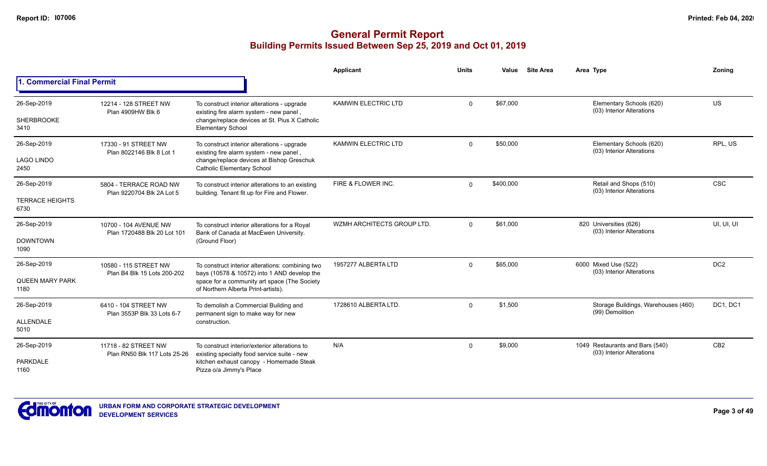# General Permit Report

## Building Permits Issued Between Sep 25, 2019 and Oct 01, 2019

| | | | Applicant | Units | Value | Site Area | Area Type | Zoning |
|---|---|---|---|---|---|---|---|---|
| **1. Commercial Final Permit** | | | | | | | | |
| 26-Sep-2019<br>SHERBROOKE<br>3410 | 12214 - 128 STREET NW<br>Plan 4909HW Blk 6 | To construct interior alterations - upgrade existing fire alarm system - new panel , change/replace devices at St. Pius X Catholic Elementary School | KAMWIN ELECTRIC LTD | 0 | $67,000 | | Elementary Schools (620)<br>(03) Interior Alterations | US |
| 26-Sep-2019<br>LAGO LINDO<br>2450 | 17330 - 91 STREET NW<br>Plan 8022146 Blk 8 Lot 1 | To construct interior alterations - upgrade existing fire alarm system - new panel , change/replace devices at Bishop Greschuk Catholic Elementary School | KAMWIN ELECTRIC LTD | 0 | $50,000 | | Elementary Schools (620)<br>(03) Interior Alterations | RPL, US |
| 26-Sep-2019<br>TERRACE HEIGHTS<br>6730 | 5804 - TERRACE ROAD NW<br>Plan 9220704 Blk 2A Lot 5 | To construct interior alterations to an existing building. Tenant fit up for Fire and Flower. | FIRE & FLOWER INC. | 0 | $400,000 | | Retail and Shops (510)<br>(03) Interior Alterations | CSC |
| 26-Sep-2019<br>DOWNTOWN<br>1090 | 10700 - 104 AVENUE NW<br>Plan 1720488 Blk 20 Lot 101 | To construct interior alterations for a Royal Bank of Canada at MacEwen University. (Ground Floor) | WZMH ARCHITECTS GROUP LTD. | 0 | $61,000 | 820 | Universities (626)<br>(03) Interior Alterations | UI, UI, UI |
| 26-Sep-2019<br>QUEEN MARY PARK<br>1180 | 10580 - 115 STREET NW<br>Plan B4 Blk 15 Lots 200-202 | To construct interior alterations: combining two bays (10578 & 10572) into 1 AND develop the space for a community art space (The Society of Northern Alberta Print-artists). | 1957277 ALBERTA LTD | 0 | $65,000 | 6000 | Mixed Use (522)<br>(03) Interior Alterations | DC2 |
| 26-Sep-2019<br>ALLENDALE<br>5010 | 6410 - 104 STREET NW<br>Plan 3553P Blk 33 Lots 6-7 | To demolish a Commercial Building and permanent sign to make way for new construction. | 1728610 ALBERTA LTD. | 0 | $1,500 | | Storage Buildings, Warehouses (460)<br>(99) Demolition | DC1, DC1 |
| 26-Sep-2019<br>PARKDALE<br>1160 | 11718 - 82 STREET NW<br>Plan RN50 Blk 117 Lots 25-26 | To construct interior/exterior alterations to existing specialty food service suite - new kitchen exhaust canopy - Homemade Steak Pizza o/a Jimmy's Place | N/A | 0 | $9,000 | 1049 | Restaurants and Bars (540)<br>(03) Interior Alterations | CB2 |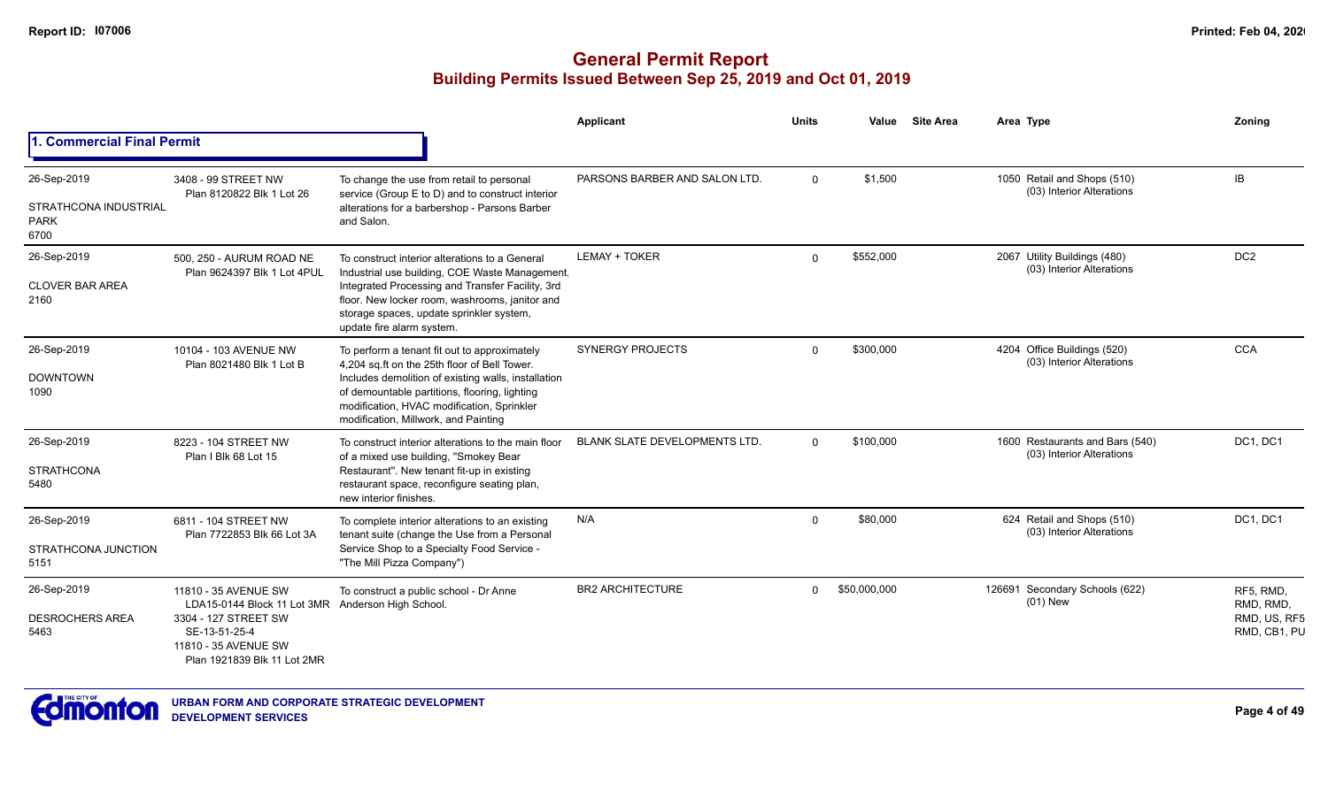# General Permit Report
## Building Permits Issued Between Sep 25, 2019 and Oct 01, 2019

### 1. Commercial Final Permit

| Date / Neighbourhood | Address / Legal | Description | Applicant | Units | Value | Site Area | Area | Type | Zoning |
|---|---|---|---|---|---|---|---|---|---|
| 26-Sep-2019 STRATHCONA INDUSTRIAL PARK 6700 | 3408 - 99 STREET NW Plan 8120822 Blk 1 Lot 26 | To change the use from retail to personal service (Group E to D) and to construct interior alterations for a barbershop - Parsons Barber and Salon. | PARSONS BARBER AND SALON LTD. | 0 | $1,500 | | 1050 | Retail and Shops (510) (03) Interior Alterations | IB |
| 26-Sep-2019 CLOVER BAR AREA 2160 | 500, 250 - AURUM ROAD NE Plan 9624397 Blk 1 Lot 4PUL | To construct interior alterations to a General Industrial use building, COE Waste Management Integrated Processing and Transfer Facility, 3rd floor. New locker room, washrooms, janitor and storage spaces, update sprinkler system, update fire alarm system. | LEMAY + TOKER | 0 | $552,000 | | 2067 | Utility Buildings (480) (03) Interior Alterations | DC2 |
| 26-Sep-2019 DOWNTOWN 1090 | 10104 - 103 AVENUE NW Plan 8021480 Blk 1 Lot B | To perform a tenant fit out to approximately 4,204 sq.ft on the 25th floor of Bell Tower. Includes demolition of existing walls, installation of demountable partitions, flooring, lighting modification, HVAC modification, Sprinkler modification, Millwork, and Painting | SYNERGY PROJECTS | 0 | $300,000 | | 4204 | Office Buildings (520) (03) Interior Alterations | CCA |
| 26-Sep-2019 STRATHCONA 5480 | 8223 - 104 STREET NW Plan I Blk 68 Lot 15 | To construct interior alterations to the main floor of a mixed use building, "Smokey Bear Restaurant". New tenant fit-up in existing restaurant space, reconfigure seating plan, new interior finishes. | BLANK SLATE DEVELOPMENTS LTD. | 0 | $100,000 | | 1600 | Restaurants and Bars (540) (03) Interior Alterations | DC1, DC1 |
| 26-Sep-2019 STRATHCONA JUNCTION 5151 | 6811 - 104 STREET NW Plan 7722853 Blk 66 Lot 3A | To complete interior alterations to an existing tenant suite (change the Use from a Personal Service Shop to a Specialty Food Service - "The Mill Pizza Company") | N/A | 0 | $80,000 | | 624 | Retail and Shops (510) (03) Interior Alterations | DC1, DC1 |
| 26-Sep-2019 DESROCHERS AREA 5463 | 11810 - 35 AVENUE SW LDA15-0144 Block 11 Lot 3MR 3304 - 127 STREET SW SE-13-51-25-4 11810 - 35 AVENUE SW Plan 1921839 Blk 11 Lot 2MR | To construct a public school - Dr Anne Anderson High School. | BR2 ARCHITECTURE | 0 | $50,000,000 | | 126691 | Secondary Schools (622) (01) New | RF5, RMD, RMD, RMD, US, RF5 RMD, CB1, PU |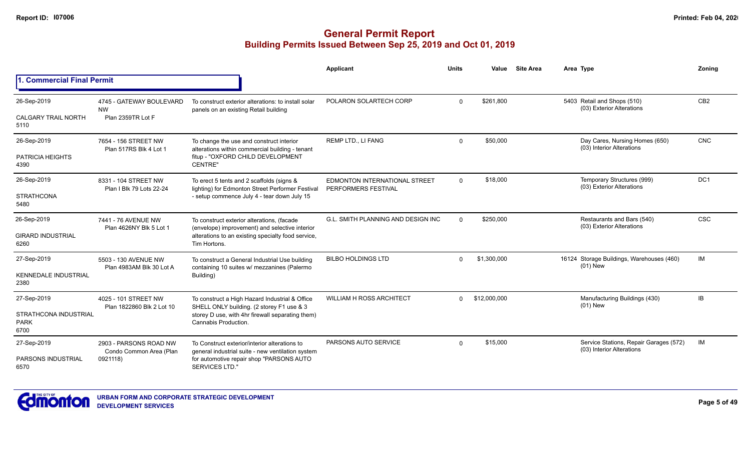# General Permit Report

## Building Permits Issued Between Sep 25, 2019 and Oct 01, 2019

### 1. Commercial Final Permit

| Date / Neighbourhood | Address / Legal | Description | Applicant | Units | Value | Site Area | Area | Type | Zoning |
|---|---|---|---|---|---|---|---|---|---|
| 26-Sep-2019<br>CALGARY TRAIL NORTH<br>5110 | 4745 - GATEWAY BOULEVARD NW<br>Plan 2359TR Lot F | To construct exterior alterations: to install solar panels on an existing Retail building | POLARON SOLARTECH CORP | 0 | $261,800 | | 5403 | Retail and Shops (510)<br>(03) Exterior Alterations | CB2 |
| 26-Sep-2019<br>PATRICIA HEIGHTS<br>4390 | 7654 - 156 STREET NW<br>Plan 517RS Blk 4 Lot 1 | To change the use and construct interior alterations within commercial building - tenant fitup - "OXFORD CHILD DEVELOPMENT CENTRE" | REMP LTD., LI FANG | 0 | $50,000 | | | Day Cares, Nursing Homes (650)<br>(03) Interior Alterations | CNC |
| 26-Sep-2019<br>STRATHCONA<br>5480 | 8331 - 104 STREET NW<br>Plan I Blk 79 Lots 22-24 | To erect 5 tents and 2 scaffolds (signs & lighting) for Edmonton Street Performer Festival - setup commence July 4 - tear down July 15 | EDMONTON INTERNATIONAL STREET PERFORMERS FESTIVAL | 0 | $18,000 | | | Temporary Structures (999)<br>(03) Exterior Alterations | DC1 |
| 26-Sep-2019<br>GIRARD INDUSTRIAL<br>6260 | 7441 - 76 AVENUE NW<br>Plan 4626NY Blk 5 Lot 1 | To construct exterior alterations, (facade (envelope) improvement) and selective interior alterations to an existing specialty food service, Tim Hortons. | G.L. SMITH PLANNING AND DESIGN INC | 0 | $250,000 | | | Restaurants and Bars (540)<br>(03) Exterior Alterations | CSC |
| 27-Sep-2019<br>KENNEDALE INDUSTRIAL<br>2380 | 5503 - 130 AVENUE NW<br>Plan 4983AM Blk 30 Lot A | To construct a General Industrial Use building containing 10 suites w/ mezzanines (Palermo Building) | BILBO HOLDINGS LTD | 0 | $1,300,000 | | 16124 | Storage Buildings, Warehouses (460)<br>(01) New | IM |
| 27-Sep-2019<br>STRATHCONA INDUSTRIAL PARK<br>6700 | 4025 - 101 STREET NW<br>Plan 1822860 Blk 2 Lot 10 | To construct a High Hazard Industrial & Office SHELL ONLY building. (2 storey F1 use & 3 storey D use, with 4hr firewall separating them) Cannabis Production. | WILLIAM H ROSS ARCHITECT | 0 | $12,000,000 | | | Manufacturing Buildings (430)<br>(01) New | IB |
| 27-Sep-2019<br>PARSONS INDUSTRIAL<br>6570 | 2903 - PARSONS ROAD NW<br>Condo Common Area (Plan 0921118) | To Construct exterior/interior alterations to general industrial suite - new ventilation system for automotive repair shop "PARSONS AUTO SERVICES LTD." | PARSONS AUTO SERVICE | 0 | $15,000 | | | Service Stations, Repair Garages (572)<br>(03) Interior Alterations | IM |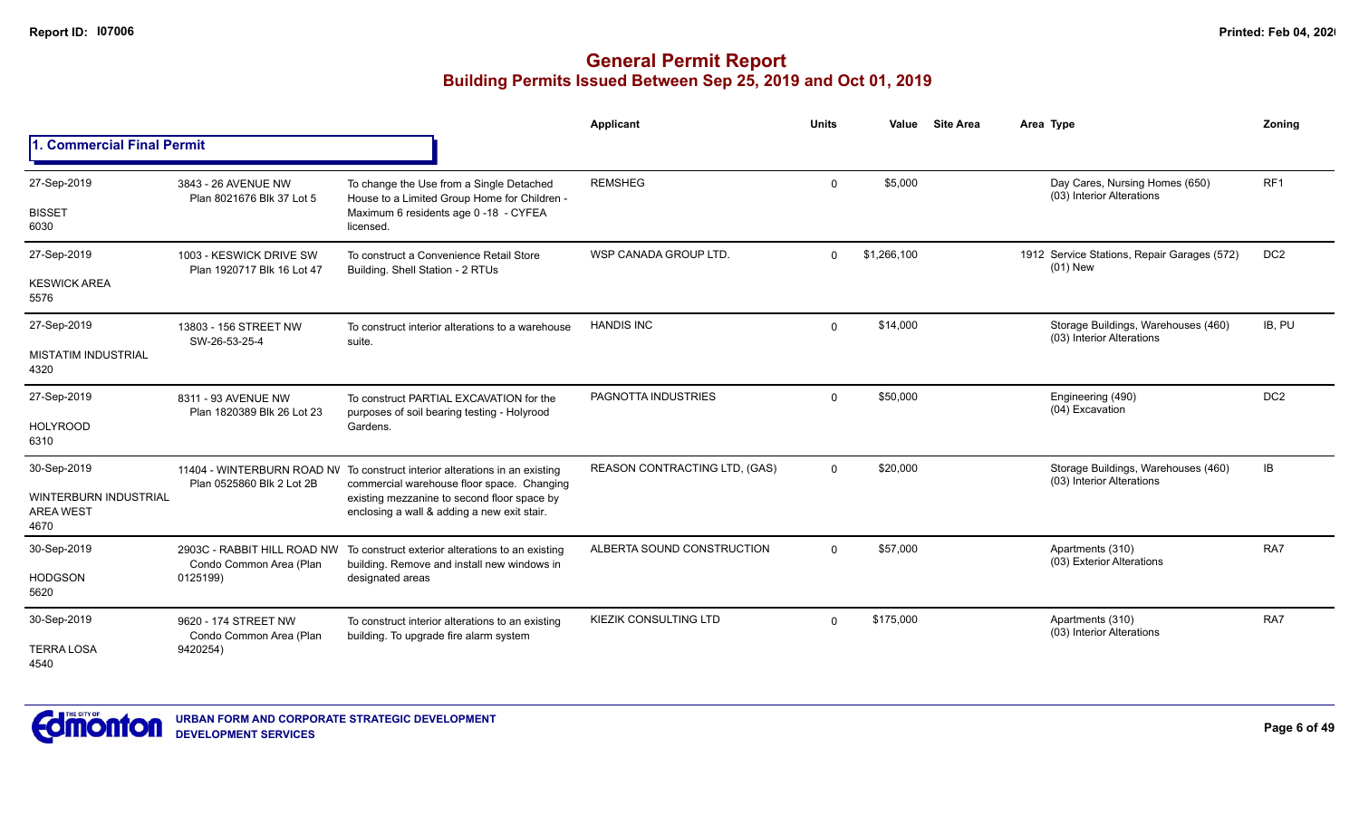# General Permit Report

## Building Permits Issued Between Sep 25, 2019 and Oct 01, 2019

### 1. Commercial Final Permit

| Date / Neighbourhood | Address | Description | Applicant | Units | Value | Site Area | Area Type | Zoning |
|---|---|---|---|---|---|---|---|---|
| 27-Sep-2019<br>BISSET<br>6030 | 3843 - 26 AVENUE NW<br>Plan 8021676 Blk 37 Lot 5 | To change the Use from a Single Detached House to a Limited Group Home for Children - Maximum 6 residents age 0 -18 - CYFEA licensed. | REMSHEG | 0 | $5,000 | | Day Cares, Nursing Homes (650)<br>(03) Interior Alterations | RF1 |
| 27-Sep-2019<br>KESWICK AREA<br>5576 | 1003 - KESWICK DRIVE SW<br>Plan 1920717 Blk 16 Lot 47 | To construct a Convenience Retail Store Building. Shell Station - 2 RTUs | WSP CANADA GROUP LTD. | 0 | $1,266,100 | 1912 | Service Stations, Repair Garages (572)<br>(01) New | DC2 |
| 27-Sep-2019<br>MISTATIM INDUSTRIAL<br>4320 | 13803 - 156 STREET NW<br>SW-26-53-25-4 | To construct interior alterations to a warehouse suite. | HANDIS INC | 0 | $14,000 | | Storage Buildings, Warehouses (460)<br>(03) Interior Alterations | IB, PU |
| 27-Sep-2019<br>HOLYROOD<br>6310 | 8311 - 93 AVENUE NW<br>Plan 1820389 Blk 26 Lot 23 | To construct PARTIAL EXCAVATION for the purposes of soil bearing testing - Holyrood Gardens. | PAGNOTTA INDUSTRIES | 0 | $50,000 | | Engineering (490)<br>(04) Excavation | DC2 |
| 30-Sep-2019<br>WINTERBURN INDUSTRIAL AREA WEST<br>4670 | 11404 - WINTERBURN ROAD NW<br>Plan 0525860 Blk 2 Lot 2B | To construct interior alterations in an existing commercial warehouse floor space. Changing existing mezzanine to second floor space by enclosing a wall & adding a new exit stair. | REASON CONTRACTING LTD, (GAS) | 0 | $20,000 | | Storage Buildings, Warehouses (460)<br>(03) Interior Alterations | IB |
| 30-Sep-2019<br>HODGSON<br>5620 | 2903C - RABBIT HILL ROAD NW<br>Condo Common Area (Plan 0125199) | To construct exterior alterations to an existing building. Remove and install new windows in designated areas | ALBERTA SOUND CONSTRUCTION | 0 | $57,000 | | Apartments (310)<br>(03) Exterior Alterations | RA7 |
| 30-Sep-2019<br>TERRA LOSA<br>4540 | 9620 - 174 STREET NW<br>Condo Common Area (Plan 9420254) | To construct interior alterations to an existing building. To upgrade fire alarm system | KIEZIK CONSULTING LTD | 0 | $175,000 | | Apartments (310)<br>(03) Interior Alterations | RA7 |

URBAN FORM AND CORPORATE STRATEGIC DEVELOPMENT
DEVELOPMENT SERVICES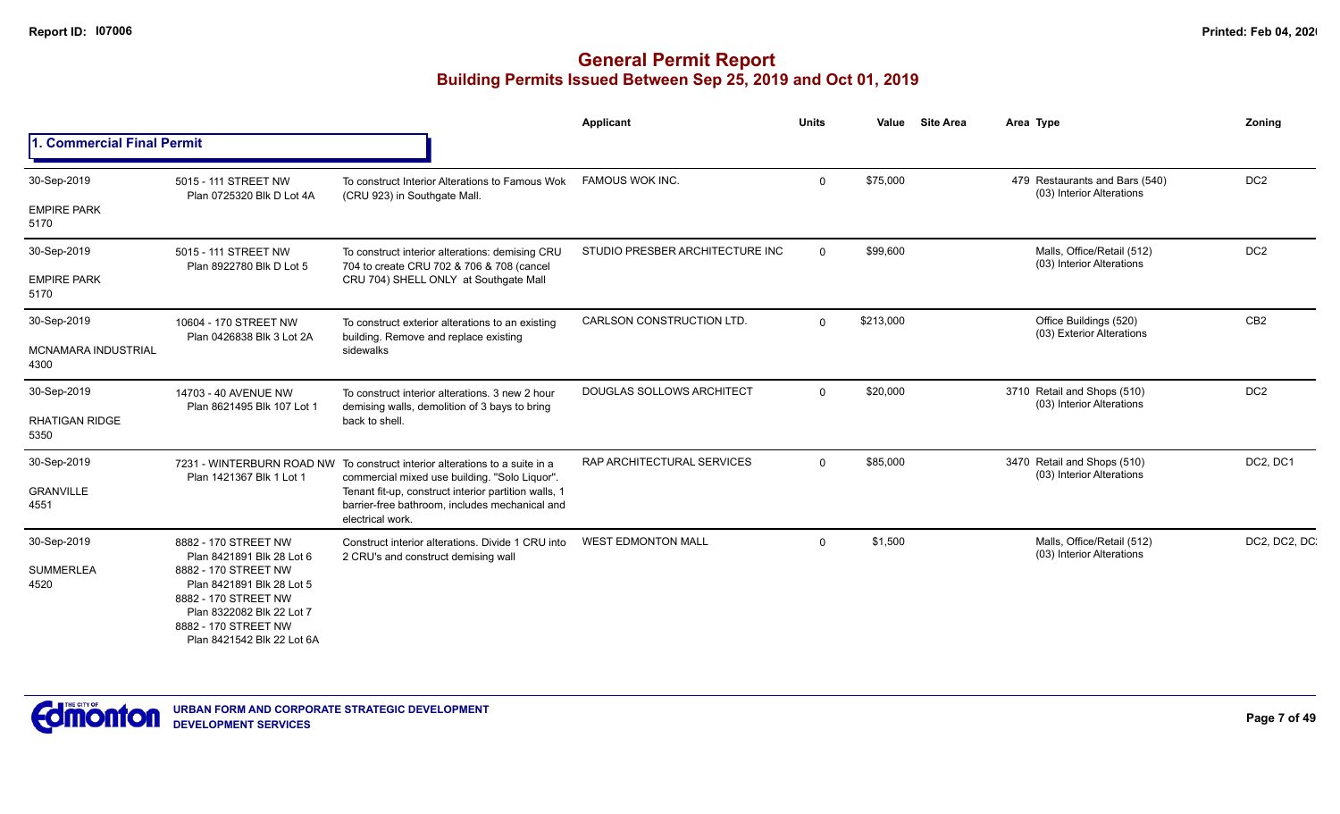# General Permit Report

## Building Permits Issued Between Sep 25, 2019 and Oct 01, 2019

### 1. Commercial Final Permit

| Date / Neighbourhood | Address | Description | Applicant | Units | Value | Site Area | Area Type | Zoning |
|---|---|---|---|---|---|---|---|---|
| 30-Sep-2019<br>EMPIRE PARK<br>5170 | 5015 - 111 STREET NW<br>Plan 0725320 Blk D Lot 4A | To construct Interior Alterations to Famous Wok (CRU 923) in Southgate Mall. | FAMOUS WOK INC. | 0 | $75,000 | | 479 Restaurants and Bars (540)<br>(03) Interior Alterations | DC2 |
| 30-Sep-2019<br>EMPIRE PARK<br>5170 | 5015 - 111 STREET NW<br>Plan 8922780 Blk D Lot 5 | To construct interior alterations: demising CRU 704 to create CRU 702 & 706 & 708 (cancel CRU 704) SHELL ONLY at Southgate Mall | STUDIO PRESBER ARCHITECTURE INC | 0 | $99,600 | | Malls, Office/Retail (512)<br>(03) Interior Alterations | DC2 |
| 30-Sep-2019<br>MCNAMARA INDUSTRIAL<br>4300 | 10604 - 170 STREET NW<br>Plan 0426838 Blk 3 Lot 2A | To construct exterior alterations to an existing building. Remove and replace existing sidewalks | CARLSON CONSTRUCTION LTD. | 0 | $213,000 | | Office Buildings (520)<br>(03) Exterior Alterations | CB2 |
| 30-Sep-2019<br>RHATIGAN RIDGE<br>5350 | 14703 - 40 AVENUE NW<br>Plan 8621495 Blk 107 Lot 1 | To construct interior alterations. 3 new 2 hour demising walls, demolition of 3 bays to bring back to shell. | DOUGLAS SOLLOWS ARCHITECT | 0 | $20,000 | | 3710 Retail and Shops (510)<br>(03) Interior Alterations | DC2 |
| 30-Sep-2019<br>GRANVILLE<br>4551 | 7231 - WINTERBURN ROAD NW<br>Plan 1421367 Blk 1 Lot 1 | To construct interior alterations to a suite in a commercial mixed use building. "Solo Liquor". Tenant fit-up, construct interior partition walls, 1 barrier-free bathroom, includes mechanical and electrical work. | RAP ARCHITECTURAL SERVICES | 0 | $85,000 | | 3470 Retail and Shops (510)<br>(03) Interior Alterations | DC2, DC1 |
| 30-Sep-2019<br>SUMMERLEA<br>4520 | 8882 - 170 STREET NW<br>Plan 8421891 Blk 28 Lot 6<br>8882 - 170 STREET NW<br>Plan 8421891 Blk 28 Lot 5<br>8882 - 170 STREET NW<br>Plan 8322082 Blk 22 Lot 7<br>8882 - 170 STREET NW<br>Plan 8421542 Blk 22 Lot 6A | Construct interior alterations. Divide 1 CRU into 2 CRU's and construct demising wall | WEST EDMONTON MALL | 0 | $1,500 | | Malls, Office/Retail (512)<br>(03) Interior Alterations | DC2, DC2, DC |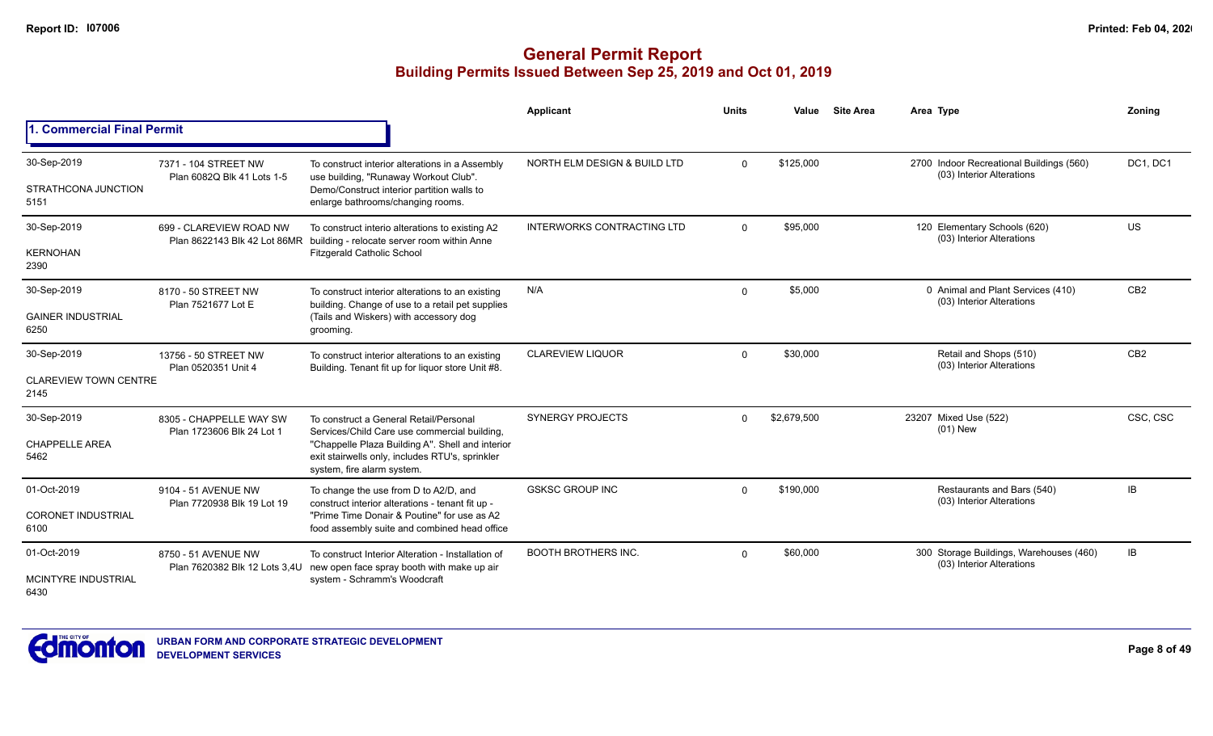# General Permit Report
## Building Permits Issued Between Sep 25, 2019 and Oct 01, 2019

### 1. Commercial Final Permit

| Date / Neighbourhood | Address / Legal | Description | Applicant | Units | Value | Site Area | Area | Type | Zoning |
|---|---|---|---|---|---|---|---|---|---|
| 30-Sep-2019 STRATHCONA JUNCTION 5151 | 7371 - 104 STREET NW Plan 6082Q Blk 41 Lots 1-5 | To construct interior alterations in a Assembly use building, "Runaway Workout Club". Demo/Construct interior partition walls to enlarge bathrooms/changing rooms. | NORTH ELM DESIGN & BUILD LTD | 0 | $125,000 | | 2700 | Indoor Recreational Buildings (560) (03) Interior Alterations | DC1, DC1 |
| 30-Sep-2019 KERNOHAN 2390 | 699 - CLAREVIEW ROAD NW Plan 8622143 Blk 42 Lot 86MR | To construct interio alterations to existing A2 building - relocate server room within Anne Fitzgerald Catholic School | INTERWORKS CONTRACTING LTD | 0 | $95,000 | | 120 | Elementary Schools (620) (03) Interior Alterations | US |
| 30-Sep-2019 GAINER INDUSTRIAL 6250 | 8170 - 50 STREET NW Plan 7521677 Lot E | To construct interior alterations to an existing building. Change of use to a retail pet supplies (Tails and Wiskers) with accessory dog grooming. | N/A | 0 | $5,000 | | 0 | Animal and Plant Services (410) (03) Interior Alterations | CB2 |
| 30-Sep-2019 CLAREVIEW TOWN CENTRE 2145 | 13756 - 50 STREET NW Plan 0520351 Unit 4 | To construct interior alterations to an existing Building. Tenant fit up for liquor store Unit #8. | CLAREVIEW LIQUOR | 0 | $30,000 | | | Retail and Shops (510) (03) Interior Alterations | CB2 |
| 30-Sep-2019 CHAPPELLE AREA 5462 | 8305 - CHAPPELLE WAY SW Plan 1723606 Blk 24 Lot 1 | To construct a General Retail/Personal Services/Child Care use commercial building, "Chappelle Plaza Building A". Shell and interior exit stairwells only, includes RTU's, sprinkler system, fire alarm system. | SYNERGY PROJECTS | 0 | $2,679,500 | | 23207 | Mixed Use (522) (01) New | CSC, CSC |
| 01-Oct-2019 CORONET INDUSTRIAL 6100 | 9104 - 51 AVENUE NW Plan 7720938 Blk 19 Lot 19 | To change the use from D to A2/D, and construct interior alterations - tenant fit up - "Prime Time Donair & Poutine" for use as A2 food assembly suite and combined head office | GSKSC GROUP INC | 0 | $190,000 | | | Restaurants and Bars (540) (03) Interior Alterations | IB |
| 01-Oct-2019 MCINTYRE INDUSTRIAL 6430 | 8750 - 51 AVENUE NW Plan 7620382 Blk 12 Lots 3,4U | To construct Interior Alteration - Installation of new open face spray booth with make up air system - Schramm's Woodcraft | BOOTH BROTHERS INC. | 0 | $60,000 | | 300 | Storage Buildings, Warehouses (460) (03) Interior Alterations | IB |

URBAN FORM AND CORPORATE STRATEGIC DEVELOPMENT
DEVELOPMENT SERVICES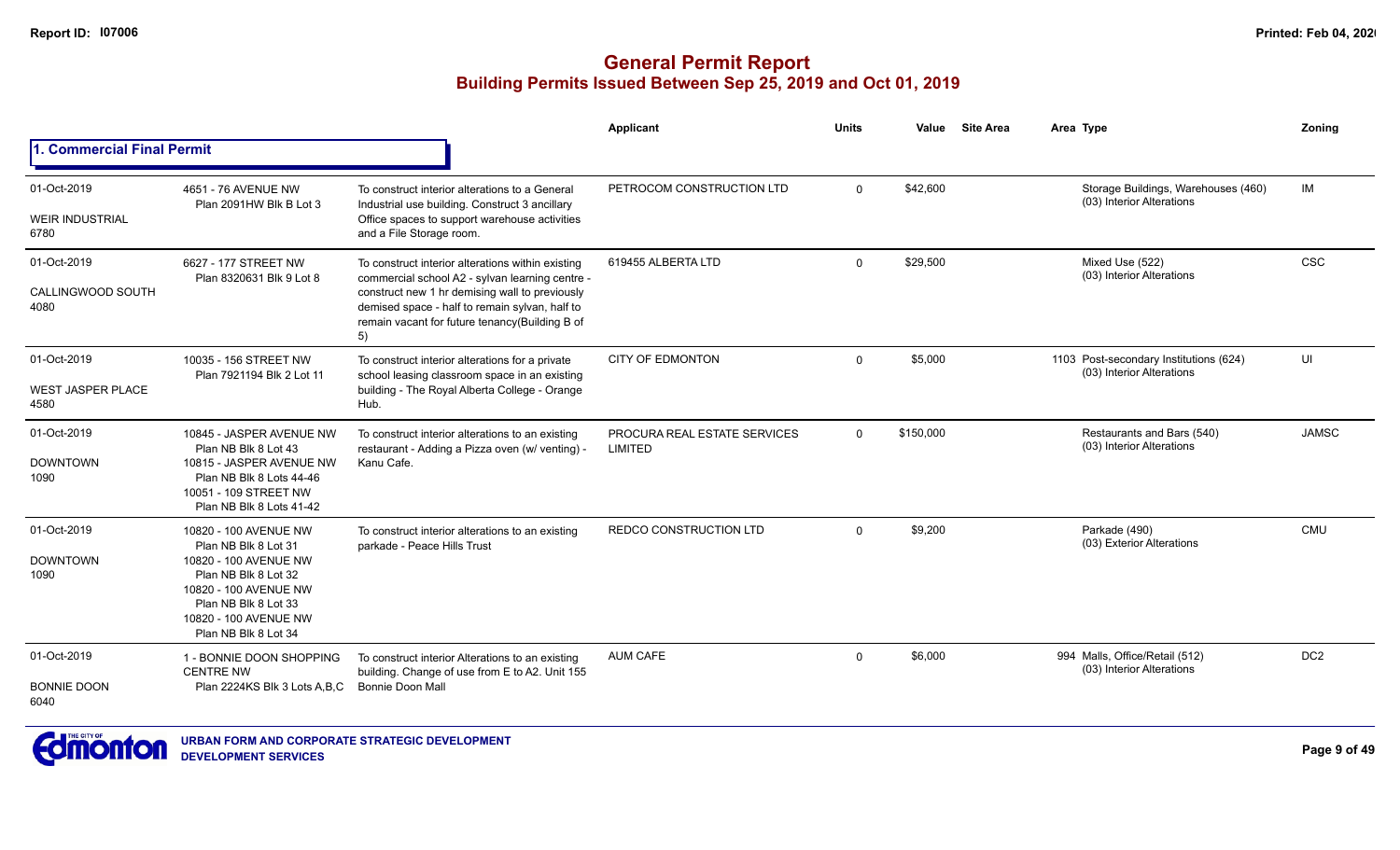# General Permit Report
## Building Permits Issued Between Sep 25, 2019 and Oct 01, 2019

### 1. Commercial Final Permit

| Date / Neighbourhood | Address / Legal | Description | Applicant | Units | Value | Site Area | Area | Type | Zoning |
|---|---|---|---|---|---|---|---|---|---|
| 01-Oct-2019<br>WEIR INDUSTRIAL<br>6780 | 4651 - 76 AVENUE NW<br>Plan 2091HW Blk B Lot 3 | To construct interior alterations to a General Industrial use building. Construct 3 ancillary Office spaces to support warehouse activities and a File Storage room. | PETROCOM CONSTRUCTION LTD | 0 | $42,600 | | | Storage Buildings, Warehouses (460)<br>(03) Interior Alterations | IM |
| 01-Oct-2019<br>CALLINGWOOD SOUTH<br>4080 | 6627 - 177 STREET NW<br>Plan 8320631 Blk 9 Lot 8 | To construct interior alterations within existing commercial school A2 - sylvan learning centre - construct new 1 hr demising wall to previously demised space - half to remain sylvan, half to remain vacant for future tenancy(Building B of 5) | 619455 ALBERTA LTD | 0 | $29,500 | | | Mixed Use (522)<br>(03) Interior Alterations | CSC |
| 01-Oct-2019<br>WEST JASPER PLACE<br>4580 | 10035 - 156 STREET NW<br>Plan 7921194 Blk 2 Lot 11 | To construct interior alterations for a private school leasing classroom space in an existing building - The Royal Alberta College - Orange Hub. | CITY OF EDMONTON | 0 | $5,000 | | 1103 | Post-secondary Institutions (624)<br>(03) Interior Alterations | UI |
| 01-Oct-2019<br>DOWNTOWN<br>1090 | 10845 - JASPER AVENUE NW<br>Plan NB Blk 8 Lot 43<br>10815 - JASPER AVENUE NW<br>Plan NB Blk 8 Lots 44-46<br>10051 - 109 STREET NW<br>Plan NB Blk 8 Lots 41-42 | To construct interior alterations to an existing restaurant - Adding a Pizza oven (w/ venting) - Kanu Cafe. | PROCURA REAL ESTATE SERVICES LIMITED | 0 | $150,000 | | | Restaurants and Bars (540)<br>(03) Interior Alterations | JAMSC |
| 01-Oct-2019<br>DOWNTOWN<br>1090 | 10820 - 100 AVENUE NW<br>Plan NB Blk 8 Lot 31<br>10820 - 100 AVENUE NW<br>Plan NB Blk 8 Lot 32<br>10820 - 100 AVENUE NW<br>Plan NB Blk 8 Lot 33<br>10820 - 100 AVENUE NW<br>Plan NB Blk 8 Lot 34 | To construct interior alterations to an existing parkade - Peace Hills Trust | REDCO CONSTRUCTION LTD | 0 | $9,200 | | | Parkade (490)<br>(03) Exterior Alterations | CMU |
| 01-Oct-2019<br>BONNIE DOON<br>6040 | 1 - BONNIE DOON SHOPPING CENTRE NW<br>Plan 2224KS Blk 3 Lots A,B,C | To construct interior Alterations to an existing building. Change of use from E to A2. Unit 155 Bonnie Doon Mall | AUM CAFE | 0 | $6,000 | | 994 | Malls, Office/Retail (512)<br>(03) Interior Alterations | DC2 |

URBAN FORM AND CORPORATE STRATEGIC DEVELOPMENT
DEVELOPMENT SERVICES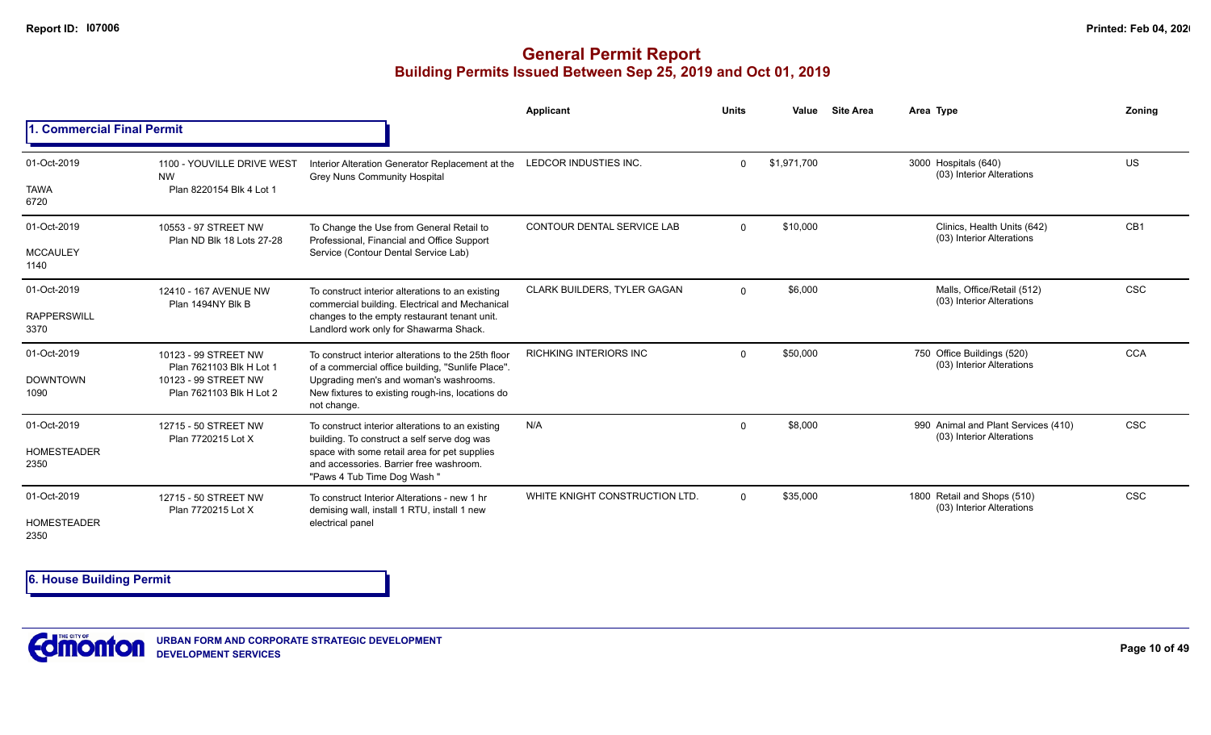# General Permit Report
## Building Permits Issued Between Sep 25, 2019 and Oct 01, 2019

### 1. Commercial Final Permit

| Date / Neighbourhood | Address / Legal | Description | Applicant | Units | Value | Site Area | Area Type | Zoning |
|---|---|---|---|---|---|---|---|---|
| 01-Oct-2019<br>TAWA<br>6720 | 1100 - YOUVILLE DRIVE WEST NW<br>Plan 8220154 Blk 4 Lot 1 | Interior Alteration Generator Replacement at the Grey Nuns Community Hospital | LEDCOR INDUSTIES INC. | 0 | $1,971,700 | | 3000 Hospitals (640)<br>(03) Interior Alterations | US |
| 01-Oct-2019<br>MCCAULEY<br>1140 | 10553 - 97 STREET NW<br>Plan ND Blk 18 Lots 27-28 | To Change the Use from General Retail to Professional, Financial and Office Support Service (Contour Dental Service Lab) | CONTOUR DENTAL SERVICE LAB | 0 | $10,000 | | Clinics, Health Units (642)<br>(03) Interior Alterations | CB1 |
| 01-Oct-2019<br>RAPPERSWILL<br>3370 | 12410 - 167 AVENUE NW<br>Plan 1494NY Blk B | To construct interior alterations to an existing commercial building. Electrical and Mechanical changes to the empty restaurant tenant unit. Landlord work only for Shawarma Shack. | CLARK BUILDERS, TYLER GAGAN | 0 | $6,000 | | Malls, Office/Retail (512)<br>(03) Interior Alterations | CSC |
| 01-Oct-2019<br>DOWNTOWN<br>1090 | 10123 - 99 STREET NW<br>Plan 7621103 Blk H Lot 1<br>10123 - 99 STREET NW<br>Plan 7621103 Blk H Lot 2 | To construct interior alterations to the 25th floor of a commercial office building, "Sunlife Place". Upgrading men's and woman's washrooms. New fixtures to existing rough-ins, locations do not change. | RICHKING INTERIORS INC | 0 | $50,000 | | 750 Office Buildings (520)<br>(03) Interior Alterations | CCA |
| 01-Oct-2019<br>HOMESTEADER<br>2350 | 12715 - 50 STREET NW<br>Plan 7720215 Lot X | To construct interior alterations to an existing building. To construct a self serve dog was space with some retail area for pet supplies and accessories. Barrier free washroom. "Paws 4 Tub Time Dog Wash " | N/A | 0 | $8,000 | | 990 Animal and Plant Services (410)<br>(03) Interior Alterations | CSC |
| 01-Oct-2019<br>HOMESTEADER<br>2350 | 12715 - 50 STREET NW<br>Plan 7720215 Lot X | To construct Interior Alterations - new 1 hr demising wall, install 1 RTU, install 1 new electrical panel | WHITE KNIGHT CONSTRUCTION LTD. | 0 | $35,000 | | 1800 Retail and Shops (510)<br>(03) Interior Alterations | CSC |

### 6. House Building Permit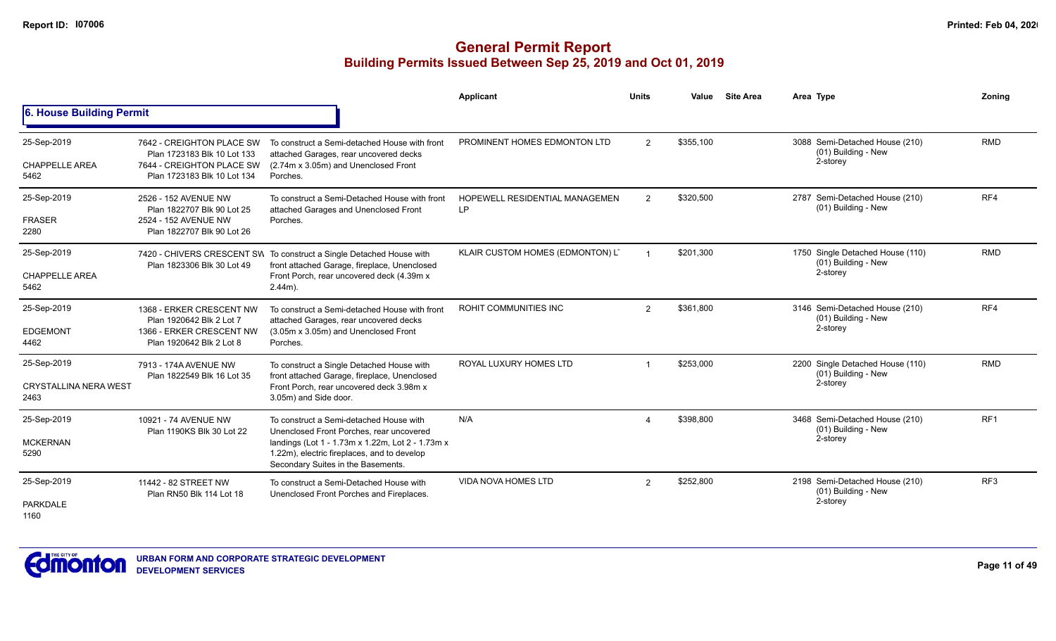# General Permit Report
## Building Permits Issued Between Sep 25, 2019 and Oct 01, 2019

### 6. House Building Permit

| Date / Neighbourhood | Address / Legal | Description | Applicant | Units | Value | Site Area | Area | Type | Zoning |
|---|---|---|---|---|---|---|---|---|---|
| 25-Sep-2019<br>CHAPPELLE AREA<br>5462 | 7642 - CREIGHTON PLACE SW<br>Plan 1723183 Blk 10 Lot 133<br>7644 - CREIGHTON PLACE SW<br>Plan 1723183 Blk 10 Lot 134 | To construct a Semi-detached House with front attached Garages, rear uncovered decks (2.74m x 3.05m) and Unenclosed Front Porches. | PROMINENT HOMES EDMONTON LTD | 2 | $355,100 | | 3088 | Semi-Detached House (210)<br>(01) Building - New<br>2-storey | RMD |
| 25-Sep-2019<br>FRASER<br>2280 | 2526 - 152 AVENUE NW<br>Plan 1822707 Blk 90 Lot 25<br>2524 - 152 AVENUE NW<br>Plan 1822707 Blk 90 Lot 26 | To construct a Semi-Detached House with front attached Garages and Unenclosed Front Porches. | HOPEWELL RESIDENTIAL MANAGEMEN LP | 2 | $320,500 | | 2787 | Semi-Detached House (210)<br>(01) Building - New | RF4 |
| 25-Sep-2019<br>CHAPPELLE AREA<br>5462 | 7420 - CHIVERS CRESCENT SW<br>Plan 1823306 Blk 30 Lot 49 | To construct a Single Detached House with front attached Garage, fireplace, Unenclosed Front Porch, rear uncovered deck (4.39m x 2.44m). | KLAIR CUSTOM HOMES (EDMONTON) L' | 1 | $201,300 | | 1750 | Single Detached House (110)<br>(01) Building - New<br>2-storey | RMD |
| 25-Sep-2019<br>EDGEMONT<br>4462 | 1368 - ERKER CRESCENT NW<br>Plan 1920642 Blk 2 Lot 7<br>1366 - ERKER CRESCENT NW<br>Plan 1920642 Blk 2 Lot 8 | To construct a Semi-detached House with front attached Garages, rear uncovered decks (3.05m x 3.05m) and Unenclosed Front Porches. | ROHIT COMMUNITIES INC | 2 | $361,800 | | 3146 | Semi-Detached House (210)<br>(01) Building - New<br>2-storey | RF4 |
| 25-Sep-2019<br>CRYSTALLINA NERA WEST<br>2463 | 7913 - 174A AVENUE NW<br>Plan 1822549 Blk 16 Lot 35 | To construct a Single Detached House with front attached Garage, fireplace, Unenclosed Front Porch, rear uncovered deck 3.98m x 3.05m) and Side door. | ROYAL LUXURY HOMES LTD | 1 | $253,000 | | 2200 | Single Detached House (110)<br>(01) Building - New<br>2-storey | RMD |
| 25-Sep-2019<br>MCKERNAN<br>5290 | 10921 - 74 AVENUE NW<br>Plan 1190KS Blk 30 Lot 22 | To construct a Semi-detached House with Unenclosed Front Porches, rear uncovered landings (Lot 1 - 1.73m x 1.22m, Lot 2 - 1.73m x 1.22m), electric fireplaces, and to develop Secondary Suites in the Basements. | N/A | 4 | $398,800 | | 3468 | Semi-Detached House (210)<br>(01) Building - New<br>2-storey | RF1 |
| 25-Sep-2019<br>PARKDALE<br>1160 | 11442 - 82 STREET NW<br>Plan RN50 Blk 114 Lot 18 | To construct a Semi-Detached House with Unenclosed Front Porches and Fireplaces. | VIDA NOVA HOMES LTD | 2 | $252,800 | | 2198 | Semi-Detached House (210)<br>(01) Building - New<br>2-storey | RF3 |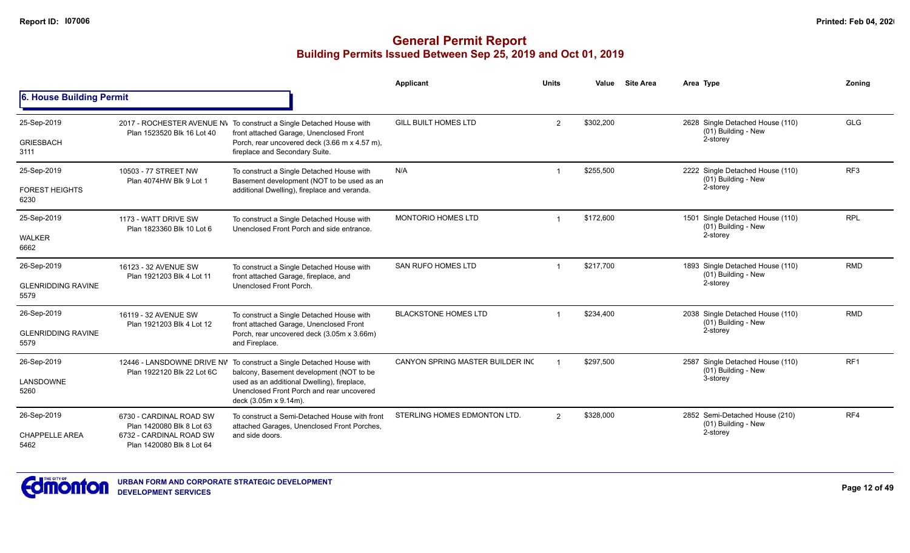# General Permit Report
## Building Permits Issued Between Sep 25, 2019 and Oct 01, 2019

### 6. House Building Permit

| Date / Neighbourhood | Address / Legal | Description | Applicant | Units | Value | Site Area | Area Type | Zoning |
|---|---|---|---|---|---|---|---|---|
| 25-Sep-2019<br>GRIESBACH<br>3111 | 2017 - ROCHESTER AVENUE NW<br>Plan 1523520 Blk 16 Lot 40 | To construct a Single Detached House with front attached Garage, Unenclosed Front Porch, rear uncovered deck (3.66 m x 4.57 m), fireplace and Secondary Suite. | GILL BUILT HOMES LTD | 2 | $302,200 | | 2628 Single Detached House (110) (01) Building - New 2-storey | GLG |
| 25-Sep-2019<br>FOREST HEIGHTS<br>6230 | 10503 - 77 STREET NW<br>Plan 4074HW Blk 9 Lot 1 | To construct a Single Detached House with Basement development (NOT to be used as an additional Dwelling), fireplace and veranda. | N/A | 1 | $255,500 | | 2222 Single Detached House (110) (01) Building - New 2-storey | RF3 |
| 25-Sep-2019<br>WALKER<br>6662 | 1173 - WATT DRIVE SW<br>Plan 1823360 Blk 10 Lot 6 | To construct a Single Detached House with Unenclosed Front Porch and side entrance. | MONTORIO HOMES LTD | 1 | $172,600 | | 1501 Single Detached House (110) (01) Building - New 2-storey | RPL |
| 26-Sep-2019<br>GLENRIDDING RAVINE<br>5579 | 16123 - 32 AVENUE SW<br>Plan 1921203 Blk 4 Lot 11 | To construct a Single Detached House with front attached Garage, fireplace, and Unenclosed Front Porch. | SAN RUFO HOMES LTD | 1 | $217,700 | | 1893 Single Detached House (110) (01) Building - New 2-storey | RMD |
| 26-Sep-2019<br>GLENRIDDING RAVINE<br>5579 | 16119 - 32 AVENUE SW<br>Plan 1921203 Blk 4 Lot 12 | To construct a Single Detached House with front attached Garage, Unenclosed Front Porch, rear uncovered deck (3.05m x 3.66m) and Fireplace. | BLACKSTONE HOMES LTD | 1 | $234,400 | | 2038 Single Detached House (110) (01) Building - New 2-storey | RMD |
| 26-Sep-2019<br>LANSDOWNE<br>5260 | 12446 - LANSDOWNE DRIVE NW<br>Plan 1922120 Blk 22 Lot 6C | To construct a Single Detached House with balcony, Basement development (NOT to be used as an additional Dwelling), fireplace, Unenclosed Front Porch and rear uncovered deck (3.05m x 9.14m). | CANYON SPRING MASTER BUILDER INC | 1 | $297,500 | | 2587 Single Detached House (110) (01) Building - New 3-storey | RF1 |
| 26-Sep-2019<br>CHAPPELLE AREA<br>5462 | 6730 - CARDINAL ROAD SW<br>Plan 1420080 Blk 8 Lot 63<br>6732 - CARDINAL ROAD SW<br>Plan 1420080 Blk 8 Lot 64 | To construct a Semi-Detached House with front attached Garages, Unenclosed Front Porches, and side doors. | STERLING HOMES EDMONTON LTD. | 2 | $328,000 | | 2852 Semi-Detached House (210) (01) Building - New 2-storey | RF4 |

URBAN FORM AND CORPORATE STRATEGIC DEVELOPMENT
DEVELOPMENT SERVICES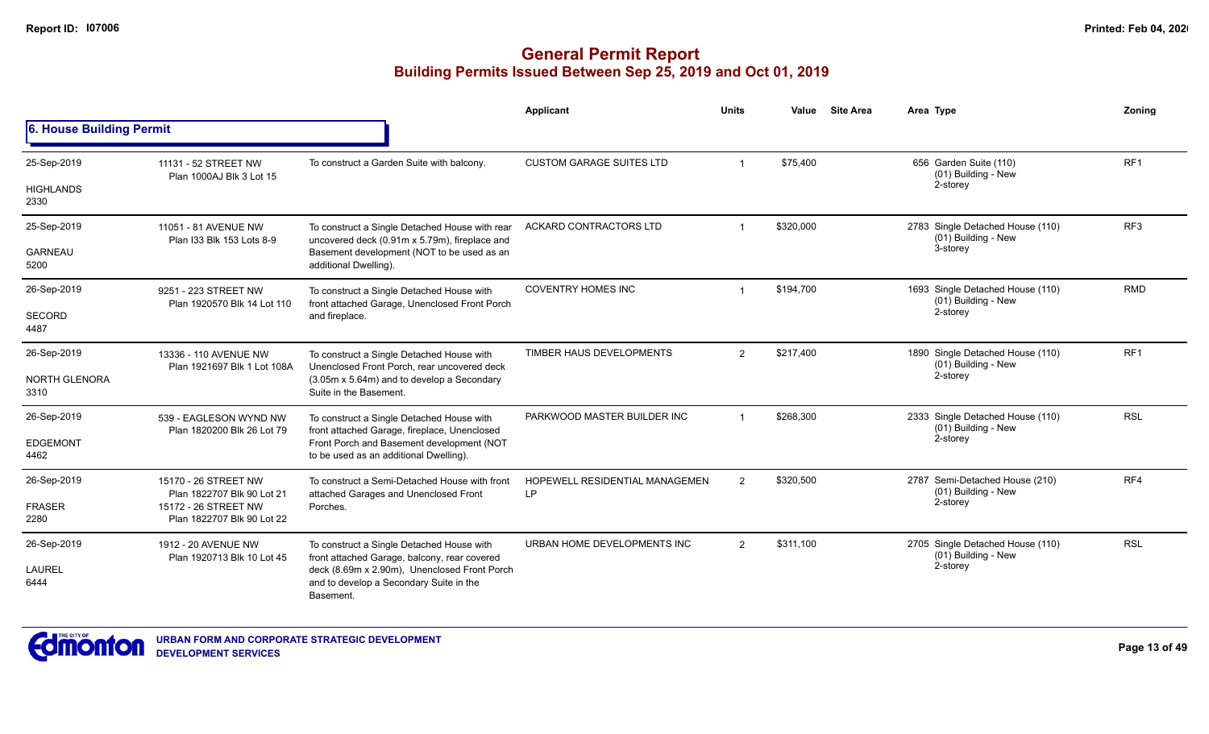# General Permit Report

## Building Permits Issued Between Sep 25, 2019 and Oct 01, 2019

### 6. House Building Permit

| Date / Neighbourhood | Address / Legal | Description | Applicant | Units | Value | Site Area | Area Type | Zoning |
|---|---|---|---|---|---|---|---|---|
| 25-Sep-2019<br>HIGHLANDS<br>2330 | 11131 - 52 STREET NW<br>Plan 1000AJ Blk 3 Lot 15 | To construct a Garden Suite with balcony. | CUSTOM GARAGE SUITES LTD | 1 | $75,400 | | 656 Garden Suite (110)<br>(01) Building - New<br>2-storey | RF1 |
| 25-Sep-2019<br>GARNEAU<br>5200 | 11051 - 81 AVENUE NW<br>Plan I33 Blk 153 Lots 8-9 | To construct a Single Detached House with rear uncovered deck (0.91m x 5.79m), fireplace and Basement development (NOT to be used as an additional Dwelling). | ACKARD CONTRACTORS LTD | 1 | $320,000 | | 2783 Single Detached House (110)<br>(01) Building - New<br>3-storey | RF3 |
| 26-Sep-2019<br>SECORD<br>4487 | 9251 - 223 STREET NW<br>Plan 1920570 Blk 14 Lot 110 | To construct a Single Detached House with front attached Garage, Unenclosed Front Porch and fireplace. | COVENTRY HOMES INC | 1 | $194,700 | | 1693 Single Detached House (110)<br>(01) Building - New<br>2-storey | RMD |
| 26-Sep-2019<br>NORTH GLENORA<br>3310 | 13336 - 110 AVENUE NW<br>Plan 1921697 Blk 1 Lot 108A | To construct a Single Detached House with Unenclosed Front Porch, rear uncovered deck (3.05m x 5.64m) and to develop a Secondary Suite in the Basement. | TIMBER HAUS DEVELOPMENTS | 2 | $217,400 | | 1890 Single Detached House (110)<br>(01) Building - New<br>2-storey | RF1 |
| 26-Sep-2019<br>EDGEMONT<br>4462 | 539 - EAGLESON WYND NW<br>Plan 1820200 Blk 26 Lot 79 | To construct a Single Detached House with front attached Garage, fireplace, Unenclosed Front Porch and Basement development (NOT to be used as an additional Dwelling). | PARKWOOD MASTER BUILDER INC | 1 | $268,300 | | 2333 Single Detached House (110)<br>(01) Building - New<br>2-storey | RSL |
| 26-Sep-2019<br>FRASER<br>2280 | 15170 - 26 STREET NW<br>Plan 1822707 Blk 90 Lot 21<br>15172 - 26 STREET NW<br>Plan 1822707 Blk 90 Lot 22 | To construct a Semi-Detached House with front attached Garages and Unenclosed Front Porches. | HOPEWELL RESIDENTIAL MANAGEMEN LP | 2 | $320,500 | | 2787 Semi-Detached House (210)<br>(01) Building - New<br>2-storey | RF4 |
| 26-Sep-2019<br>LAUREL<br>6444 | 1912 - 20 AVENUE NW<br>Plan 1920713 Blk 10 Lot 45 | To construct a Single Detached House with front attached Garage, balcony, rear covered deck (8.69m x 2.90m), Unenclosed Front Porch and to develop a Secondary Suite in the Basement. | URBAN HOME DEVELOPMENTS INC | 2 | $311,100 | | 2705 Single Detached House (110)<br>(01) Building - New<br>2-storey | RSL |

URBAN FORM AND CORPORATE STRATEGIC DEVELOPMENT
DEVELOPMENT SERVICES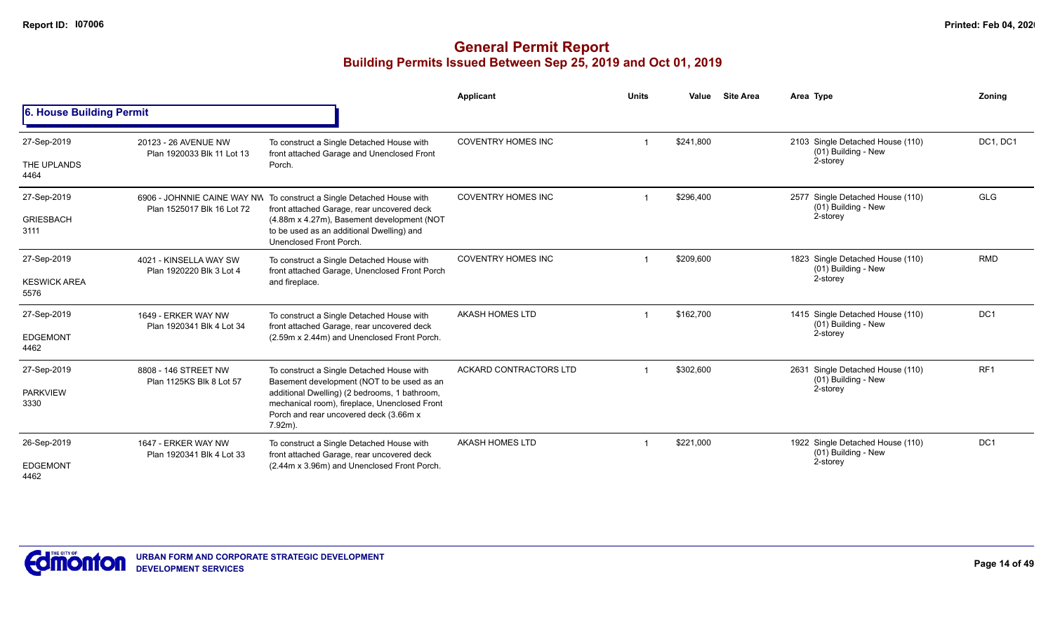# General Permit Report

## Building Permits Issued Between Sep 25, 2019 and Oct 01, 2019

### 6. House Building Permit

| Date / Neighbourhood | Address / Legal | Description | Applicant | Units | Value | Site Area | Area | Type | Zoning |
|---|---|---|---|---|---|---|---|---|---|
| 27-Sep-2019 THE UPLANDS 4464 | 20123 - 26 AVENUE NW Plan 1920033 Blk 11 Lot 13 | To construct a Single Detached House with front attached Garage and Unenclosed Front Porch. | COVENTRY HOMES INC | 1 | $241,800 | | 2103 | Single Detached House (110) (01) Building - New 2-storey | DC1, DC1 |
| 27-Sep-2019 GRIESBACH 3111 | 6906 - JOHNNIE CAINE WAY NW Plan 1525017 Blk 16 Lot 72 | To construct a Single Detached House with front attached Garage, rear uncovered deck (4.88m x 4.27m), Basement development (NOT to be used as an additional Dwelling) and Unenclosed Front Porch. | COVENTRY HOMES INC | 1 | $296,400 | | 2577 | Single Detached House (110) (01) Building - New 2-storey | GLG |
| 27-Sep-2019 KESWICK AREA 5576 | 4021 - KINSELLA WAY SW Plan 1920220 Blk 3 Lot 4 | To construct a Single Detached House with front attached Garage, Unenclosed Front Porch and fireplace. | COVENTRY HOMES INC | 1 | $209,600 | | 1823 | Single Detached House (110) (01) Building - New 2-storey | RMD |
| 27-Sep-2019 EDGEMONT 4462 | 1649 - ERKER WAY NW Plan 1920341 Blk 4 Lot 34 | To construct a Single Detached House with front attached Garage, rear uncovered deck (2.59m x 2.44m) and Unenclosed Front Porch. | AKASH HOMES LTD | 1 | $162,700 | | 1415 | Single Detached House (110) (01) Building - New 2-storey | DC1 |
| 27-Sep-2019 PARKVIEW 3330 | 8808 - 146 STREET NW Plan 1125KS Blk 8 Lot 57 | To construct a Single Detached House with Basement development (NOT to be used as an additional Dwelling) (2 bedrooms, 1 bathroom, mechanical room), fireplace, Unenclosed Front Porch and rear uncovered deck (3.66m x 7.92m). | ACKARD CONTRACTORS LTD | 1 | $302,600 | | 2631 | Single Detached House (110) (01) Building - New 2-storey | RF1 |
| 26-Sep-2019 EDGEMONT 4462 | 1647 - ERKER WAY NW Plan 1920341 Blk 4 Lot 33 | To construct a Single Detached House with front attached Garage, rear uncovered deck (2.44m x 3.96m) and Unenclosed Front Porch. | AKASH HOMES LTD | 1 | $221,000 | | 1922 | Single Detached House (110) (01) Building - New 2-storey | DC1 |

URBAN FORM AND CORPORATE STRATEGIC DEVELOPMENT
DEVELOPMENT SERVICES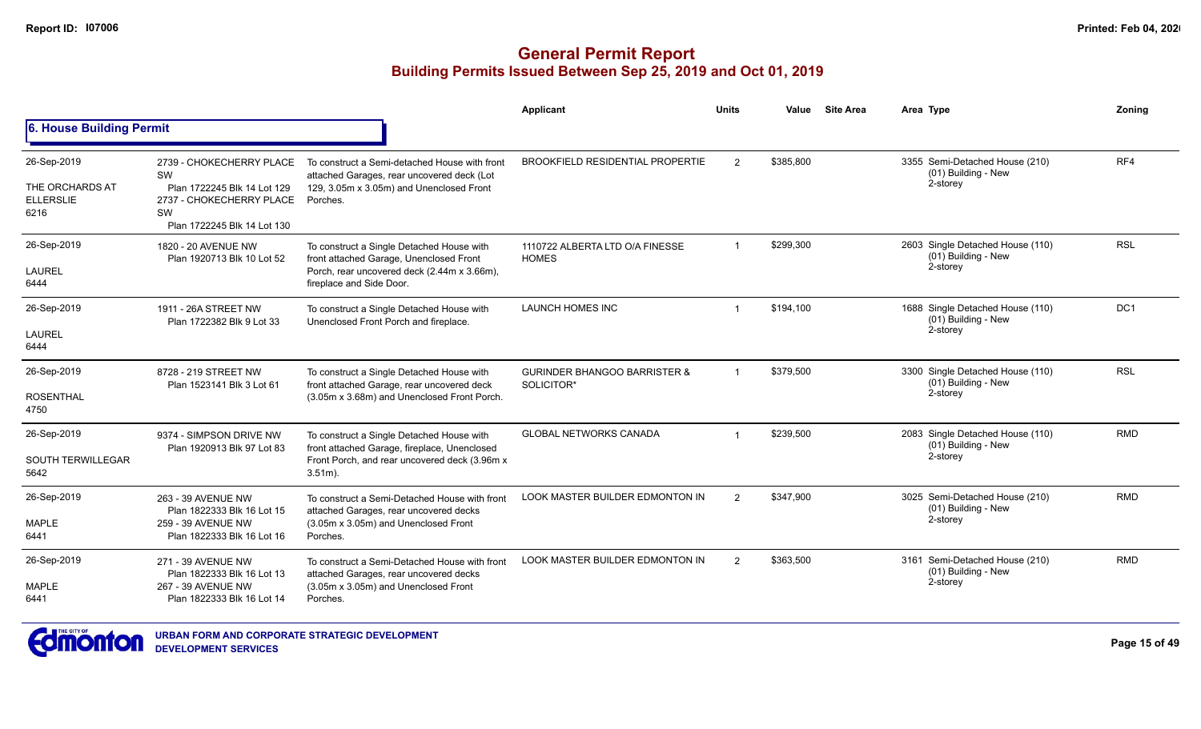# General Permit Report
## Building Permits Issued Between Sep 25, 2019 and Oct 01, 2019

### 6. House Building Permit

| | | | Applicant | Units | Value | Site Area | Area Type | Zoning |
|---|---|---|---|---|---|---|---|---|
| 26-Sep-2019<br>THE ORCHARDS AT ELLERSLIE<br>6216 | 2739 - CHOKECHERRY PLACE SW<br>Plan 1722245 Blk 14 Lot 129<br>2737 - CHOKECHERRY PLACE SW<br>Plan 1722245 Blk 14 Lot 130 | To construct a Semi-detached House with front attached Garages, rear uncovered deck (Lot 129, 3.05m x 3.05m) and Unenclosed Front Porches. | BROOKFIELD RESIDENTIAL PROPERTIE | 2 | $385,800 | | 3355 Semi-Detached House (210)<br>(01) Building - New<br>2-storey | RF4 |
| 26-Sep-2019<br>LAUREL<br>6444 | 1820 - 20 AVENUE NW<br>Plan 1920713 Blk 10 Lot 52 | To construct a Single Detached House with front attached Garage, Unenclosed Front Porch, rear uncovered deck (2.44m x 3.66m), fireplace and Side Door. | 1110722 ALBERTA LTD O/A FINESSE HOMES | 1 | $299,300 | | 2603 Single Detached House (110)<br>(01) Building - New<br>2-storey | RSL |
| 26-Sep-2019<br>LAUREL<br>6444 | 1911 - 26A STREET NW<br>Plan 1722382 Blk 9 Lot 33 | To construct a Single Detached House with Unenclosed Front Porch and fireplace. | LAUNCH HOMES INC | 1 | $194,100 | | 1688 Single Detached House (110)<br>(01) Building - New<br>2-storey | DC1 |
| 26-Sep-2019<br>ROSENTHAL<br>4750 | 8728 - 219 STREET NW<br>Plan 1523141 Blk 3 Lot 61 | To construct a Single Detached House with front attached Garage, rear uncovered deck (3.05m x 3.68m) and Unenclosed Front Porch. | GURINDER BHANGOO BARRISTER & SOLICITOR* | 1 | $379,500 | | 3300 Single Detached House (110)<br>(01) Building - New<br>2-storey | RSL |
| 26-Sep-2019<br>SOUTH TERWILLEGAR<br>5642 | 9374 - SIMPSON DRIVE NW<br>Plan 1920913 Blk 97 Lot 83 | To construct a Single Detached House with front attached Garage, fireplace, Unenclosed Front Porch, and rear uncovered deck (3.96m x 3.51m). | GLOBAL NETWORKS CANADA | 1 | $239,500 | | 2083 Single Detached House (110)<br>(01) Building - New<br>2-storey | RMD |
| 26-Sep-2019<br>MAPLE<br>6441 | 263 - 39 AVENUE NW<br>Plan 1822333 Blk 16 Lot 15<br>259 - 39 AVENUE NW<br>Plan 1822333 Blk 16 Lot 16 | To construct a Semi-Detached House with front attached Garages, rear uncovered decks (3.05m x 3.05m) and Unenclosed Front Porches. | LOOK MASTER BUILDER EDMONTON IN | 2 | $347,900 | | 3025 Semi-Detached House (210)<br>(01) Building - New<br>2-storey | RMD |
| 26-Sep-2019<br>MAPLE<br>6441 | 271 - 39 AVENUE NW<br>Plan 1822333 Blk 16 Lot 13<br>267 - 39 AVENUE NW<br>Plan 1822333 Blk 16 Lot 14 | To construct a Semi-Detached House with front attached Garages, rear uncovered decks (3.05m x 3.05m) and Unenclosed Front Porches. | LOOK MASTER BUILDER EDMONTON IN | 2 | $363,500 | | 3161 Semi-Detached House (210)<br>(01) Building - New<br>2-storey | RMD |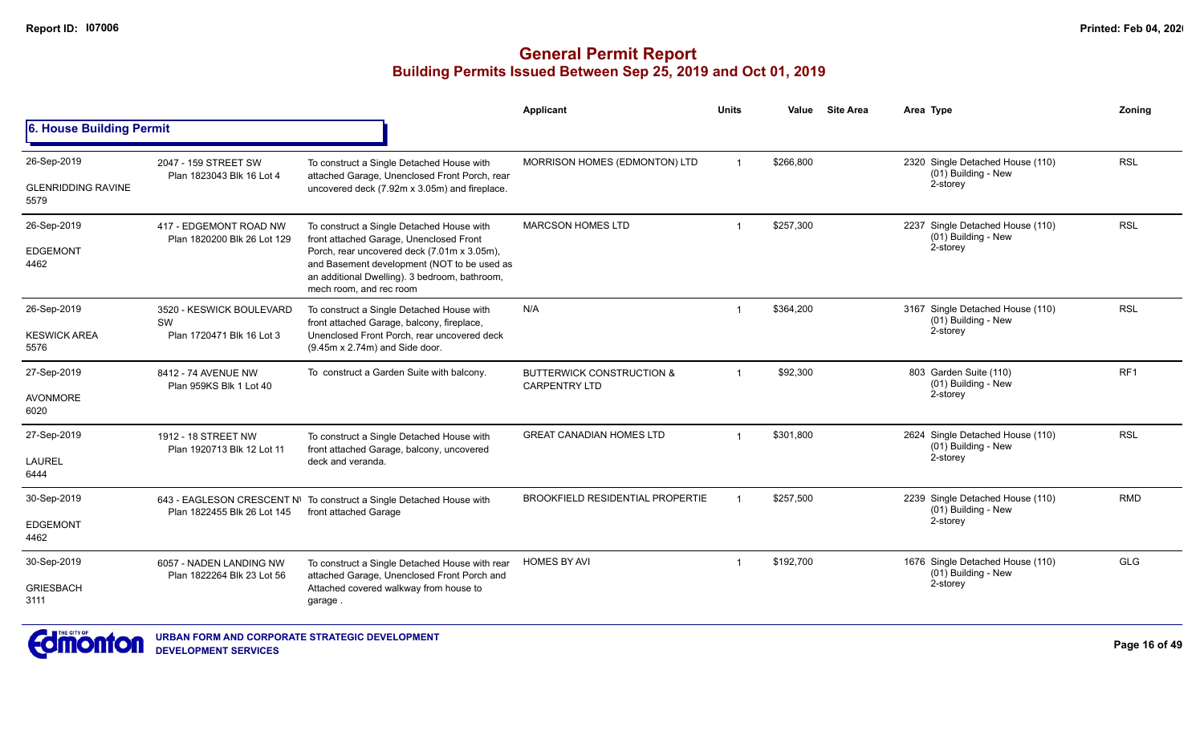# General Permit Report

## Building Permits Issued Between Sep 25, 2019 and Oct 01, 2019

### 6. House Building Permit

| Date / Neighbourhood | Address / Legal | Description | Applicant | Units | Value | Site Area | Area Type | Zoning |
|---|---|---|---|---|---|---|---|---|
| 26-Sep-2019 GLENRIDDING RAVINE 5579 | 2047 - 159 STREET SW Plan 1823043 Blk 16 Lot 4 | To construct a Single Detached House with attached Garage, Unenclosed Front Porch, rear uncovered deck (7.92m x 3.05m) and fireplace. | MORRISON HOMES (EDMONTON) LTD | 1 | $266,800 | | 2320 Single Detached House (110) (01) Building - New 2-storey | RSL |
| 26-Sep-2019 EDGEMONT 4462 | 417 - EDGEMONT ROAD NW Plan 1820200 Blk 26 Lot 129 | To construct a Single Detached House with front attached Garage, Unenclosed Front Porch, rear uncovered deck (7.01m x 3.05m), and Basement development (NOT to be used as an additional Dwelling). 3 bedroom, bathroom, mech room, and rec room | MARCSON HOMES LTD | 1 | $257,300 | | 2237 Single Detached House (110) (01) Building - New 2-storey | RSL |
| 26-Sep-2019 KESWICK AREA 5576 | 3520 - KESWICK BOULEVARD SW Plan 1720471 Blk 16 Lot 3 | To construct a Single Detached House with front attached Garage, balcony, fireplace, Unenclosed Front Porch, rear uncovered deck (9.45m x 2.74m) and Side door. | N/A | 1 | $364,200 | | 3167 Single Detached House (110) (01) Building - New 2-storey | RSL |
| 27-Sep-2019 AVONMORE 6020 | 8412 - 74 AVENUE NW Plan 959KS Blk 1 Lot 40 | To construct a Garden Suite with balcony. | BUTTERWICK CONSTRUCTION & CARPENTRY LTD | 1 | $92,300 | | 803 Garden Suite (110) (01) Building - New 2-storey | RF1 |
| 27-Sep-2019 LAUREL 6444 | 1912 - 18 STREET NW Plan 1920713 Blk 12 Lot 11 | To construct a Single Detached House with front attached Garage, balcony, uncovered deck and veranda. | GREAT CANADIAN HOMES LTD | 1 | $301,800 | | 2624 Single Detached House (110) (01) Building - New 2-storey | RSL |
| 30-Sep-2019 EDGEMONT 4462 | 643 - EAGLESON CRESCENT NW Plan 1822455 Blk 26 Lot 145 | To construct a Single Detached House with front attached Garage | BROOKFIELD RESIDENTIAL PROPERTIE | 1 | $257,500 | | 2239 Single Detached House (110) (01) Building - New 2-storey | RMD |
| 30-Sep-2019 GRIESBACH 3111 | 6057 - NADEN LANDING NW Plan 1822264 Blk 23 Lot 56 | To construct a Single Detached House with rear attached Garage, Unenclosed Front Porch and Attached covered walkway from house to garage . | HOMES BY AVI | 1 | $192,700 | | 1676 Single Detached House (110) (01) Building - New 2-storey | GLG |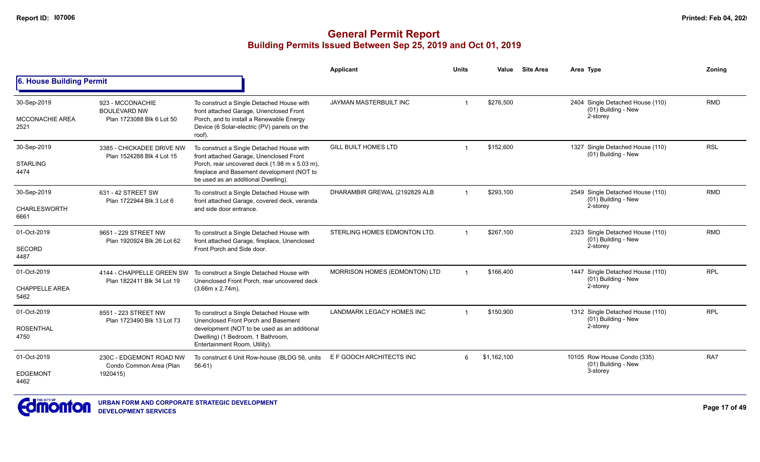# General Permit Report

## Building Permits Issued Between Sep 25, 2019 and Oct 01, 2019

### 6. House Building Permit

| Date / Neighbourhood | Address / Legal | Description | Applicant | Units | Value | Site Area | Area | Type | Zoning |
|---|---|---|---|---|---|---|---|---|---|
| 30-Sep-2019 MCCONACHIE AREA 2521 | 923 - MCCONACHIE BOULEVARD NW Plan 1723088 Blk 6 Lot 50 | To construct a Single Detached House with front attached Garage, Unenclosed Front Porch, and to install a Renewable Energy Device (6 Solar-electric (PV) panels on the roof). | JAYMAN MASTERBUILT INC | 1 | $276,500 | | 2404 | Single Detached House (110) (01) Building - New 2-storey | RMD |
| 30-Sep-2019 STARLING 4474 | 3385 - CHICKADEE DRIVE NW Plan 1524288 Blk 4 Lot 15 | To construct a Single Detached House with front attached Garage, Unenclosed Front Porch, rear uncovered deck (1.98 m x 5.03 m), fireplace and Basement development (NOT to be used as an additional Dwelling). | GILL BUILT HOMES LTD | 1 | $152,600 | | 1327 | Single Detached House (110) (01) Building - New | RSL |
| 30-Sep-2019 CHARLESWORTH 6661 | 631 - 42 STREET SW Plan 1722944 Blk 3 Lot 6 | To construct a Single Detached House with front attached Garage, covered deck, veranda and side door entrance. | DHARAMBIR GREWAL (2192829 ALB | 1 | $293,100 | | 2549 | Single Detached House (110) (01) Building - New 2-storey | RMD |
| 01-Oct-2019 SECORD 4487 | 9651 - 229 STREET NW Plan 1920924 Blk 26 Lot 62 | To construct a Single Detached House with front attached Garage, fireplace, Unenclosed Front Porch and Side door. | STERLING HOMES EDMONTON LTD. | 1 | $267,100 | | 2323 | Single Detached House (110) (01) Building - New 2-storey | RMD |
| 01-Oct-2019 CHAPPELLE AREA 5462 | 4144 - CHAPPELLE GREEN SW Plan 1822411 Blk 34 Lot 19 | To construct a Single Detached House with Unenclosed Front Porch, rear uncovered deck (3.66m x 2.74m). | MORRISON HOMES (EDMONTON) LTD | 1 | $166,400 | | 1447 | Single Detached House (110) (01) Building - New 2-storey | RPL |
| 01-Oct-2019 ROSENTHAL 4750 | 8551 - 223 STREET NW Plan 1723490 Blk 13 Lot 73 | To construct a Single Detached House with Unenclosed Front Porch and Basement development (NOT to be used as an additional Dwelling) (1 Bedroom, 1 Bathroom, Entertainment Room, Utility). | LANDMARK LEGACY HOMES INC | 1 | $150,900 | | 1312 | Single Detached House (110) (01) Building - New 2-storey | RPL |
| 01-Oct-2019 EDGEMONT 4462 | 230C - EDGEMONT ROAD NW Condo Common Area (Plan 1920415) | To construct 6 Unit Row-house (BLDG 56, units 56-61) | E F GOOCH ARCHITECTS INC | 6 | $1,162,100 | | 10105 | Row House Condo (335) (01) Building - New 3-storey | RA7 |

URBAN FORM AND CORPORATE STRATEGIC DEVELOPMENT
DEVELOPMENT SERVICES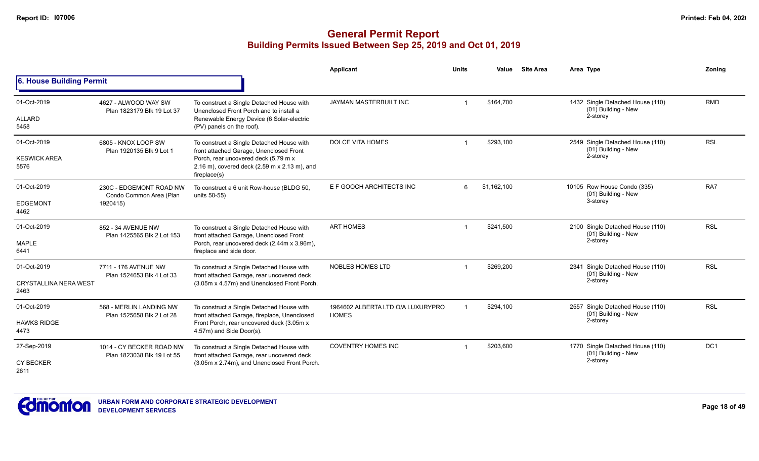# General Permit Report
## Building Permits Issued Between Sep 25, 2019 and Oct 01, 2019

### 6. House Building Permit

| Date / Neighbourhood | Address / Legal | Description | Applicant | Units | Value | Site Area | Area Type | Zoning |
|---|---|---|---|---|---|---|---|---|
| 01-Oct-2019<br>ALLARD<br>5458 | 4627 - ALWOOD WAY SW<br>Plan 1823179 Blk 19 Lot 37 | To construct a Single Detached House with Unenclosed Front Porch and to install a Renewable Energy Device (6 Solar-electric (PV) panels on the roof). | JAYMAN MASTERBUILT INC | 1 | $164,700 | | 1432 Single Detached House (110)<br>(01) Building - New<br>2-storey | RMD |
| 01-Oct-2019<br>KESWICK AREA<br>5576 | 6805 - KNOX LOOP SW<br>Plan 1920135 Blk 9 Lot 1 | To construct a Single Detached House with front attached Garage, Unenclosed Front Porch, rear uncovered deck (5.79 m x 2.16 m), covered deck (2.59 m x 2.13 m), and fireplace(s) | DOLCE VITA HOMES | 1 | $293,100 | | 2549 Single Detached House (110)<br>(01) Building - New<br>2-storey | RSL |
| 01-Oct-2019<br>EDGEMONT<br>4462 | 230C - EDGEMONT ROAD NW<br>Condo Common Area (Plan 1920415) | To construct a 6 unit Row-house (BLDG 50, units 50-55) | E F GOOCH ARCHITECTS INC | 6 | $1,162,100 | | 10105 Row House Condo (335)<br>(01) Building - New<br>3-storey | RA7 |
| 01-Oct-2019<br>MAPLE<br>6441 | 852 - 34 AVENUE NW<br>Plan 1425565 Blk 2 Lot 153 | To construct a Single Detached House with front attached Garage, Unenclosed Front Porch, rear uncovered deck (2.44m x 3.96m), fireplace and side door. | ART HOMES | 1 | $241,500 | | 2100 Single Detached House (110)<br>(01) Building - New<br>2-storey | RSL |
| 01-Oct-2019<br>CRYSTALLINA NERA WEST<br>2463 | 7711 - 176 AVENUE NW<br>Plan 1524653 Blk 4 Lot 33 | To construct a Single Detached House with front attached Garage, rear uncovered deck (3.05m x 4.57m) and Unenclosed Front Porch. | NOBLES HOMES LTD | 1 | $269,200 | | 2341 Single Detached House (110)<br>(01) Building - New<br>2-storey | RSL |
| 01-Oct-2019<br>HAWKS RIDGE<br>4473 | 568 - MERLIN LANDING NW<br>Plan 1525658 Blk 2 Lot 28 | To construct a Single Detached House with front attached Garage, fireplace, Unenclosed Front Porch, rear uncovered deck (3.05m x 4.57m) and Side Door(s). | 1964602 ALBERTA LTD O/A LUXURYPRO HOMES | 1 | $294,100 | | 2557 Single Detached House (110)<br>(01) Building - New<br>2-storey | RSL |
| 27-Sep-2019<br>CY BECKER<br>2611 | 1014 - CY BECKER ROAD NW<br>Plan 1823038 Blk 19 Lot 55 | To construct a Single Detached House with front attached Garage, rear uncovered deck (3.05m x 2.74m), and Unenclosed Front Porch. | COVENTRY HOMES INC | 1 | $203,600 | | 1770 Single Detached House (110)<br>(01) Building - New<br>2-storey | DC1 |

URBAN FORM AND CORPORATE STRATEGIC DEVELOPMENT
DEVELOPMENT SERVICES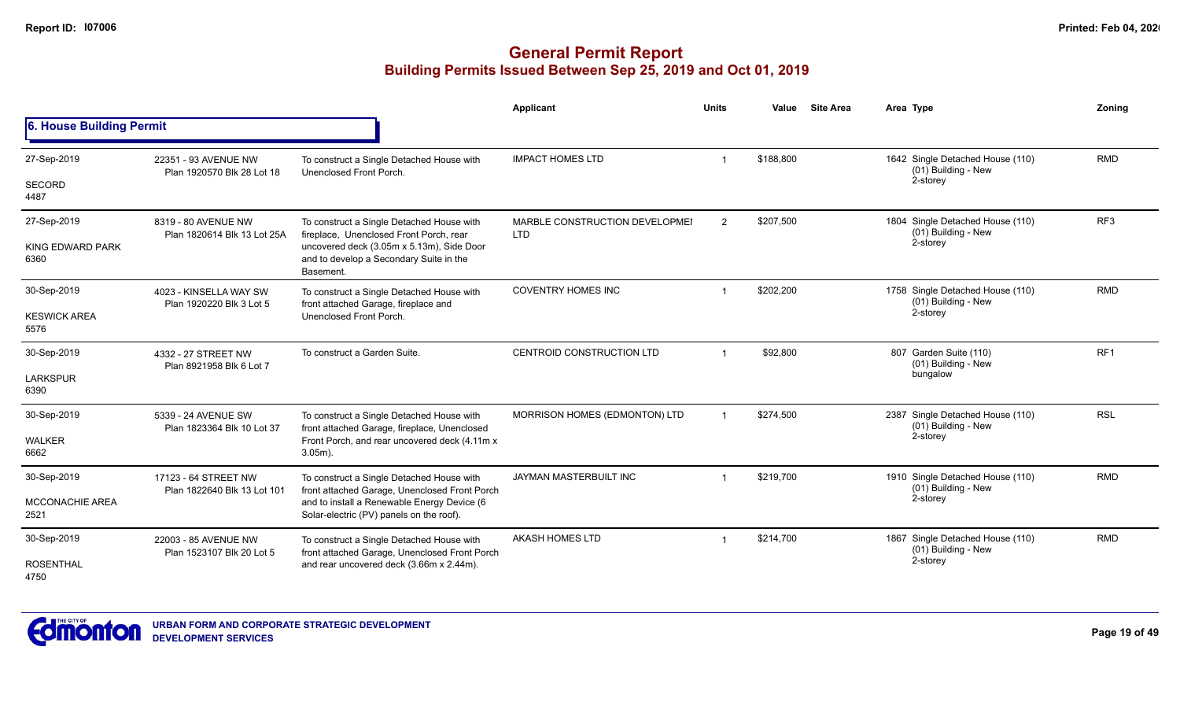# General Permit Report

## Building Permits Issued Between Sep 25, 2019 and Oct 01, 2019

### 6. House Building Permit

| Date / Neighbourhood | Address / Legal | Description | Applicant | Units | Value | Site Area | Area Type | Zoning |
|---|---|---|---|---|---|---|---|---|
| 27-Sep-2019<br>SECORD<br>4487 | 22351 - 93 AVENUE NW<br>Plan 1920570 Blk 28 Lot 18 | To construct a Single Detached House with Unenclosed Front Porch. | IMPACT HOMES LTD | 1 | $188,800 | | 1642 Single Detached House (110)<br>(01) Building - New<br>2-storey | RMD |
| 27-Sep-2019<br>KING EDWARD PARK<br>6360 | 8319 - 80 AVENUE NW<br>Plan 1820614 Blk 13 Lot 25A | To construct a Single Detached House with fireplace, Unenclosed Front Porch, rear uncovered deck (3.05m x 5.13m), Side Door and to develop a Secondary Suite in the Basement. | MARBLE CONSTRUCTION DEVELOPMEI LTD | 2 | $207,500 | | 1804 Single Detached House (110)<br>(01) Building - New<br>2-storey | RF3 |
| 30-Sep-2019<br>KESWICK AREA<br>5576 | 4023 - KINSELLA WAY SW<br>Plan 1920220 Blk 3 Lot 5 | To construct a Single Detached House with front attached Garage, fireplace and Unenclosed Front Porch. | COVENTRY HOMES INC | 1 | $202,200 | | 1758 Single Detached House (110)<br>(01) Building - New<br>2-storey | RMD |
| 30-Sep-2019<br>LARKSPUR<br>6390 | 4332 - 27 STREET NW<br>Plan 8921958 Blk 6 Lot 7 | To construct a Garden Suite. | CENTROID CONSTRUCTION LTD | 1 | $92,800 | | 807 Garden Suite (110)<br>(01) Building - New<br>bungalow | RF1 |
| 30-Sep-2019<br>WALKER<br>6662 | 5339 - 24 AVENUE SW<br>Plan 1823364 Blk 10 Lot 37 | To construct a Single Detached House with front attached Garage, fireplace, Unenclosed Front Porch, and rear uncovered deck (4.11m x 3.05m). | MORRISON HOMES (EDMONTON) LTD | 1 | $274,500 | | 2387 Single Detached House (110)<br>(01) Building - New<br>2-storey | RSL |
| 30-Sep-2019<br>MCCONACHIE AREA<br>2521 | 17123 - 64 STREET NW<br>Plan 1822640 Blk 13 Lot 101 | To construct a Single Detached House with front attached Garage, Unenclosed Front Porch and to install a Renewable Energy Device (6 Solar-electric (PV) panels on the roof). | JAYMAN MASTERBUILT INC | 1 | $219,700 | | 1910 Single Detached House (110)<br>(01) Building - New<br>2-storey | RMD |
| 30-Sep-2019<br>ROSENTHAL<br>4750 | 22003 - 85 AVENUE NW<br>Plan 1523107 Blk 20 Lot 5 | To construct a Single Detached House with front attached Garage, Unenclosed Front Porch and rear uncovered deck (3.66m x 2.44m). | AKASH HOMES LTD | 1 | $214,700 | | 1867 Single Detached House (110)<br>(01) Building - New<br>2-storey | RMD |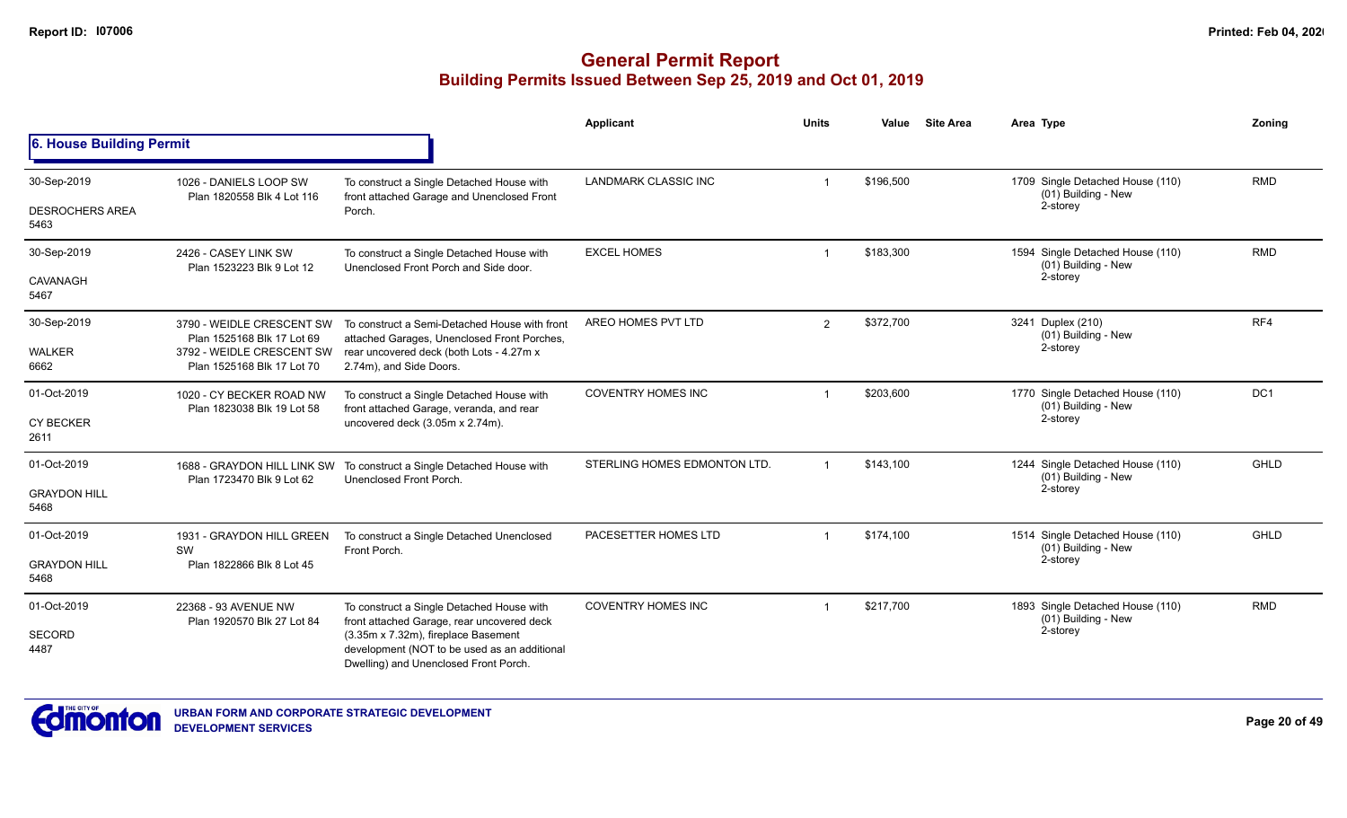# General Permit Report

## Building Permits Issued Between Sep 25, 2019 and Oct 01, 2019

### 6. House Building Permit

| Date / Neighbourhood | Address / Legal | Description | Applicant | Units | Value | Site Area | Area Type | Zoning |
|---|---|---|---|---|---|---|---|---|
| 30-Sep-2019<br>DESROCHERS AREA<br>5463 | 1026 - DANIELS LOOP SW<br>Plan 1820558 Blk 4 Lot 116 | To construct a Single Detached House with front attached Garage and Unenclosed Front Porch. | LANDMARK CLASSIC INC | 1 | $196,500 | | 1709 Single Detached House (110)<br>(01) Building - New<br>2-storey | RMD |
| 30-Sep-2019<br>CAVANAGH<br>5467 | 2426 - CASEY LINK SW<br>Plan 1523223 Blk 9 Lot 12 | To construct a Single Detached House with Unenclosed Front Porch and Side door. | EXCEL HOMES | 1 | $183,300 | | 1594 Single Detached House (110)<br>(01) Building - New<br>2-storey | RMD |
| 30-Sep-2019<br>WALKER<br>6662 | 3790 - WEIDLE CRESCENT SW<br>Plan 1525168 Blk 17 Lot 69<br>3792 - WEIDLE CRESCENT SW<br>Plan 1525168 Blk 17 Lot 70 | To construct a Semi-Detached House with front attached Garages, Unenclosed Front Porches, rear uncovered deck (both Lots - 4.27m x 2.74m), and Side Doors. | AREO HOMES PVT LTD | 2 | $372,700 | | 3241 Duplex (210)<br>(01) Building - New<br>2-storey | RF4 |
| 01-Oct-2019<br>CY BECKER<br>2611 | 1020 - CY BECKER ROAD NW<br>Plan 1823038 Blk 19 Lot 58 | To construct a Single Detached House with front attached Garage, veranda, and rear uncovered deck (3.05m x 2.74m). | COVENTRY HOMES INC | 1 | $203,600 | | 1770 Single Detached House (110)<br>(01) Building - New<br>2-storey | DC1 |
| 01-Oct-2019<br>GRAYDON HILL<br>5468 | 1688 - GRAYDON HILL LINK SW<br>Plan 1723470 Blk 9 Lot 62 | To construct a Single Detached House with Unenclosed Front Porch. | STERLING HOMES EDMONTON LTD. | 1 | $143,100 | | 1244 Single Detached House (110)<br>(01) Building - New<br>2-storey | GHLD |
| 01-Oct-2019<br>GRAYDON HILL<br>5468 | 1931 - GRAYDON HILL GREEN SW<br>Plan 1822866 Blk 8 Lot 45 | To construct a Single Detached Unenclosed Front Porch. | PACESETTER HOMES LTD | 1 | $174,100 | | 1514 Single Detached House (110)<br>(01) Building - New<br>2-storey | GHLD |
| 01-Oct-2019<br>SECORD<br>4487 | 22368 - 93 AVENUE NW<br>Plan 1920570 Blk 27 Lot 84 | To construct a Single Detached House with front attached Garage, rear uncovered deck (3.35m x 7.32m), fireplace Basement development (NOT to be used as an additional Dwelling) and Unenclosed Front Porch. | COVENTRY HOMES INC | 1 | $217,700 | | 1893 Single Detached House (110)<br>(01) Building - New<br>2-storey | RMD |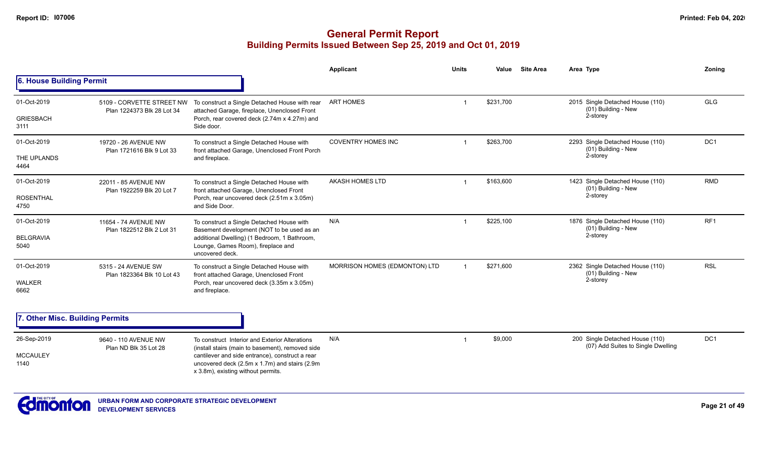# General Permit Report

## Building Permits Issued Between Sep 25, 2019 and Oct 01, 2019

### 6. House Building Permit

| Date / Neighbourhood | Address / Legal | Description | Applicant | Units | Value | Site Area | Area | Type | Zoning |
|---|---|---|---|---|---|---|---|---|---|
| 01-Oct-2019<br>GRIESBACH<br>3111 | 5109 - CORVETTE STREET NW<br>Plan 1224373 Blk 28 Lot 34 | To construct a Single Detached House with rear attached Garage, fireplace, Unenclosed Front Porch, rear covered deck (2.74m x 4.27m) and Side door. | ART HOMES | 1 | $231,700 | | 2015 | Single Detached House (110)<br>(01) Building - New<br>2-storey | GLG |
| 01-Oct-2019<br>THE UPLANDS<br>4464 | 19720 - 26 AVENUE NW<br>Plan 1721616 Blk 9 Lot 33 | To construct a Single Detached House with front attached Garage, Unenclosed Front Porch and fireplace. | COVENTRY HOMES INC | 1 | $263,700 | | 2293 | Single Detached House (110)<br>(01) Building - New<br>2-storey | DC1 |
| 01-Oct-2019<br>ROSENTHAL<br>4750 | 22011 - 85 AVENUE NW<br>Plan 1922259 Blk 20 Lot 7 | To construct a Single Detached House with front attached Garage, Unenclosed Front Porch, rear uncovered deck (2.51m x 3.05m) and Side Door. | AKASH HOMES LTD | 1 | $163,600 | | 1423 | Single Detached House (110)<br>(01) Building - New<br>2-storey | RMD |
| 01-Oct-2019<br>BELGRAVIA<br>5040 | 11654 - 74 AVENUE NW<br>Plan 1822512 Blk 2 Lot 31 | To construct a Single Detached House with Basement development (NOT to be used as an additional Dwelling) (1 Bedroom, 1 Bathroom, Lounge, Games Room), fireplace and uncovered deck. | N/A | 1 | $225,100 | | 1876 | Single Detached House (110)<br>(01) Building - New<br>2-storey | RF1 |
| 01-Oct-2019<br>WALKER<br>6662 | 5315 - 24 AVENUE SW<br>Plan 1823364 Blk 10 Lot 43 | To construct a Single Detached House with front attached Garage, Unenclosed Front Porch, rear uncovered deck (3.35m x 3.05m) and fireplace. | MORRISON HOMES (EDMONTON) LTD | 1 | $271,600 | | 2362 | Single Detached House (110)<br>(01) Building - New<br>2-storey | RSL |

### 7. Other Misc. Building Permits

| Date / Neighbourhood | Address / Legal | Description | Applicant | Units | Value | Site Area | Area | Type | Zoning |
|---|---|---|---|---|---|---|---|---|---|
| 26-Sep-2019<br>MCCAULEY<br>1140 | 9640 - 110 AVENUE NW<br>Plan ND Blk 35 Lot 28 | To construct Interior and Exterior Alterations (install stairs (main to basement), removed side cantilever and side entrance), construct a rear uncovered deck (2.5m x 1.7m) and stairs (2.9m x 3.8m), existing without permits. | N/A | 1 | $9,000 | | 200 | Single Detached House (110)<br>(07) Add Suites to Single Dwelling | DC1 |

URBAN FORM AND CORPORATE STRATEGIC DEVELOPMENT
DEVELOPMENT SERVICES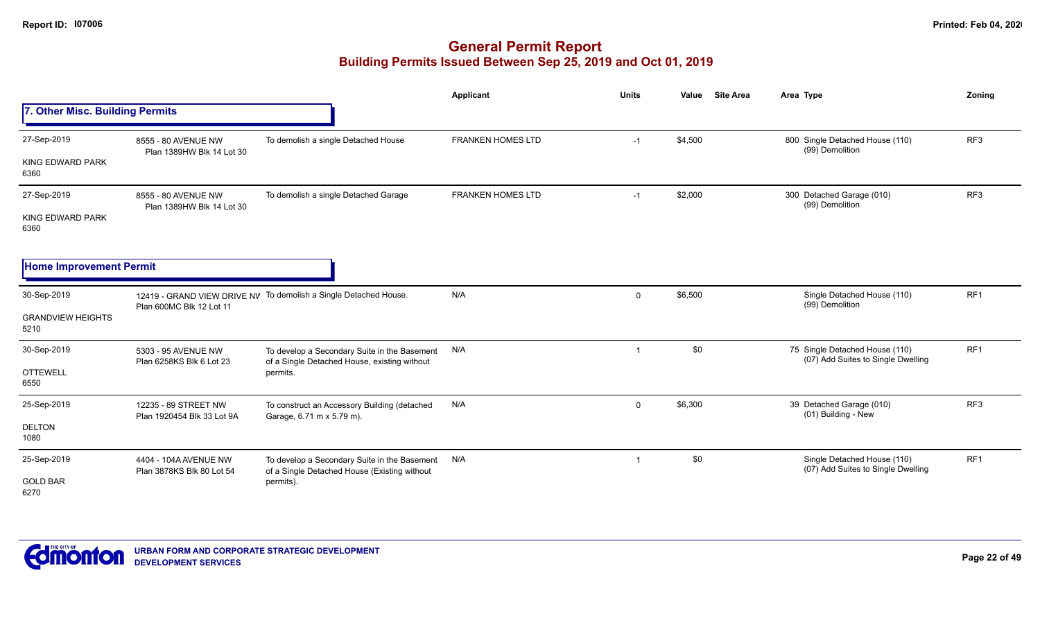# General Permit Report

## Building Permits Issued Between Sep 25, 2019 and Oct 01, 2019

### 7. Other Misc. Building Permits

| Date / Neighbourhood | Address / Legal | Description | Applicant | Units | Value | Site Area | Area | Type | Zoning |
|---|---|---|---|---|---|---|---|---|---|
| 27-Sep-2019<br>KING EDWARD PARK<br>6360 | 8555 - 80 AVENUE NW<br>Plan 1389HW Blk 14 Lot 30 | To demolish a single Detached House | FRANKEN HOMES LTD | -1 | $4,500 | | 800 | Single Detached House (110)<br>(99) Demolition | RF3 |
| 27-Sep-2019<br>KING EDWARD PARK<br>6360 | 8555 - 80 AVENUE NW<br>Plan 1389HW Blk 14 Lot 30 | To demolish a single Detached Garage | FRANKEN HOMES LTD | -1 | $2,000 | | 300 | Detached Garage (010)<br>(99) Demolition | RF3 |

### Home Improvement Permit

| Date / Neighbourhood | Address / Legal | Description | Applicant | Units | Value | Site Area | Area | Type | Zoning |
|---|---|---|---|---|---|---|---|---|---|
| 30-Sep-2019<br>GRANDVIEW HEIGHTS<br>5210 | 12419 - GRAND VIEW DRIVE NW<br>Plan 600MC Blk 12 Lot 11 | To demolish a Single Detached House. | N/A | 0 | $6,500 | | | Single Detached House (110)<br>(99) Demolition | RF1 |
| 30-Sep-2019<br>OTTEWELL<br>6550 | 5303 - 95 AVENUE NW<br>Plan 6258KS Blk 6 Lot 23 | To develop a Secondary Suite in the Basement of a Single Detached House, existing without permits. | N/A | 1 | $0 | | 75 | Single Detached House (110)<br>(07) Add Suites to Single Dwelling | RF1 |
| 25-Sep-2019<br>DELTON<br>1080 | 12235 - 89 STREET NW<br>Plan 1920454 Blk 33 Lot 9A | To construct an Accessory Building (detached Garage, 6.71 m x 5.79 m). | N/A | 0 | $6,300 | | 39 | Detached Garage (010)<br>(01) Building - New | RF3 |
| 25-Sep-2019<br>GOLD BAR<br>6270 | 4404 - 104A AVENUE NW<br>Plan 3878KS Blk 80 Lot 54 | To develop a Secondary Suite in the Basement of a Single Detached House (Existing without permits). | N/A | 1 | $0 | | | Single Detached House (110)<br>(07) Add Suites to Single Dwelling | RF1 |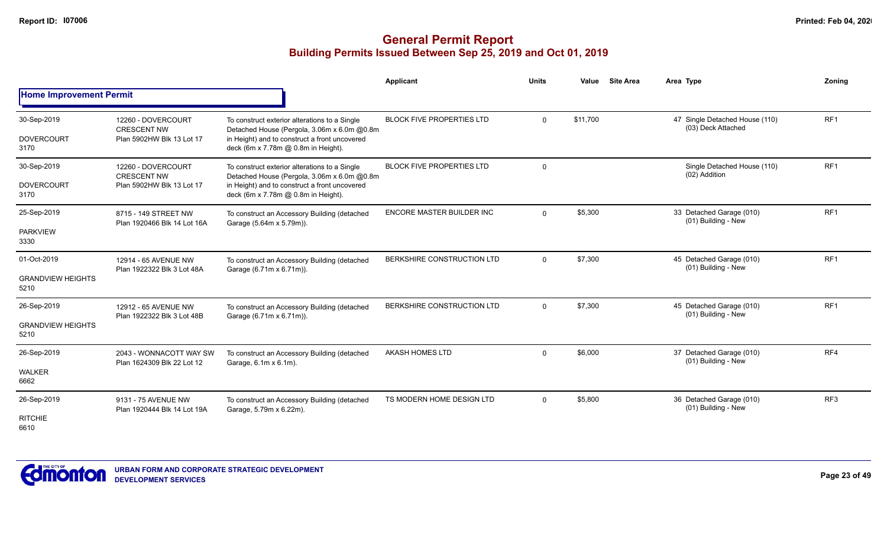# General Permit Report
## Building Permits Issued Between Sep 25, 2019 and Oct 01, 2019

### Home Improvement Permit

| Date / Neighbourhood | Address / Legal | Description | Applicant | Units | Value | Site Area | Area | Type | Zoning |
|---|---|---|---|---|---|---|---|---|---|
| 30-Sep-2019<br>DOVERCOURT<br>3170 | 12260 - DOVERCOURT CRESCENT NW<br>Plan 5902HW Blk 13 Lot 17 | To construct exterior alterations to a Single Detached House (Pergola, 3.06m x 6.0m @0.8m in Height) and to construct a front uncovered deck (6m x 7.78m @ 0.8m in Height). | BLOCK FIVE PROPERTIES LTD | 0 | $11,700 | | 47 | Single Detached House (110)<br>(03) Deck Attached | RF1 |
| 30-Sep-2019<br>DOVERCOURT<br>3170 | 12260 - DOVERCOURT CRESCENT NW<br>Plan 5902HW Blk 13 Lot 17 | To construct exterior alterations to a Single Detached House (Pergola, 3.06m x 6.0m @0.8m in Height) and to construct a front uncovered deck (6m x 7.78m @ 0.8m in Height). | BLOCK FIVE PROPERTIES LTD | 0 | | | | Single Detached House (110)<br>(02) Addition | RF1 |
| 25-Sep-2019<br>PARKVIEW<br>3330 | 8715 - 149 STREET NW<br>Plan 1920466 Blk 14 Lot 16A | To construct an Accessory Building (detached Garage (5.64m x 5.79m)). | ENCORE MASTER BUILDER INC | 0 | $5,300 | | 33 | Detached Garage (010)<br>(01) Building - New | RF1 |
| 01-Oct-2019<br>GRANDVIEW HEIGHTS<br>5210 | 12914 - 65 AVENUE NW<br>Plan 1922322 Blk 3 Lot 48A | To construct an Accessory Building (detached Garage (6.71m x 6.71m)). | BERKSHIRE CONSTRUCTION LTD | 0 | $7,300 | | 45 | Detached Garage (010)<br>(01) Building - New | RF1 |
| 26-Sep-2019<br>GRANDVIEW HEIGHTS<br>5210 | 12912 - 65 AVENUE NW<br>Plan 1922322 Blk 3 Lot 48B | To construct an Accessory Building (detached Garage (6.71m x 6.71m)). | BERKSHIRE CONSTRUCTION LTD | 0 | $7,300 | | 45 | Detached Garage (010)<br>(01) Building - New | RF1 |
| 26-Sep-2019<br>WALKER<br>6662 | 2043 - WONNACOTT WAY SW<br>Plan 1624309 Blk 22 Lot 12 | To construct an Accessory Building (detached Garage, 6.1m x 6.1m). | AKASH HOMES LTD | 0 | $6,000 | | 37 | Detached Garage (010)<br>(01) Building - New | RF4 |
| 26-Sep-2019<br>RITCHIE<br>6610 | 9131 - 75 AVENUE NW<br>Plan 1920444 Blk 14 Lot 19A | To construct an Accessory Building (detached Garage, 5.79m x 6.22m). | TS MODERN HOME DESIGN LTD | 0 | $5,800 | | 36 | Detached Garage (010)<br>(01) Building - New | RF3 |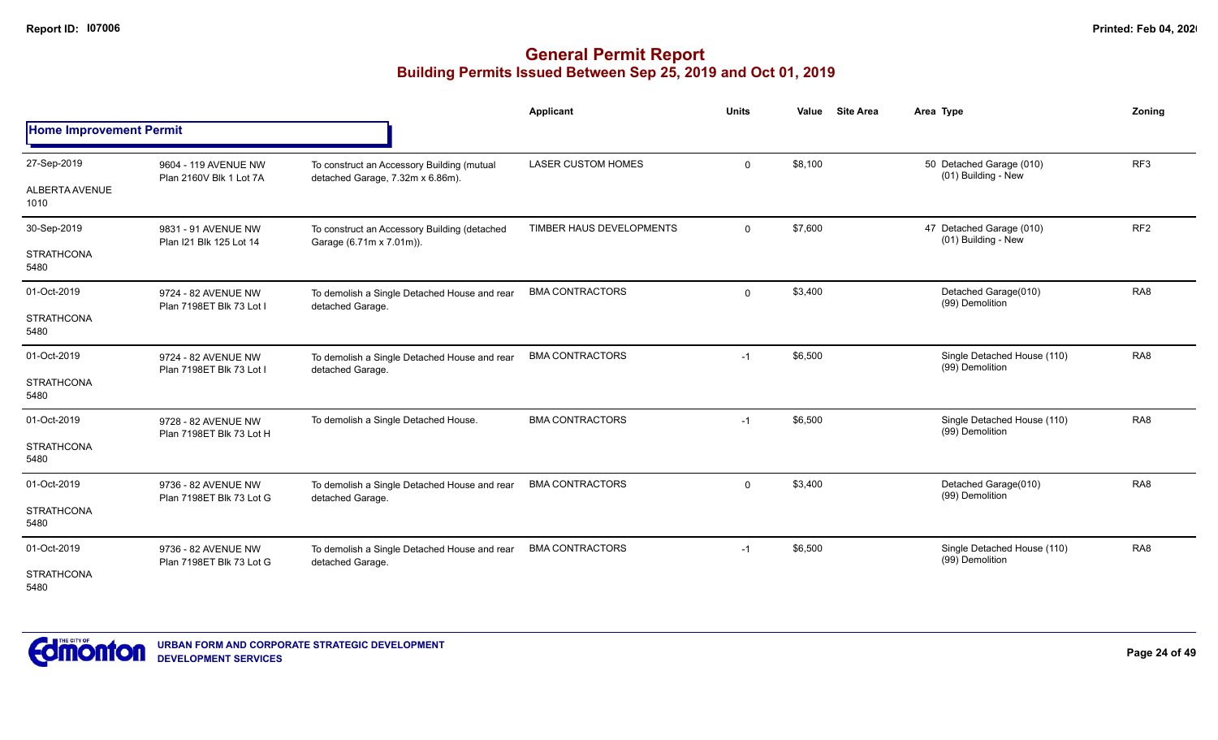# General Permit Report

## Building Permits Issued Between Sep 25, 2019 and Oct 01, 2019

### Home Improvement Permit

| Date / Neighbourhood | Address / Legal | Description | Applicant | Units | Value | Site Area | Area Type | Zoning |
|---|---|---|---|---|---|---|---|---|
| 27-Sep-2019 ALBERTA AVENUE 1010 | 9604 - 119 AVENUE NW Plan 2160V Blk 1 Lot 7A | To construct an Accessory Building (mutual detached Garage, 7.32m x 6.86m). | LASER CUSTOM HOMES | 0 | $8,100 | | 50 Detached Garage (010) (01) Building - New | RF3 |
| 30-Sep-2019 STRATHCONA 5480 | 9831 - 91 AVENUE NW Plan I21 Blk 125 Lot 14 | To construct an Accessory Building (detached Garage (6.71m x 7.01m)). | TIMBER HAUS DEVELOPMENTS | 0 | $7,600 | | 47 Detached Garage (010) (01) Building - New | RF2 |
| 01-Oct-2019 STRATHCONA 5480 | 9724 - 82 AVENUE NW Plan 7198ET Blk 73 Lot I | To demolish a Single Detached House and rear detached Garage. | BMA CONTRACTORS | 0 | $3,400 | | Detached Garage(010) (99) Demolition | RA8 |
| 01-Oct-2019 STRATHCONA 5480 | 9724 - 82 AVENUE NW Plan 7198ET Blk 73 Lot I | To demolish a Single Detached House and rear detached Garage. | BMA CONTRACTORS | -1 | $6,500 | | Single Detached House (110) (99) Demolition | RA8 |
| 01-Oct-2019 STRATHCONA 5480 | 9728 - 82 AVENUE NW Plan 7198ET Blk 73 Lot H | To demolish a Single Detached House. | BMA CONTRACTORS | -1 | $6,500 | | Single Detached House (110) (99) Demolition | RA8 |
| 01-Oct-2019 STRATHCONA 5480 | 9736 - 82 AVENUE NW Plan 7198ET Blk 73 Lot G | To demolish a Single Detached House and rear detached Garage. | BMA CONTRACTORS | 0 | $3,400 | | Detached Garage(010) (99) Demolition | RA8 |
| 01-Oct-2019 STRATHCONA 5480 | 9736 - 82 AVENUE NW Plan 7198ET Blk 73 Lot G | To demolish a Single Detached House and rear detached Garage. | BMA CONTRACTORS | -1 | $6,500 | | Single Detached House (110) (99) Demolition | RA8 |

URBAN FORM AND CORPORATE STRATEGIC DEVELOPMENT
DEVELOPMENT SERVICES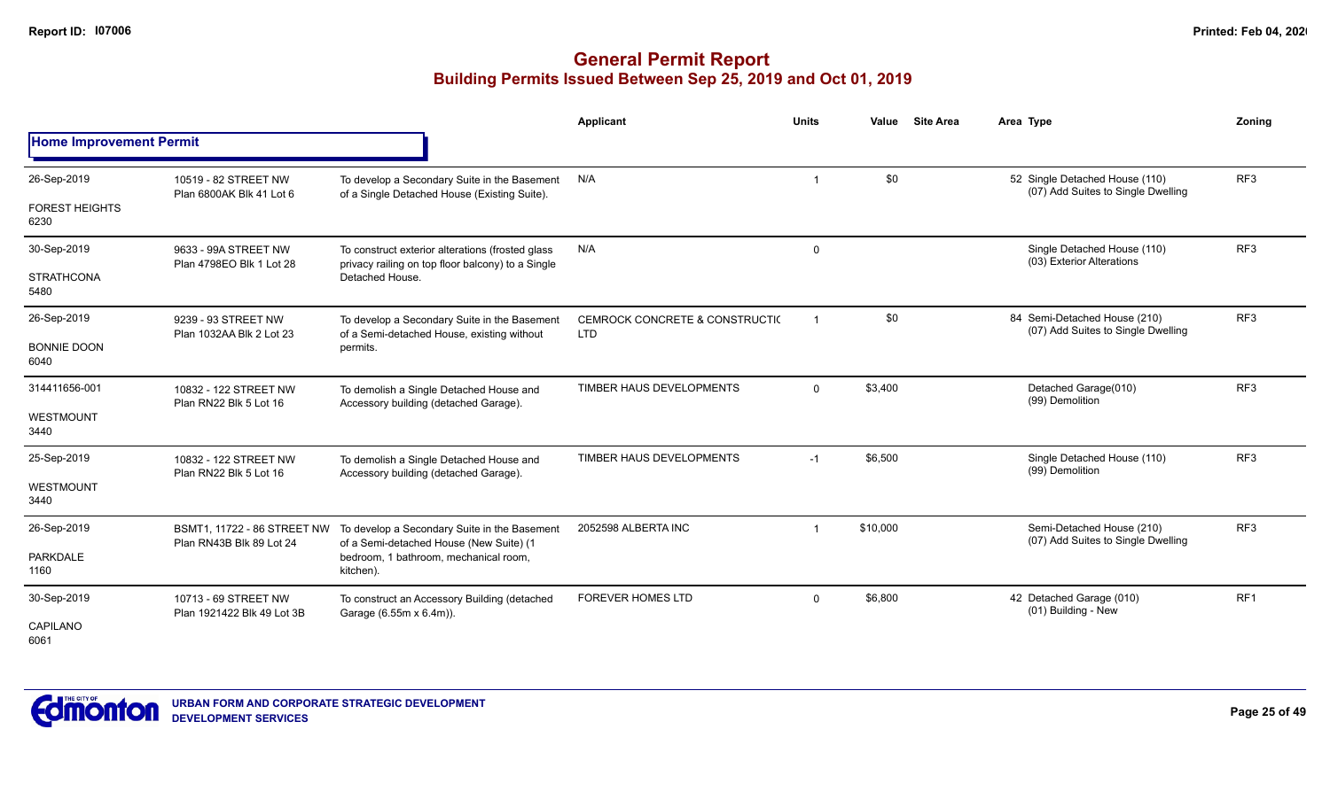# General Permit Report

## Building Permits Issued Between Sep 25, 2019 and Oct 01, 2019

| | | | Applicant | Units | Value | Site Area | Area Type | Zoning |
|---|---|---|---|---|---|---|---|---|
| **Home Improvement Permit** | | | | | | | | |
| 26-Sep-2019<br>FOREST HEIGHTS<br>6230 | 10519 - 82 STREET NW<br>Plan 6800AK Blk 41 Lot 6 | To develop a Secondary Suite in the Basement of a Single Detached House (Existing Suite). | N/A | 1 | $0 | | 52 Single Detached House (110)<br>(07) Add Suites to Single Dwelling | RF3 |
| 30-Sep-2019<br>STRATHCONA<br>5480 | 9633 - 99A STREET NW<br>Plan 4798EO Blk 1 Lot 28 | To construct exterior alterations (frosted glass privacy railing on top floor balcony) to a Single Detached House. | N/A | 0 | | | Single Detached House (110)<br>(03) Exterior Alterations | RF3 |
| 26-Sep-2019<br>BONNIE DOON<br>6040 | 9239 - 93 STREET NW<br>Plan 1032AA Blk 2 Lot 23 | To develop a Secondary Suite in the Basement of a Semi-detached House, existing without permits. | CEMROCK CONCRETE & CONSTRUCTIC LTD | 1 | $0 | | 84 Semi-Detached House (210)<br>(07) Add Suites to Single Dwelling | RF3 |
| 314411656-001<br>WESTMOUNT<br>3440 | 10832 - 122 STREET NW<br>Plan RN22 Blk 5 Lot 16 | To demolish a Single Detached House and Accessory building (detached Garage). | TIMBER HAUS DEVELOPMENTS | 0 | $3,400 | | Detached Garage(010)<br>(99) Demolition | RF3 |
| 25-Sep-2019<br>WESTMOUNT<br>3440 | 10832 - 122 STREET NW<br>Plan RN22 Blk 5 Lot 16 | To demolish a Single Detached House and Accessory building (detached Garage). | TIMBER HAUS DEVELOPMENTS | -1 | $6,500 | | Single Detached House (110)<br>(99) Demolition | RF3 |
| 26-Sep-2019<br>PARKDALE<br>1160 | BSMT1, 11722 - 86 STREET NW<br>Plan RN43B Blk 89 Lot 24 | To develop a Secondary Suite in the Basement of a Semi-detached House (New Suite) (1 bedroom, 1 bathroom, mechanical room, kitchen). | 2052598 ALBERTA INC | 1 | $10,000 | | Semi-Detached House (210)<br>(07) Add Suites to Single Dwelling | RF3 |
| 30-Sep-2019<br>CAPILANO<br>6061 | 10713 - 69 STREET NW<br>Plan 1921422 Blk 49 Lot 3B | To construct an Accessory Building (detached Garage (6.55m x 6.4m)). | FOREVER HOMES LTD | 0 | $6,800 | | 42 Detached Garage (010)<br>(01) Building - New | RF1 |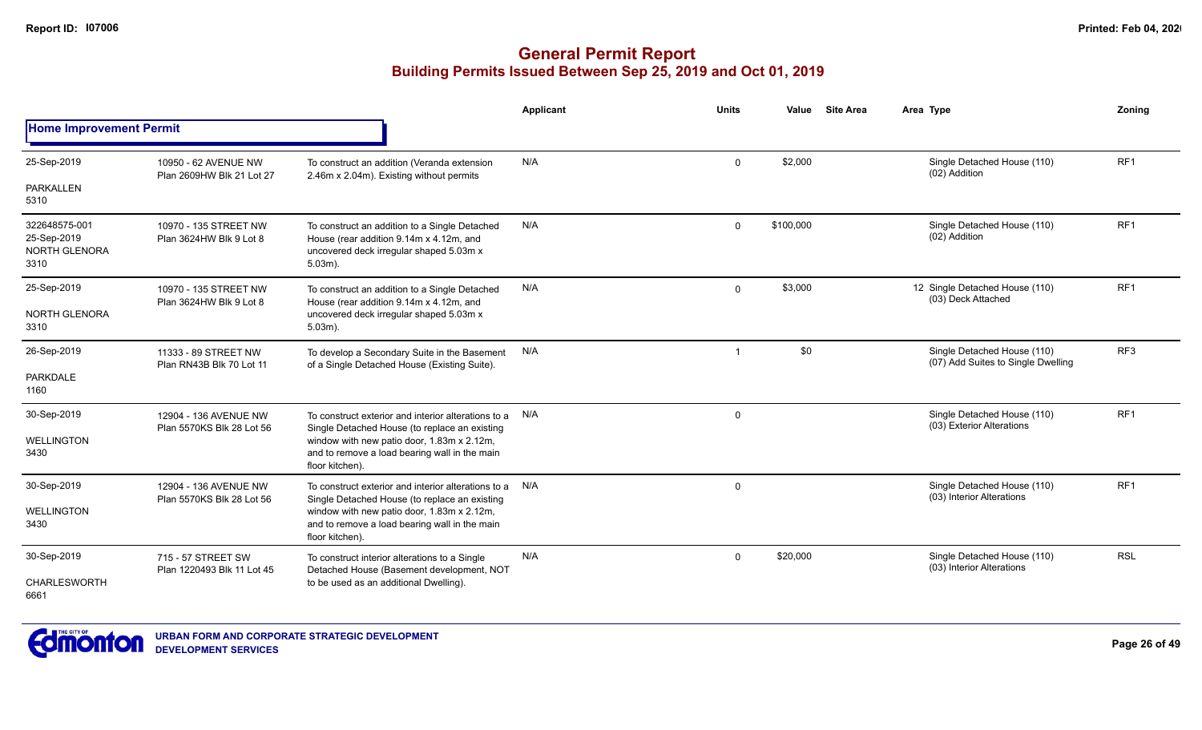# General Permit Report

## Building Permits Issued Between Sep 25, 2019 and Oct 01, 2019

| | | | Applicant | Units | Value | Site Area | Area | Type | Zoning |
|---|---|---|---|---|---|---|---|---|---|
| **Home Improvement Permit** | | | | | | | | | |
| 25-Sep-2019<br>PARKALLEN<br>5310 | 10950 - 62 AVENUE NW<br>Plan 2609HW Blk 21 Lot 27 | To construct an addition (Veranda extension 2.46m x 2.04m). Existing without permits | N/A | 0 | $2,000 | | | Single Detached House (110)<br>(02) Addition | RF1 |
| 322648575-001<br>25-Sep-2019<br>NORTH GLENORA<br>3310 | 10970 - 135 STREET NW<br>Plan 3624HW Blk 9 Lot 8 | To construct an addition to a Single Detached House (rear addition 9.14m x 4.12m, and uncovered deck irregular shaped 5.03m x 5.03m). | N/A | 0 | $100,000 | | | Single Detached House (110)<br>(02) Addition | RF1 |
| 25-Sep-2019<br>NORTH GLENORA<br>3310 | 10970 - 135 STREET NW<br>Plan 3624HW Blk 9 Lot 8 | To construct an addition to a Single Detached House (rear addition 9.14m x 4.12m, and uncovered deck irregular shaped 5.03m x 5.03m). | N/A | 0 | $3,000 | | 12 | Single Detached House (110)<br>(03) Deck Attached | RF1 |
| 26-Sep-2019<br>PARKDALE<br>1160 | 11333 - 89 STREET NW<br>Plan RN43B Blk 70 Lot 11 | To develop a Secondary Suite in the Basement of a Single Detached House (Existing Suite). | N/A | 1 | $0 | | | Single Detached House (110)<br>(07) Add Suites to Single Dwelling | RF3 |
| 30-Sep-2019<br>WELLINGTON<br>3430 | 12904 - 136 AVENUE NW<br>Plan 5570KS Blk 28 Lot 56 | To construct exterior and interior alterations to a Single Detached House (to replace an existing window with new patio door, 1.83m x 2.12m, and to remove a load bearing wall in the main floor kitchen). | N/A | 0 | | | | Single Detached House (110)<br>(03) Exterior Alterations | RF1 |
| 30-Sep-2019<br>WELLINGTON<br>3430 | 12904 - 136 AVENUE NW<br>Plan 5570KS Blk 28 Lot 56 | To construct exterior and interior alterations to a Single Detached House (to replace an existing window with new patio door, 1.83m x 2.12m, and to remove a load bearing wall in the main floor kitchen). | N/A | 0 | | | | Single Detached House (110)<br>(03) Interior Alterations | RF1 |
| 30-Sep-2019<br>CHARLESWORTH<br>6661 | 715 - 57 STREET SW<br>Plan 1220493 Blk 11 Lot 45 | To construct interior alterations to a Single Detached House (Basement development, NOT to be used as an additional Dwelling). | N/A | 0 | $20,000 | | | Single Detached House (110)<br>(03) Interior Alterations | RSL |

**URBAN FORM AND CORPORATE STRATEGIC DEVELOPMENT**
**DEVELOPMENT SERVICES**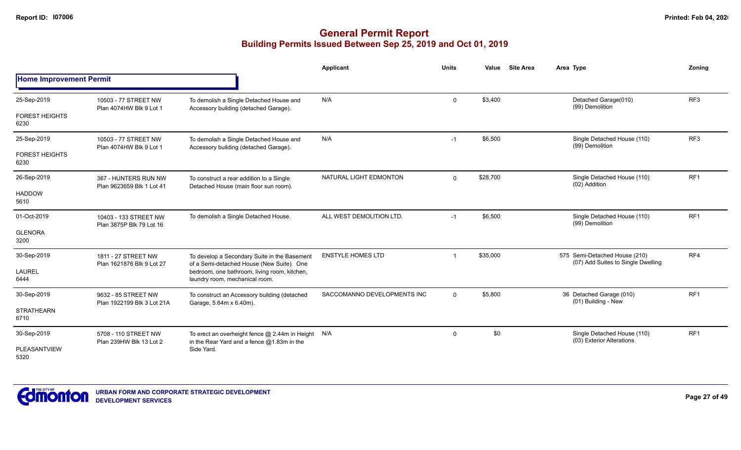# General Permit Report
## Building Permits Issued Between Sep 25, 2019 and Oct 01, 2019

### Home Improvement Permit

| Date / Neighbourhood | Address / Legal | Description | Applicant | Units | Value | Site Area | Area | Type | Zoning |
|---|---|---|---|---|---|---|---|---|---|
| 25-Sep-2019 FOREST HEIGHTS 6230 | 10503 - 77 STREET NW Plan 4074HW Blk 9 Lot 1 | To demolish a Single Detached House and Accessory building (detached Garage). | N/A | 0 | $3,400 | | | Detached Garage(010) (99) Demolition | RF3 |
| 25-Sep-2019 FOREST HEIGHTS 6230 | 10503 - 77 STREET NW Plan 4074HW Blk 9 Lot 1 | To demolish a Single Detached House and Accessory building (detached Garage). | N/A | -1 | $6,500 | | | Single Detached House (110) (99) Demolition | RF3 |
| 26-Sep-2019 HADDOW 5610 | 367 - HUNTERS RUN NW Plan 9623659 Blk 1 Lot 41 | To construct a rear addition to a Single Detached House (main floor sun room). | NATURAL LIGHT EDMONTON | 0 | $28,700 | | | Single Detached House (110) (02) Addition | RF1 |
| 01-Oct-2019 GLENORA 3200 | 10403 - 133 STREET NW Plan 3875P Blk 79 Lot 16 | To demolish a Single Detached House. | ALL WEST DEMOLITION LTD. | -1 | $6,500 | | | Single Detached House (110) (99) Demolition | RF1 |
| 30-Sep-2019 LAUREL 6444 | 1811 - 27 STREET NW Plan 1621876 Blk 9 Lot 27 | To develop a Secondary Suite in the Basement of a Semi-detached House (New Suite). One bedroom, one bathroom, living room, kitchen, laundry room, mechanical room. | ENSTYLE HOMES LTD | 1 | $35,000 | | 575 | Semi-Detached House (210) (07) Add Suites to Single Dwelling | RF4 |
| 30-Sep-2019 STRATHEARN 6710 | 9632 - 85 STREET NW Plan 1922199 Blk 3 Lot 21A | To construct an Accessory building (detached Garage, 5.64m x 6.40m). | SACCOMANNO DEVELOPMENTS INC | 0 | $5,800 | | 36 | Detached Garage (010) (01) Building - New | RF1 |
| 30-Sep-2019 PLEASANTVIEW 5320 | 5708 - 110 STREET NW Plan 239HW Blk 13 Lot 2 | To erect an overheight fence @ 2.44m in Height in the Rear Yard and a fence @1.83m in the Side Yard. | N/A | 0 | $0 | | | Single Detached House (110) (03) Exterior Alterations | RF1 |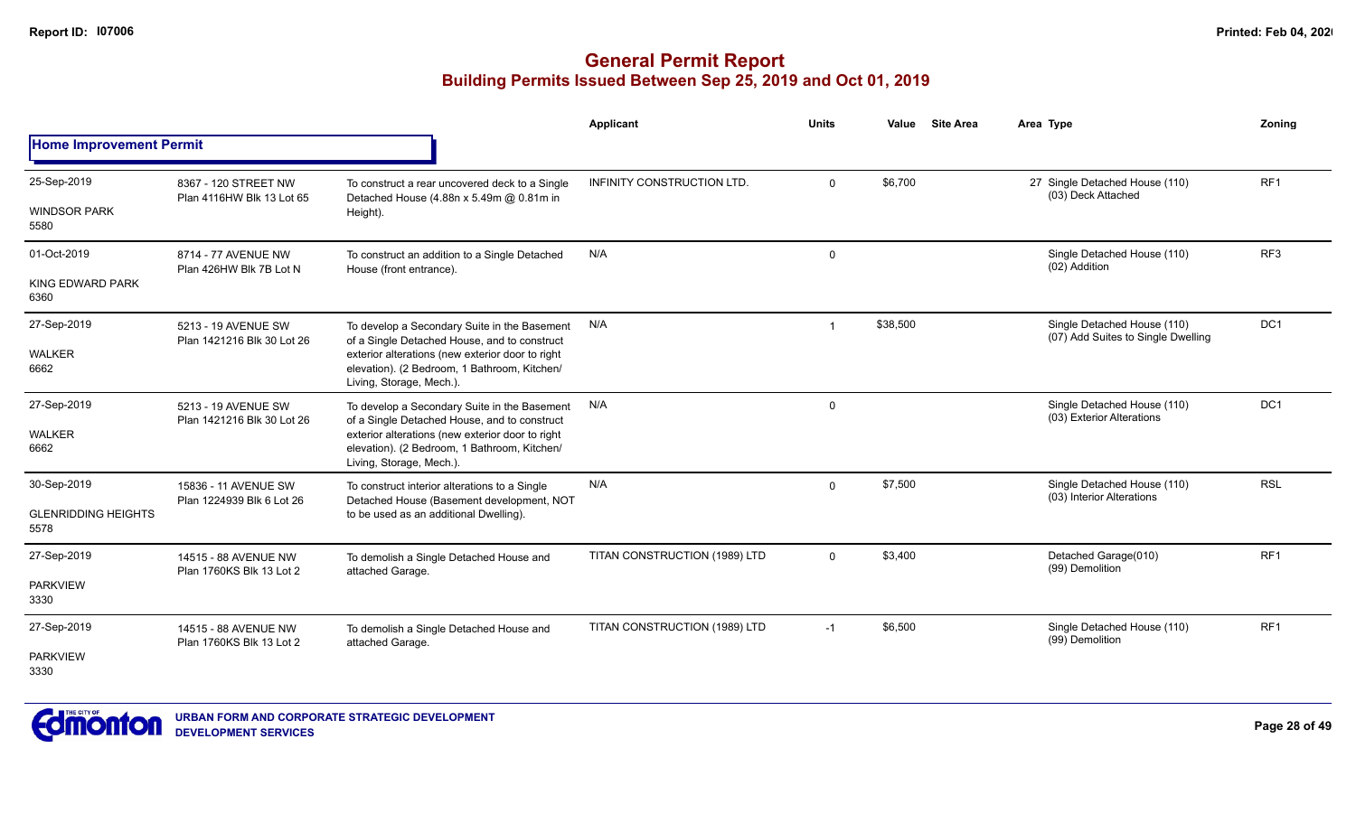## General Permit Report
### Building Permits Issued Between Sep 25, 2019 and Oct 01, 2019

**Home Improvement Permit**

| Date / Neighbourhood | Address / Legal | Description | Applicant | Units | Value | Site Area | Area | Type | Zoning |
|---|---|---|---|---|---|---|---|---|---|
| 25-Sep-2019 WINDSOR PARK 5580 | 8367 - 120 STREET NW Plan 4116HW Blk 13 Lot 65 | To construct a rear uncovered deck to a Single Detached House (4.88n x 5.49m @ 0.81m in Height). | INFINITY CONSTRUCTION LTD. | 0 | $6,700 | | 27 | Single Detached House (110) (03) Deck Attached | RF1 |
| 01-Oct-2019 KING EDWARD PARK 6360 | 8714 - 77 AVENUE NW Plan 426HW Blk 7B Lot N | To construct an addition to a Single Detached House (front entrance). | N/A | 0 | | | | Single Detached House (110) (02) Addition | RF3 |
| 27-Sep-2019 WALKER 6662 | 5213 - 19 AVENUE SW Plan 1421216 Blk 30 Lot 26 | To develop a Secondary Suite in the Basement of a Single Detached House, and to construct exterior alterations (new exterior door to right elevation). (2 Bedroom, 1 Bathroom, Kitchen/ Living, Storage, Mech.). | N/A | 1 | $38,500 | | | Single Detached House (110) (07) Add Suites to Single Dwelling | DC1 |
| 27-Sep-2019 WALKER 6662 | 5213 - 19 AVENUE SW Plan 1421216 Blk 30 Lot 26 | To develop a Secondary Suite in the Basement of a Single Detached House, and to construct exterior alterations (new exterior door to right elevation). (2 Bedroom, 1 Bathroom, Kitchen/ Living, Storage, Mech.). | N/A | 0 | | | | Single Detached House (110) (03) Exterior Alterations | DC1 |
| 30-Sep-2019 GLENRIDDING HEIGHTS 5578 | 15836 - 11 AVENUE SW Plan 1224939 Blk 6 Lot 26 | To construct interior alterations to a Single Detached House (Basement development, NOT to be used as an additional Dwelling). | N/A | 0 | $7,500 | | | Single Detached House (110) (03) Interior Alterations | RSL |
| 27-Sep-2019 PARKVIEW 3330 | 14515 - 88 AVENUE NW Plan 1760KS Blk 13 Lot 2 | To demolish a Single Detached House and attached Garage. | TITAN CONSTRUCTION (1989) LTD | 0 | $3,400 | | | Detached Garage(010) (99) Demolition | RF1 |
| 27-Sep-2019 PARKVIEW 3330 | 14515 - 88 AVENUE NW Plan 1760KS Blk 13 Lot 2 | To demolish a Single Detached House and attached Garage. | TITAN CONSTRUCTION (1989) LTD | -1 | $6,500 | | | Single Detached House (110) (99) Demolition | RF1 |

URBAN FORM AND CORPORATE STRATEGIC DEVELOPMENT
DEVELOPMENT SERVICES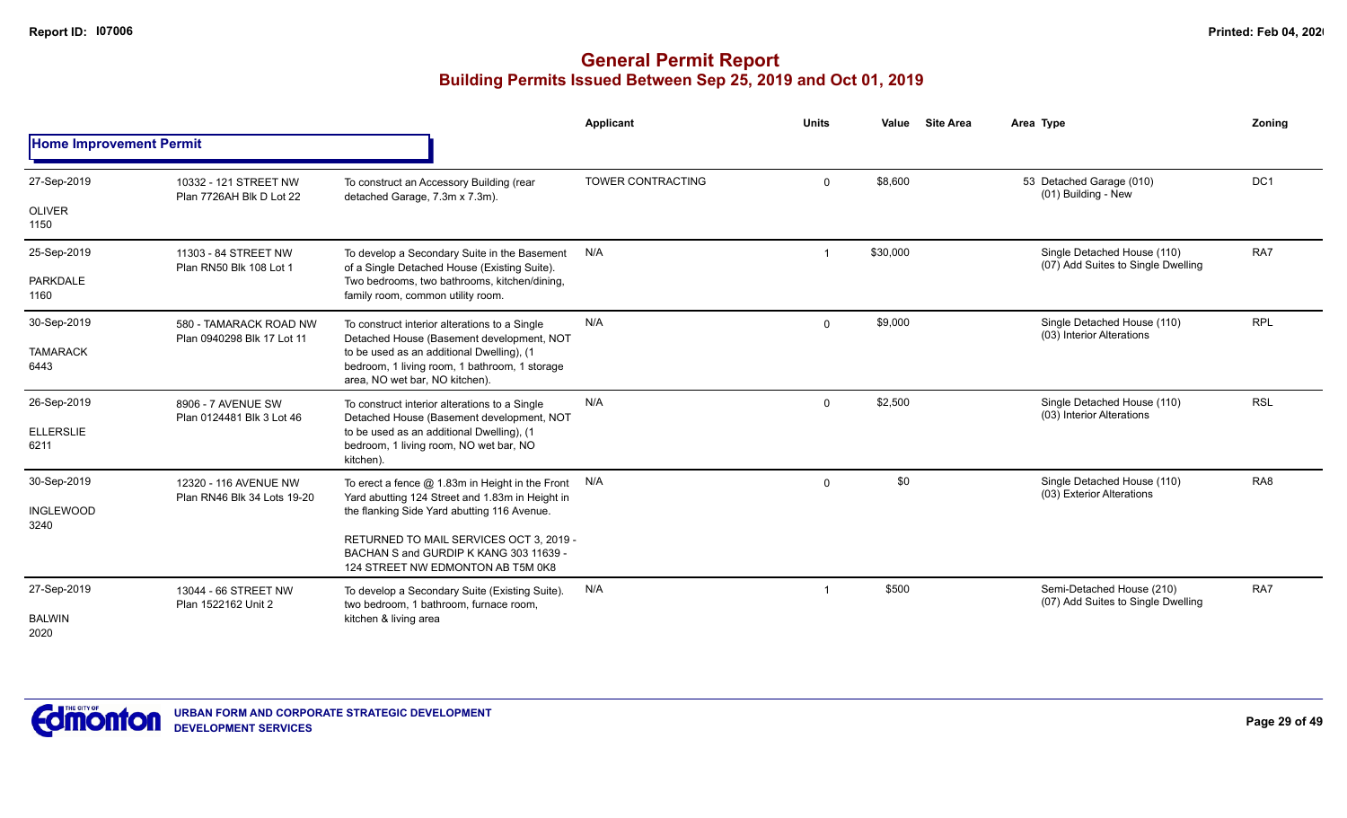# General Permit Report

## Building Permits Issued Between Sep 25, 2019 and Oct 01, 2019

### Home Improvement Permit

| Date / Neighbourhood | Address / Legal | Description | Applicant | Units | Value | Site Area | Area Type | Zoning |
|---|---|---|---|---|---|---|---|---|
| 27-Sep-2019<br>OLIVER<br>1150 | 10332 - 121 STREET NW<br>Plan 7726AH Blk D Lot 22 | To construct an Accessory Building (rear detached Garage, 7.3m x 7.3m). | TOWER CONTRACTING | 0 | $8,600 | | 53 Detached Garage (010)<br>(01) Building - New | DC1 |
| 25-Sep-2019<br>PARKDALE<br>1160 | 11303 - 84 STREET NW<br>Plan RN50 Blk 108 Lot 1 | To develop a Secondary Suite in the Basement of a Single Detached House (Existing Suite). Two bedrooms, two bathrooms, kitchen/dining, family room, common utility room. | N/A | 1 | $30,000 | | Single Detached House (110)<br>(07) Add Suites to Single Dwelling | RA7 |
| 30-Sep-2019<br>TAMARACK<br>6443 | 580 - TAMARACK ROAD NW<br>Plan 0940298 Blk 17 Lot 11 | To construct interior alterations to a Single Detached House (Basement development, NOT to be used as an additional Dwelling), (1 bedroom, 1 living room, 1 bathroom, 1 storage area, NO wet bar, NO kitchen). | N/A | 0 | $9,000 | | Single Detached House (110)<br>(03) Interior Alterations | RPL |
| 26-Sep-2019<br>ELLERSLIE<br>6211 | 8906 - 7 AVENUE SW<br>Plan 0124481 Blk 3 Lot 46 | To construct interior alterations to a Single Detached House (Basement development, NOT to be used as an additional Dwelling), (1 bedroom, 1 living room, NO wet bar, NO kitchen). | N/A | 0 | $2,500 | | Single Detached House (110)<br>(03) Interior Alterations | RSL |
| 30-Sep-2019<br>INGLEWOOD<br>3240 | 12320 - 116 AVENUE NW<br>Plan RN46 Blk 34 Lots 19-20 | To erect a fence @ 1.83m in Height in the Front Yard abutting 124 Street and 1.83m in Height in the flanking Side Yard abutting 116 Avenue.<br><br>RETURNED TO MAIL SERVICES OCT 3, 2019 - BACHAN S and GURDIP K KANG 303 11639 - 124 STREET NW EDMONTON AB T5M 0K8 | N/A | 0 | $0 | | Single Detached House (110)<br>(03) Exterior Alterations | RA8 |
| 27-Sep-2019<br>BALWIN<br>2020 | 13044 - 66 STREET NW<br>Plan 1522162 Unit 2 | To develop a Secondary Suite (Existing Suite). two bedroom, 1 bathroom, furnace room, kitchen & living area | N/A | 1 | $500 | | Semi-Detached House (210)<br>(07) Add Suites to Single Dwelling | RA7 |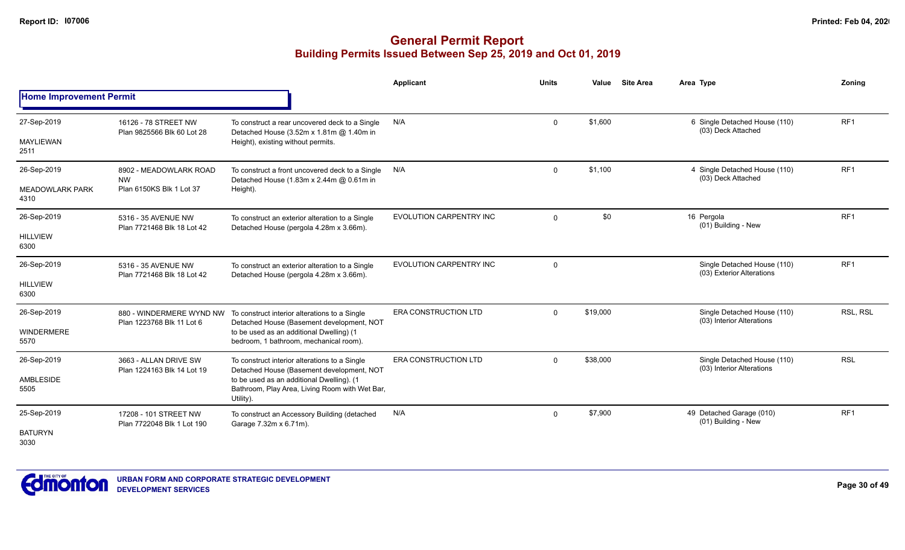# General Permit Report

## Building Permits Issued Between Sep 25, 2019 and Oct 01, 2019

| | | | Applicant | Units | Value | Site Area | Area Type | Zoning |
|---|---|---|---|---|---|---|---|---|
| **Home Improvement Permit** | | | | | | | | |
| 27-Sep-2019<br>MAYLIEWAN<br>2511 | 16126 - 78 STREET NW<br>Plan 9825566 Blk 60 Lot 28 | To construct a rear uncovered deck to a Single Detached House (3.52m x 1.81m @ 1.40m in Height), existing without permits. | N/A | 0 | $1,600 | | 6 Single Detached House (110)<br>(03) Deck Attached | RF1 |
| 26-Sep-2019<br>MEADOWLARK PARK<br>4310 | 8902 - MEADOWLARK ROAD NW<br>Plan 6150KS Blk 1 Lot 37 | To construct a front uncovered deck to a Single Detached House (1.83m x 2.44m @ 0.61m in Height). | N/A | 0 | $1,100 | | 4 Single Detached House (110)<br>(03) Deck Attached | RF1 |
| 26-Sep-2019<br>HILLVIEW<br>6300 | 5316 - 35 AVENUE NW<br>Plan 7721468 Blk 18 Lot 42 | To construct an exterior alteration to a Single Detached House (pergola 4.28m x 3.66m). | EVOLUTION CARPENTRY INC | 0 | $0 | | 16 Pergola<br>(01) Building - New | RF1 |
| 26-Sep-2019<br>HILLVIEW<br>6300 | 5316 - 35 AVENUE NW<br>Plan 7721468 Blk 18 Lot 42 | To construct an exterior alteration to a Single Detached House (pergola 4.28m x 3.66m). | EVOLUTION CARPENTRY INC | 0 | | | Single Detached House (110)<br>(03) Exterior Alterations | RF1 |
| 26-Sep-2019<br>WINDERMERE<br>5570 | 880 - WINDERMERE WYND NW<br>Plan 1223768 Blk 11 Lot 6 | To construct interior alterations to a Single Detached House (Basement development, NOT to be used as an additional Dwelling) (1 bedroom, 1 bathroom, mechanical room). | ERA CONSTRUCTION LTD | 0 | $19,000 | | Single Detached House (110)<br>(03) Interior Alterations | RSL, RSL |
| 26-Sep-2019<br>AMBLESIDE<br>5505 | 3663 - ALLAN DRIVE SW<br>Plan 1224163 Blk 14 Lot 19 | To construct interior alterations to a Single Detached House (Basement development, NOT to be used as an additional Dwelling). (1 Bathroom, Play Area, Living Room with Wet Bar, Utility). | ERA CONSTRUCTION LTD | 0 | $38,000 | | Single Detached House (110)<br>(03) Interior Alterations | RSL |
| 25-Sep-2019<br>BATURYN<br>3030 | 17208 - 101 STREET NW<br>Plan 7722048 Blk 1 Lot 190 | To construct an Accessory Building (detached Garage 7.32m x 6.71m). | N/A | 0 | $7,900 | | 49 Detached Garage (010)<br>(01) Building - New | RF1 |

URBAN FORM AND CORPORATE STRATEGIC DEVELOPMENT
DEVELOPMENT SERVICES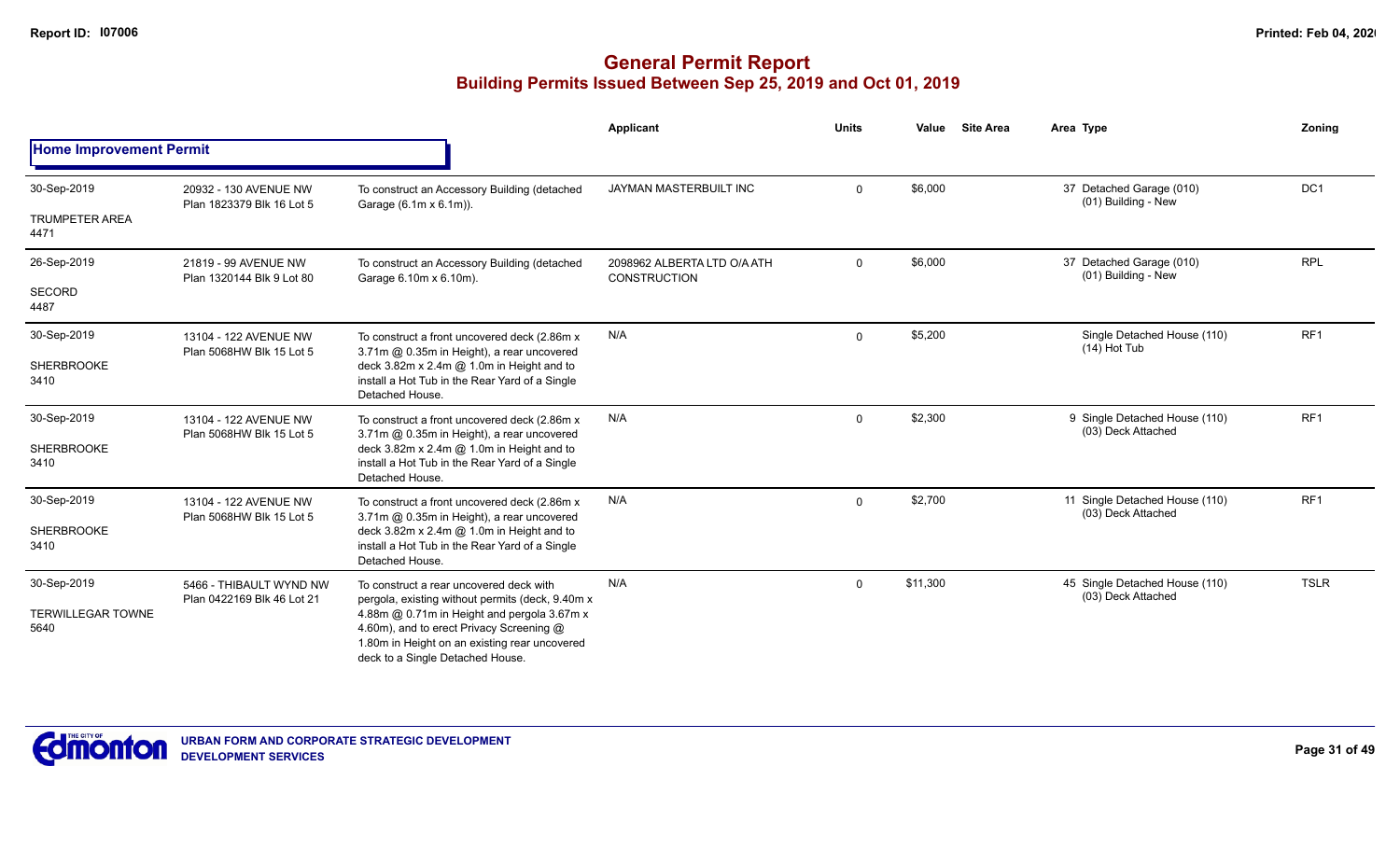# General Permit Report

## Building Permits Issued Between Sep 25, 2019 and Oct 01, 2019

| | | | Applicant | Units | Value | Site Area | Area | Type | Zoning |
|---|---|---|---|---|---|---|---|---|---|
| **Home Improvement Permit** | | | | | | | | | |
| 30-Sep-2019<br>TRUMPETER AREA<br>4471 | 20932 - 130 AVENUE NW<br>Plan 1823379 Blk 16 Lot 5 | To construct an Accessory Building (detached Garage (6.1m x 6.1m)). | JAYMAN MASTERBUILT INC | 0 | $6,000 | | 37 | Detached Garage (010)<br>(01) Building - New | DC1 |
| 26-Sep-2019<br>SECORD<br>4487 | 21819 - 99 AVENUE NW<br>Plan 1320144 Blk 9 Lot 80 | To construct an Accessory Building (detached Garage 6.10m x 6.10m). | 2098962 ALBERTA LTD O/A ATH CONSTRUCTION | 0 | $6,000 | | 37 | Detached Garage (010)<br>(01) Building - New | RPL |
| 30-Sep-2019<br>SHERBROOKE<br>3410 | 13104 - 122 AVENUE NW<br>Plan 5068HW Blk 15 Lot 5 | To construct a front uncovered deck (2.86m x 3.71m @ 0.35m in Height), a rear uncovered deck 3.82m x 2.4m @ 1.0m in Height and to install a Hot Tub in the Rear Yard of a Single Detached House. | N/A | 0 | $5,200 | | | Single Detached House (110)<br>(14) Hot Tub | RF1 |
| 30-Sep-2019<br>SHERBROOKE<br>3410 | 13104 - 122 AVENUE NW<br>Plan 5068HW Blk 15 Lot 5 | To construct a front uncovered deck (2.86m x 3.71m @ 0.35m in Height), a rear uncovered deck 3.82m x 2.4m @ 1.0m in Height and to install a Hot Tub in the Rear Yard of a Single Detached House. | N/A | 0 | $2,300 | | 9 | Single Detached House (110)<br>(03) Deck Attached | RF1 |
| 30-Sep-2019<br>SHERBROOKE<br>3410 | 13104 - 122 AVENUE NW<br>Plan 5068HW Blk 15 Lot 5 | To construct a front uncovered deck (2.86m x 3.71m @ 0.35m in Height), a rear uncovered deck 3.82m x 2.4m @ 1.0m in Height and to install a Hot Tub in the Rear Yard of a Single Detached House. | N/A | 0 | $2,700 | | 11 | Single Detached House (110)<br>(03) Deck Attached | RF1 |
| 30-Sep-2019<br>TERWILLEGAR TOWNE<br>5640 | 5466 - THIBAULT WYND NW<br>Plan 0422169 Blk 46 Lot 21 | To construct a rear uncovered deck with pergola, existing without permits (deck, 9.40m x 4.88m @ 0.71m in Height and pergola 3.67m x 4.60m), and to erect Privacy Screening @ 1.80m in Height on an existing rear uncovered deck to a Single Detached House. | N/A | 0 | $11,300 | | 45 | Single Detached House (110)<br>(03) Deck Attached | TSLR |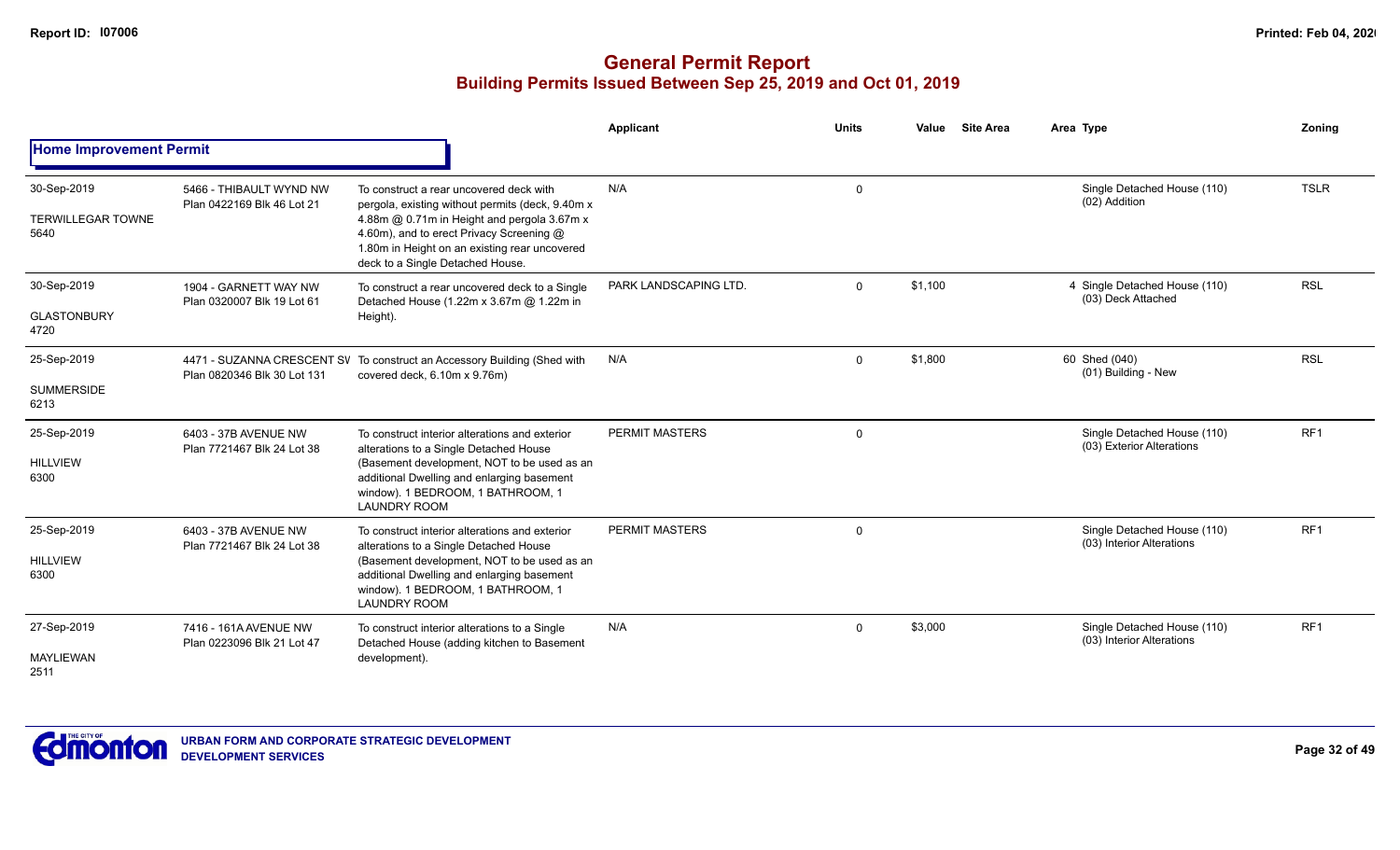# General Permit Report
## Building Permits Issued Between Sep 25, 2019 and Oct 01, 2019

| | | | Applicant | Units | Value | Site Area | Area Type | Zoning |
|---|---|---|---|---|---|---|---|---|
| **Home Improvement Permit** | | | | | | | | |
| 30-Sep-2019<br>TERWILLEGAR TOWNE<br>5640 | 5466 - THIBAULT WYND NW<br>Plan 0422169 Blk 46 Lot 21 | To construct a rear uncovered deck with pergola, existing without permits (deck, 9.40m x 4.88m @ 0.71m in Height and pergola 3.67m x 4.60m), and to erect Privacy Screening @ 1.80m in Height on an existing rear uncovered deck to a Single Detached House. | N/A | 0 | | | Single Detached House (110)<br>(02) Addition | TSLR |
| 30-Sep-2019<br>GLASTONBURY<br>4720 | 1904 - GARNETT WAY NW<br>Plan 0320007 Blk 19 Lot 61 | To construct a rear uncovered deck to a Single Detached House (1.22m x 3.67m @ 1.22m in Height). | PARK LANDSCAPING LTD. | 0 | $1,100 | | 4 Single Detached House (110)<br>(03) Deck Attached | RSL |
| 25-Sep-2019<br>SUMMERSIDE<br>6213 | 4471 - SUZANNA CRESCENT SW<br>Plan 0820346 Blk 30 Lot 131 | To construct an Accessory Building (Shed with covered deck, 6.10m x 9.76m) | N/A | 0 | $1,800 | | 60 Shed (040)<br>(01) Building - New | RSL |
| 25-Sep-2019<br>HILLVIEW<br>6300 | 6403 - 37B AVENUE NW<br>Plan 7721467 Blk 24 Lot 38 | To construct interior alterations and exterior alterations to a Single Detached House (Basement development, NOT to be used as an additional Dwelling and enlarging basement window). 1 BEDROOM, 1 BATHROOM, 1 LAUNDRY ROOM | PERMIT MASTERS | 0 | | | Single Detached House (110)<br>(03) Exterior Alterations | RF1 |
| 25-Sep-2019<br>HILLVIEW<br>6300 | 6403 - 37B AVENUE NW<br>Plan 7721467 Blk 24 Lot 38 | To construct interior alterations and exterior alterations to a Single Detached House (Basement development, NOT to be used as an additional Dwelling and enlarging basement window). 1 BEDROOM, 1 BATHROOM, 1 LAUNDRY ROOM | PERMIT MASTERS | 0 | | | Single Detached House (110)<br>(03) Interior Alterations | RF1 |
| 27-Sep-2019<br>MAYLIEWAN<br>2511 | 7416 - 161A AVENUE NW<br>Plan 0223096 Blk 21 Lot 47 | To construct interior alterations to a Single Detached House (adding kitchen to Basement development). | N/A | 0 | $3,000 | | Single Detached House (110)<br>(03) Interior Alterations | RF1 |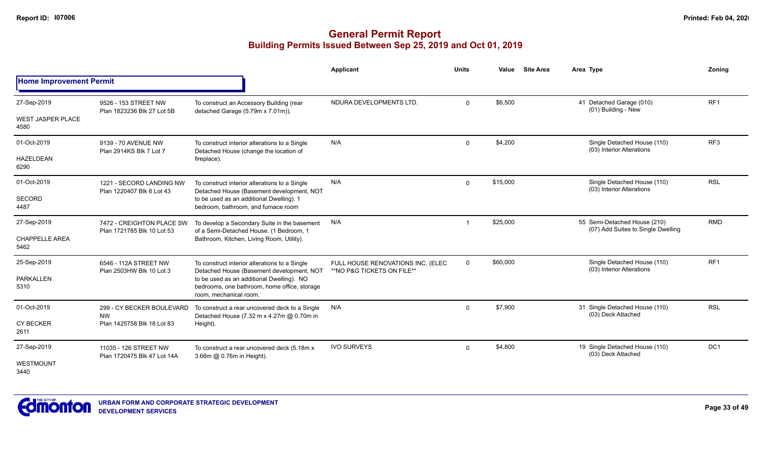# General Permit Report

## Building Permits Issued Between Sep 25, 2019 and Oct 01, 2019

| | | | Applicant | Units | Value | Site Area | Area | Type | Zoning |
|---|---|---|---|---|---|---|---|---|---|
| **Home Improvement Permit** | | | | | | | | | |
| 27-Sep-2019<br>WEST JASPER PLACE<br>4580 | 9526 - 153 STREET NW<br>Plan 1823236 Blk 27 Lot 5B | To construct an Accessory Building (rear detached Garage (5.79m x 7.01m)). | NDURA DEVELOPMENTS LTD. | 0 | $6,500 | | 41 | Detached Garage (010)<br>(01) Building - New | RF1 |
| 01-Oct-2019<br>HAZELDEAN<br>6290 | 9139 - 70 AVENUE NW<br>Plan 2914KS Blk 7 Lot 7 | To construct interior alterations to a Single Detached House (change the location of fireplace). | N/A | 0 | $4,200 | | | Single Detached House (110)<br>(03) Interior Alterations | RF3 |
| 01-Oct-2019<br>SECORD<br>4487 | 1221 - SECORD LANDING NW<br>Plan 1220407 Blk 6 Lot 43 | To construct interior alterations to a Single Detached House (Basement development, NOT to be used as an additional Dwelling). 1 bedroom, bathroom, and furnace room | N/A | 0 | $15,000 | | | Single Detached House (110)<br>(03) Interior Alterations | RSL |
| 27-Sep-2019<br>CHAPPELLE AREA<br>5462 | 7472 - CREIGHTON PLACE SW<br>Plan 1721785 Blk 10 Lot 53 | To develop a Secondary Suite in the basement of a Semi-Detached House. (1 Bedroom, 1 Bathroom, Kitchen, Living Room, Utility). | N/A | 1 | $25,000 | | 55 | Semi-Detached House (210)<br>(07) Add Suites to Single Dwelling | RMD |
| 25-Sep-2019<br>PARKALLEN<br>5310 | 6546 - 112A STREET NW<br>Plan 2503HW Blk 10 Lot 3 | To construct interior alterations to a Single Detached House (Basement development, NOT to be used as an additional Dwelling). NO bedrooms, one bathroom, home office, storage room, mechanical room. | FULL HOUSE RENOVATIONS INC, (ELEC **NO P&G TICKETS ON FILE** | 0 | $60,000 | | | Single Detached House (110)<br>(03) Interior Alterations | RF1 |
| 01-Oct-2019<br>CY BECKER<br>2611 | 299 - CY BECKER BOULEVARD NW<br>Plan 1425758 Blk 18 Lot 83 | To construct a rear uncovered deck to a Single Detached House (7.32 m x 4.27m @ 0.70m in Height). | N/A | 0 | $7,900 | | 31 | Single Detached House (110)<br>(03) Deck Attached | RSL |
| 27-Sep-2019<br>WESTMOUNT<br>3440 | 11035 - 126 STREET NW<br>Plan 1720475 Blk 47 Lot 14A | To construct a rear uncovered deck (5.18m x 3.66m @ 0.76m in Height). | IVO SURVEYS | 0 | $4,800 | | 19 | Single Detached House (110)<br>(03) Deck Attached | DC1 |

URBAN FORM AND CORPORATE STRATEGIC DEVELOPMENT
DEVELOPMENT SERVICES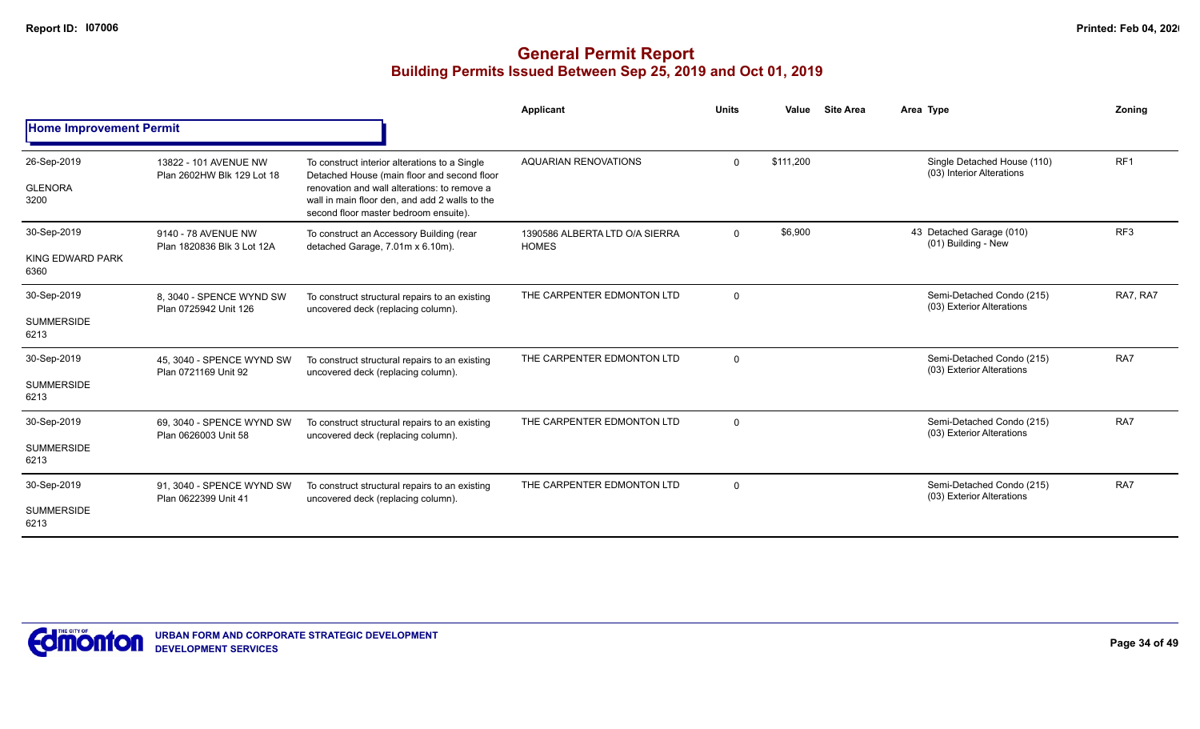# General Permit Report

## Building Permits Issued Between Sep 25, 2019 and Oct 01, 2019

| | | | Applicant | Units | Value | Site Area | Area Type | Zoning |
|---|---|---|---|---|---|---|---|---|
| **Home Improvement Permit** | | | | | | | | |
| 26-Sep-2019<br>GLENORA<br>3200 | 13822 - 101 AVENUE NW<br>Plan 2602HW Blk 129 Lot 18 | To construct interior alterations to a Single Detached House (main floor and second floor renovation and wall alterations: to remove a wall in main floor den, and add 2 walls to the second floor master bedroom ensuite). | AQUARIAN RENOVATIONS | 0 | $111,200 | | Single Detached House (110)<br>(03) Interior Alterations | RF1 |
| 30-Sep-2019<br>KING EDWARD PARK<br>6360 | 9140 - 78 AVENUE NW<br>Plan 1820836 Blk 3 Lot 12A | To construct an Accessory Building (rear detached Garage, 7.01m x 6.10m). | 1390586 ALBERTA LTD O/A SIERRA HOMES | 0 | $6,900 | | 43 Detached Garage (010)<br>(01) Building - New | RF3 |
| 30-Sep-2019<br>SUMMERSIDE<br>6213 | 8, 3040 - SPENCE WYND SW<br>Plan 0725942 Unit 126 | To construct structural repairs to an existing uncovered deck (replacing column). | THE CARPENTER EDMONTON LTD | 0 | | | Semi-Detached Condo (215)<br>(03) Exterior Alterations | RA7, RA7 |
| 30-Sep-2019<br>SUMMERSIDE<br>6213 | 45, 3040 - SPENCE WYND SW<br>Plan 0721169 Unit 92 | To construct structural repairs to an existing uncovered deck (replacing column). | THE CARPENTER EDMONTON LTD | 0 | | | Semi-Detached Condo (215)<br>(03) Exterior Alterations | RA7 |
| 30-Sep-2019<br>SUMMERSIDE<br>6213 | 69, 3040 - SPENCE WYND SW<br>Plan 0626003 Unit 58 | To construct structural repairs to an existing uncovered deck (replacing column). | THE CARPENTER EDMONTON LTD | 0 | | | Semi-Detached Condo (215)<br>(03) Exterior Alterations | RA7 |
| 30-Sep-2019<br>SUMMERSIDE<br>6213 | 91, 3040 - SPENCE WYND SW<br>Plan 0622399 Unit 41 | To construct structural repairs to an existing uncovered deck (replacing column). | THE CARPENTER EDMONTON LTD | 0 | | | Semi-Detached Condo (215)<br>(03) Exterior Alterations | RA7 |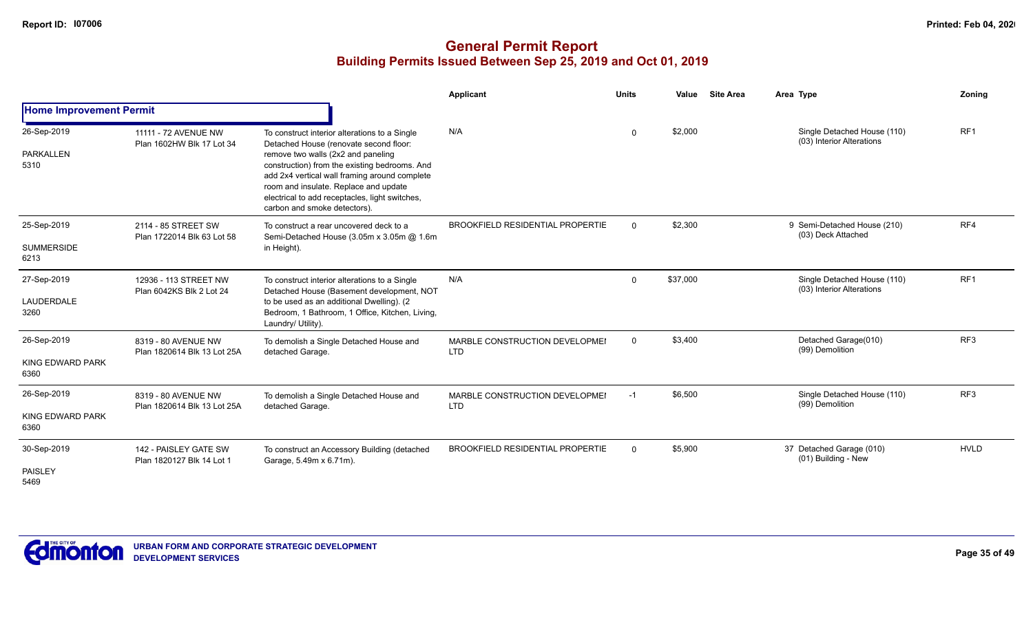# General Permit Report

## Building Permits Issued Between Sep 25, 2019 and Oct 01, 2019

### Home Improvement Permit

| Date / Neighbourhood | Address / Legal | Description | Applicant | Units | Value | Site Area | Area | Type | Zoning |
|---|---|---|---|---|---|---|---|---|---|
| 26-Sep-2019<br>PARKALLEN<br>5310 | 11111 - 72 AVENUE NW<br>Plan 1602HW Blk 17 Lot 34 | To construct interior alterations to a Single Detached House (renovate second floor: remove two walls (2x2 and paneling construction) from the existing bedrooms. And add 2x4 vertical wall framing around complete room and insulate. Replace and update electrical to add receptacles, light switches, carbon and smoke detectors). | N/A | 0 | $2,000 | | | Single Detached House (110)<br>(03) Interior Alterations | RF1 |
| 25-Sep-2019<br>SUMMERSIDE<br>6213 | 2114 - 85 STREET SW<br>Plan 1722014 Blk 63 Lot 58 | To construct a rear uncovered deck to a Semi-Detached House (3.05m x 3.05m @ 1.6m in Height). | BROOKFIELD RESIDENTIAL PROPERTIE | 0 | $2,300 | | 9 | Semi-Detached House (210)<br>(03) Deck Attached | RF4 |
| 27-Sep-2019<br>LAUDERDALE<br>3260 | 12936 - 113 STREET NW<br>Plan 6042KS Blk 2 Lot 24 | To construct interior alterations to a Single Detached House (Basement development, NOT to be used as an additional Dwelling). (2 Bedroom, 1 Bathroom, 1 Office, Kitchen, Living, Laundry/ Utility). | N/A | 0 | $37,000 | | | Single Detached House (110)<br>(03) Interior Alterations | RF1 |
| 26-Sep-2019<br>KING EDWARD PARK<br>6360 | 8319 - 80 AVENUE NW<br>Plan 1820614 Blk 13 Lot 25A | To demolish a Single Detached House and detached Garage. | MARBLE CONSTRUCTION DEVELOPMEI LTD | 0 | $3,400 | | | Detached Garage(010)<br>(99) Demolition | RF3 |
| 26-Sep-2019<br>KING EDWARD PARK<br>6360 | 8319 - 80 AVENUE NW<br>Plan 1820614 Blk 13 Lot 25A | To demolish a Single Detached House and detached Garage. | MARBLE CONSTRUCTION DEVELOPMEI LTD | -1 | $6,500 | | | Single Detached House (110)<br>(99) Demolition | RF3 |
| 30-Sep-2019<br>PAISLEY<br>5469 | 142 - PAISLEY GATE SW<br>Plan 1820127 Blk 14 Lot 1 | To construct an Accessory Building (detached Garage, 5.49m x 6.71m). | BROOKFIELD RESIDENTIAL PROPERTIE | 0 | $5,900 | | 37 | Detached Garage (010)<br>(01) Building - New | HVLD |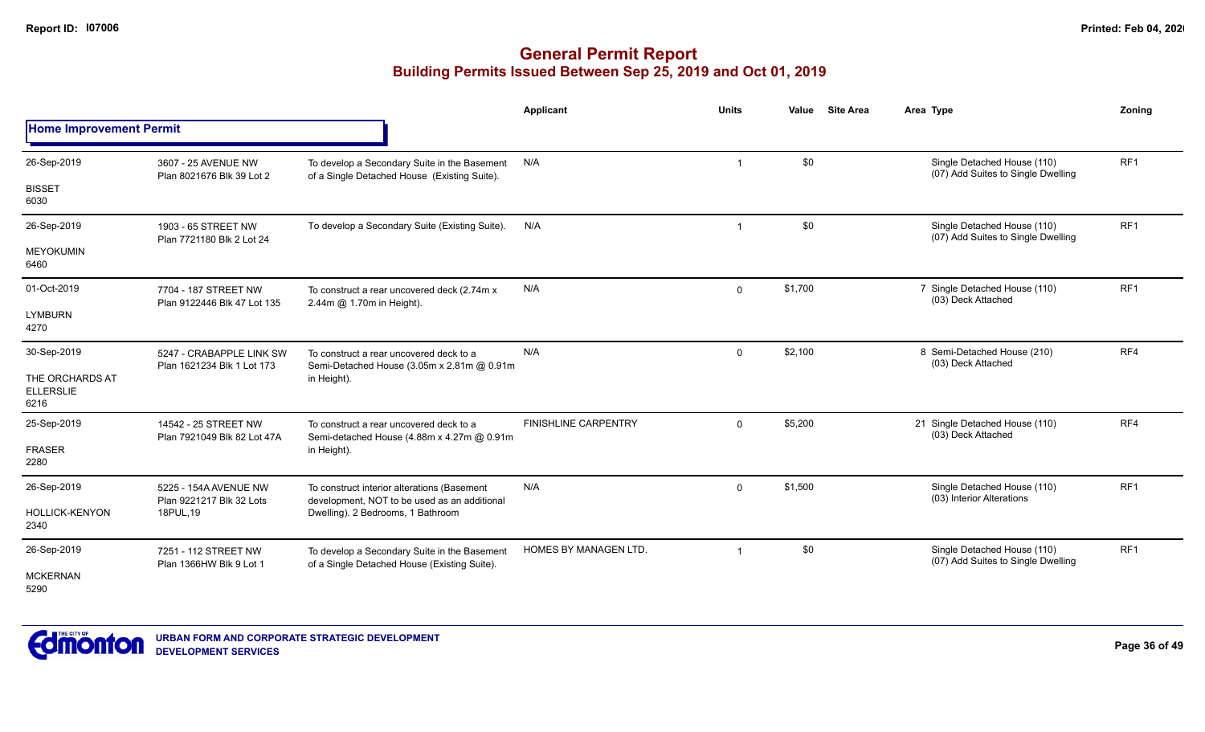# General Permit Report

## Building Permits Issued Between Sep 25, 2019 and Oct 01, 2019

### Home Improvement Permit

| Date / Neighbourhood | Address / Legal | Description | Applicant | Units | Value | Site Area | Area | Type | Zoning |
|---|---|---|---|---|---|---|---|---|---|
| 26-Sep-2019<br>BISSET<br>6030 | 3607 - 25 AVENUE NW<br>Plan 8021676 Blk 39 Lot 2 | To develop a Secondary Suite in the Basement of a Single Detached House (Existing Suite). | N/A | 1 | $0 | | | Single Detached House (110)<br>(07) Add Suites to Single Dwelling | RF1 |
| 26-Sep-2019<br>MEYOKUMIN<br>6460 | 1903 - 65 STREET NW<br>Plan 7721180 Blk 2 Lot 24 | To develop a Secondary Suite (Existing Suite). | N/A | 1 | $0 | | | Single Detached House (110)<br>(07) Add Suites to Single Dwelling | RF1 |
| 01-Oct-2019<br>LYMBURN<br>4270 | 7704 - 187 STREET NW<br>Plan 9122446 Blk 47 Lot 135 | To construct a rear uncovered deck (2.74m x 2.44m @ 1.70m in Height). | N/A | 0 | $1,700 | | 7 | Single Detached House (110)<br>(03) Deck Attached | RF1 |
| 30-Sep-2019<br>THE ORCHARDS AT ELLERSLIE<br>6216 | 5247 - CRABAPPLE LINK SW<br>Plan 1621234 Blk 1 Lot 173 | To construct a rear uncovered deck to a Semi-Detached House (3.05m x 2.81m @ 0.91m in Height). | N/A | 0 | $2,100 | | 8 | Semi-Detached House (210)<br>(03) Deck Attached | RF4 |
| 25-Sep-2019<br>FRASER<br>2280 | 14542 - 25 STREET NW<br>Plan 7921049 Blk 82 Lot 47A | To construct a rear uncovered deck to a Semi-detached House (4.88m x 4.27m @ 0.91m in Height). | FINISHLINE CARPENTRY | 0 | $5,200 | | 21 | Single Detached House (110)<br>(03) Deck Attached | RF4 |
| 26-Sep-2019<br>HOLLICK-KENYON<br>2340 | 5225 - 154A AVENUE NW<br>Plan 9221217 Blk 32 Lots 18PUL,19 | To construct interior alterations (Basement development, NOT to be used as an additional Dwelling). 2 Bedrooms, 1 Bathroom | N/A | 0 | $1,500 | | | Single Detached House (110)<br>(03) Interior Alterations | RF1 |
| 26-Sep-2019<br>MCKERNAN<br>5290 | 7251 - 112 STREET NW<br>Plan 1366HW Blk 9 Lot 1 | To develop a Secondary Suite in the Basement of a Single Detached House (Existing Suite). | HOMES BY MANAGEN LTD. | 1 | $0 | | | Single Detached House (110)<br>(07) Add Suites to Single Dwelling | RF1 |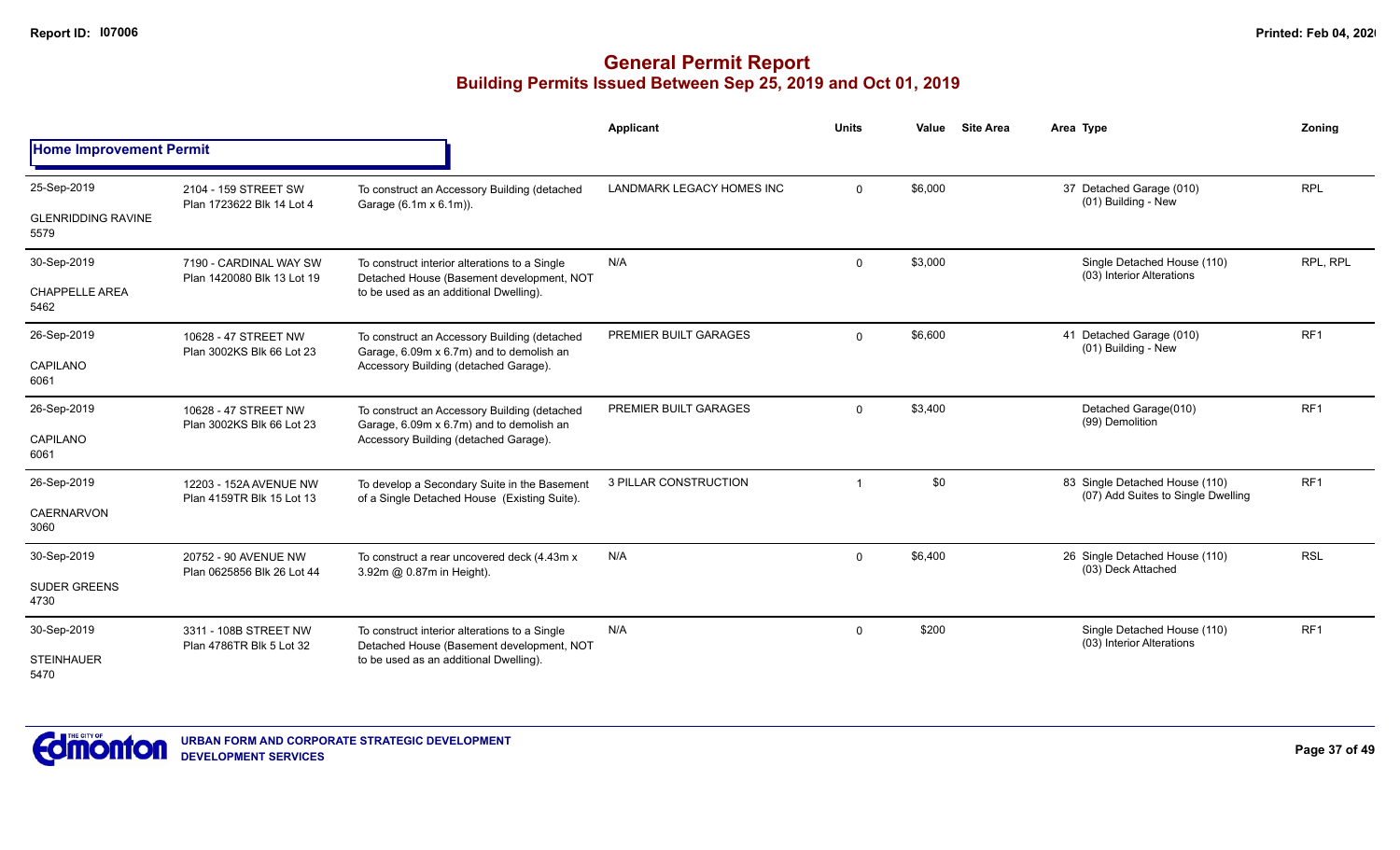# General Permit Report

## Building Permits Issued Between Sep 25, 2019 and Oct 01, 2019

### Home Improvement Permit

| Date / Neighbourhood | Address / Legal | Description | Applicant | Units | Value | Site Area | Area | Type | Zoning |
|---|---|---|---|---|---|---|---|---|---|
| 25-Sep-2019<br>GLENRIDDING RAVINE<br>5579 | 2104 - 159 STREET SW<br>Plan 1723622 Blk 14 Lot 4 | To construct an Accessory Building (detached Garage (6.1m x 6.1m)). | LANDMARK LEGACY HOMES INC | 0 | $6,000 | | 37 | Detached Garage (010)<br>(01) Building - New | RPL |
| 30-Sep-2019<br>CHAPPELLE AREA<br>5462 | 7190 - CARDINAL WAY SW<br>Plan 1420080 Blk 13 Lot 19 | To construct interior alterations to a Single Detached House (Basement development, NOT to be used as an additional Dwelling). | N/A | 0 | $3,000 | | | Single Detached House (110)<br>(03) Interior Alterations | RPL, RPL |
| 26-Sep-2019<br>CAPILANO<br>6061 | 10628 - 47 STREET NW<br>Plan 3002KS Blk 66 Lot 23 | To construct an Accessory Building (detached Garage, 6.09m x 6.7m) and to demolish an Accessory Building (detached Garage). | PREMIER BUILT GARAGES | 0 | $6,600 | | 41 | Detached Garage (010)<br>(01) Building - New | RF1 |
| 26-Sep-2019<br>CAPILANO<br>6061 | 10628 - 47 STREET NW<br>Plan 3002KS Blk 66 Lot 23 | To construct an Accessory Building (detached Garage, 6.09m x 6.7m) and to demolish an Accessory Building (detached Garage). | PREMIER BUILT GARAGES | 0 | $3,400 | | | Detached Garage(010)<br>(99) Demolition | RF1 |
| 26-Sep-2019<br>CAERNARVON<br>3060 | 12203 - 152A AVENUE NW<br>Plan 4159TR Blk 15 Lot 13 | To develop a Secondary Suite in the Basement of a Single Detached House (Existing Suite). | 3 PILLAR CONSTRUCTION | 1 | $0 | | 83 | Single Detached House (110)<br>(07) Add Suites to Single Dwelling | RF1 |
| 30-Sep-2019<br>SUDER GREENS<br>4730 | 20752 - 90 AVENUE NW<br>Plan 0625856 Blk 26 Lot 44 | To construct a rear uncovered deck (4.43m x 3.92m @ 0.87m in Height). | N/A | 0 | $6,400 | | 26 | Single Detached House (110)<br>(03) Deck Attached | RSL |
| 30-Sep-2019<br>STEINHAUER<br>5470 | 3311 - 108B STREET NW<br>Plan 4786TR Blk 5 Lot 32 | To construct interior alterations to a Single Detached House (Basement development, NOT to be used as an additional Dwelling). | N/A | 0 | $200 | | | Single Detached House (110)<br>(03) Interior Alterations | RF1 |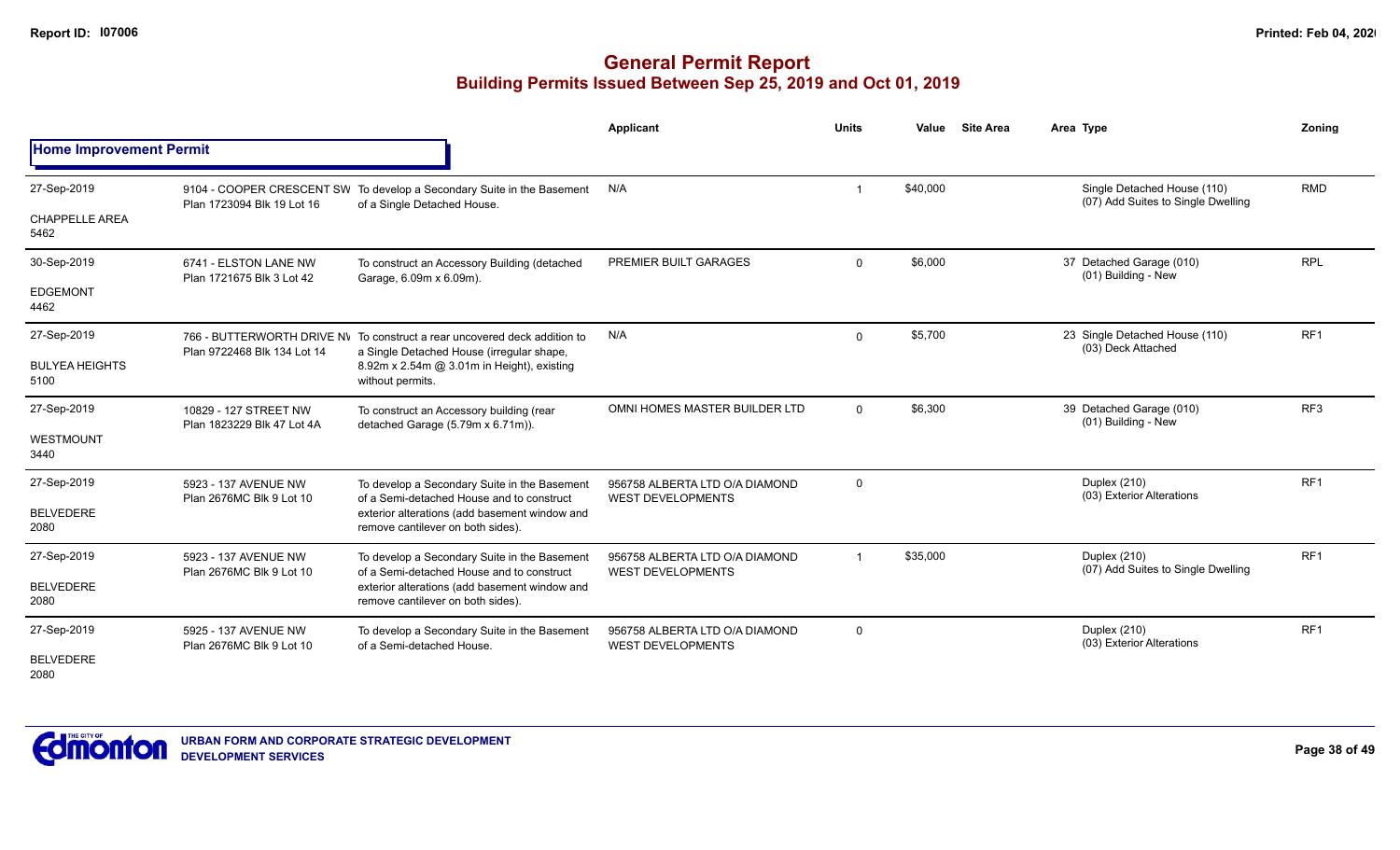# General Permit Report

## Building Permits Issued Between Sep 25, 2019 and Oct 01, 2019

### Home Improvement Permit

| Date / Neighbourhood | Address / Legal | Description | Applicant | Units | Value | Site Area | Area | Type | Zoning |
|---|---|---|---|---|---|---|---|---|---|
| 27-Sep-2019<br>CHAPPELLE AREA<br>5462 | 9104 - COOPER CRESCENT SW<br>Plan 1723094 Blk 19 Lot 16 | To develop a Secondary Suite in the Basement of a Single Detached House. | N/A | 1 | $40,000 | | | Single Detached House (110)<br>(07) Add Suites to Single Dwelling | RMD |
| 30-Sep-2019<br>EDGEMONT<br>4462 | 6741 - ELSTON LANE NW<br>Plan 1721675 Blk 3 Lot 42 | To construct an Accessory Building (detached Garage, 6.09m x 6.09m). | PREMIER BUILT GARAGES | 0 | $6,000 | | 37 | Detached Garage (010)<br>(01) Building - New | RPL |
| 27-Sep-2019<br>BULYEA HEIGHTS<br>5100 | 766 - BUTTERWORTH DRIVE NW<br>Plan 9722468 Blk 134 Lot 14 | To construct a rear uncovered deck addition to a Single Detached House (irregular shape, 8.92m x 2.54m @ 3.01m in Height), existing without permits. | N/A | 0 | $5,700 | | 23 | Single Detached House (110)<br>(03) Deck Attached | RF1 |
| 27-Sep-2019<br>WESTMOUNT<br>3440 | 10829 - 127 STREET NW<br>Plan 1823229 Blk 47 Lot 4A | To construct an Accessory building (rear detached Garage (5.79m x 6.71m)). | OMNI HOMES MASTER BUILDER LTD | 0 | $6,300 | | 39 | Detached Garage (010)<br>(01) Building - New | RF3 |
| 27-Sep-2019<br>BELVEDERE<br>2080 | 5923 - 137 AVENUE NW<br>Plan 2676MC Blk 9 Lot 10 | To develop a Secondary Suite in the Basement of a Semi-detached House and to construct exterior alterations (add basement window and remove cantilever on both sides). | 956758 ALBERTA LTD O/A DIAMOND WEST DEVELOPMENTS | 0 | | | | Duplex (210)<br>(03) Exterior Alterations | RF1 |
| 27-Sep-2019<br>BELVEDERE<br>2080 | 5923 - 137 AVENUE NW<br>Plan 2676MC Blk 9 Lot 10 | To develop a Secondary Suite in the Basement of a Semi-detached House and to construct exterior alterations (add basement window and remove cantilever on both sides). | 956758 ALBERTA LTD O/A DIAMOND WEST DEVELOPMENTS | 1 | $35,000 | | | Duplex (210)<br>(07) Add Suites to Single Dwelling | RF1 |
| 27-Sep-2019<br>BELVEDERE<br>2080 | 5925 - 137 AVENUE NW<br>Plan 2676MC Blk 9 Lot 10 | To develop a Secondary Suite in the Basement of a Semi-detached House. | 956758 ALBERTA LTD O/A DIAMOND WEST DEVELOPMENTS | 0 | | | | Duplex (210)<br>(03) Exterior Alterations | RF1 |

URBAN FORM AND CORPORATE STRATEGIC DEVELOPMENT
DEVELOPMENT SERVICES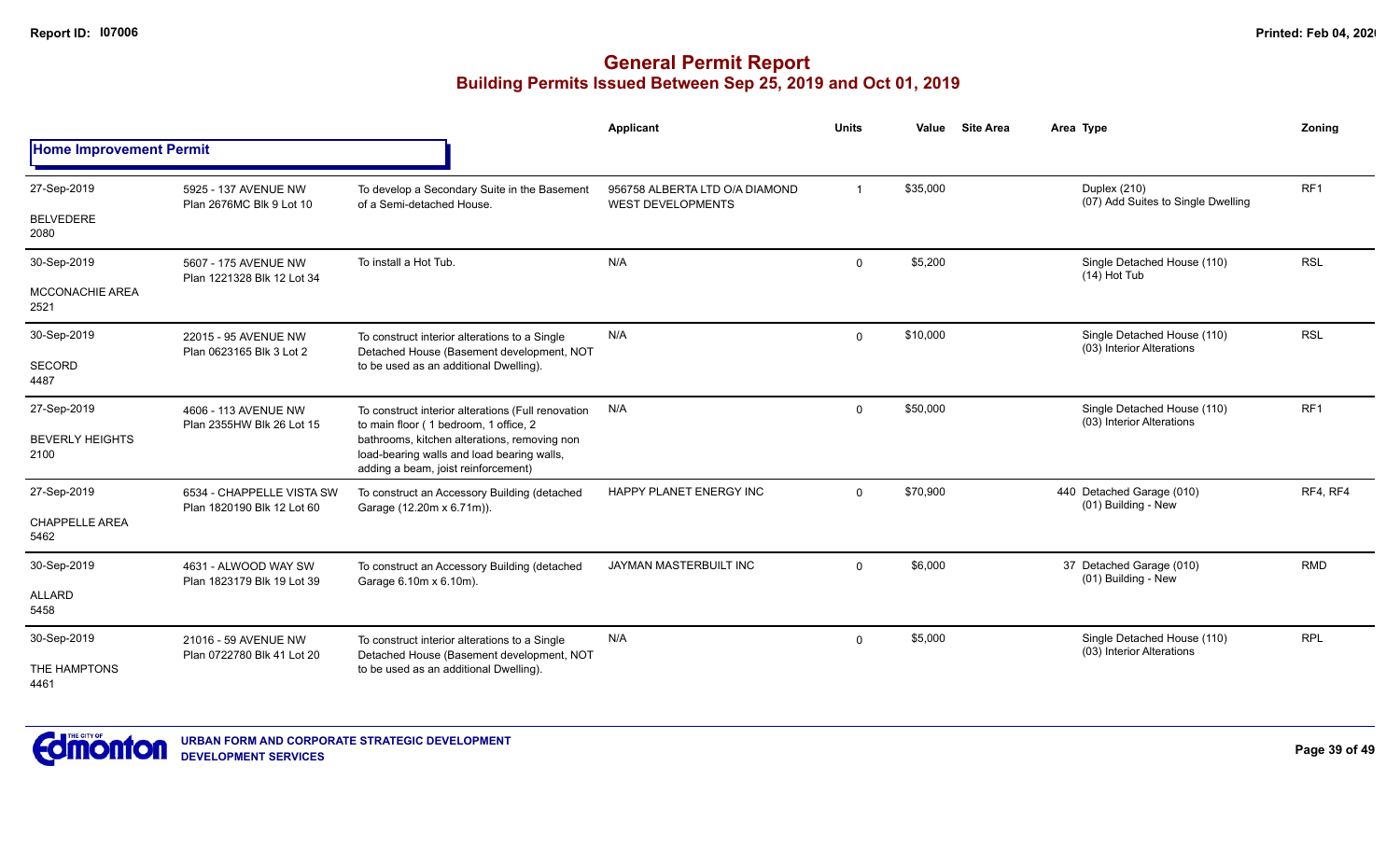# General Permit Report
## Building Permits Issued Between Sep 25, 2019 and Oct 01, 2019

| | | | Applicant | Units | Value | Site Area | Area | Type | Zoning |
|---|---|---|---|---|---|---|---|---|---|
| **Home Improvement Permit** | | | | | | | | | |
| 27-Sep-2019<br>BELVEDERE<br>2080 | 5925 - 137 AVENUE NW<br>Plan 2676MC Blk 9 Lot 10 | To develop a Secondary Suite in the Basement of a Semi-detached House. | 956758 ALBERTA LTD O/A DIAMOND WEST DEVELOPMENTS | 1 | $35,000 | | | Duplex (210)<br>(07) Add Suites to Single Dwelling | RF1 |
| 30-Sep-2019<br>MCCONACHIE AREA<br>2521 | 5607 - 175 AVENUE NW<br>Plan 1221328 Blk 12 Lot 34 | To install a Hot Tub. | N/A | 0 | $5,200 | | | Single Detached House (110)<br>(14) Hot Tub | RSL |
| 30-Sep-2019<br>SECORD<br>4487 | 22015 - 95 AVENUE NW<br>Plan 0623165 Blk 3 Lot 2 | To construct interior alterations to a Single Detached House (Basement development, NOT to be used as an additional Dwelling). | N/A | 0 | $10,000 | | | Single Detached House (110)<br>(03) Interior Alterations | RSL |
| 27-Sep-2019<br>BEVERLY HEIGHTS<br>2100 | 4606 - 113 AVENUE NW<br>Plan 2355HW Blk 26 Lot 15 | To construct interior alterations (Full renovation to main floor ( 1 bedroom, 1 office, 2 bathrooms, kitchen alterations, removing non load-bearing walls and load bearing walls, adding a beam, joist reinforcement) | N/A | 0 | $50,000 | | | Single Detached House (110)<br>(03) Interior Alterations | RF1 |
| 27-Sep-2019<br>CHAPPELLE AREA<br>5462 | 6534 - CHAPPELLE VISTA SW<br>Plan 1820190 Blk 12 Lot 60 | To construct an Accessory Building (detached Garage (12.20m x 6.71m)). | HAPPY PLANET ENERGY INC | 0 | $70,900 | | 440 | Detached Garage (010)<br>(01) Building - New | RF4, RF4 |
| 30-Sep-2019<br>ALLARD<br>5458 | 4631 - ALWOOD WAY SW<br>Plan 1823179 Blk 19 Lot 39 | To construct an Accessory Building (detached Garage 6.10m x 6.10m). | JAYMAN MASTERBUILT INC | 0 | $6,000 | | 37 | Detached Garage (010)<br>(01) Building - New | RMD |
| 30-Sep-2019<br>THE HAMPTONS<br>4461 | 21016 - 59 AVENUE NW<br>Plan 0722780 Blk 41 Lot 20 | To construct interior alterations to a Single Detached House (Basement development, NOT to be used as an additional Dwelling). | N/A | 0 | $5,000 | | | Single Detached House (110)<br>(03) Interior Alterations | RPL |

URBAN FORM AND CORPORATE STRATEGIC DEVELOPMENT
DEVELOPMENT SERVICES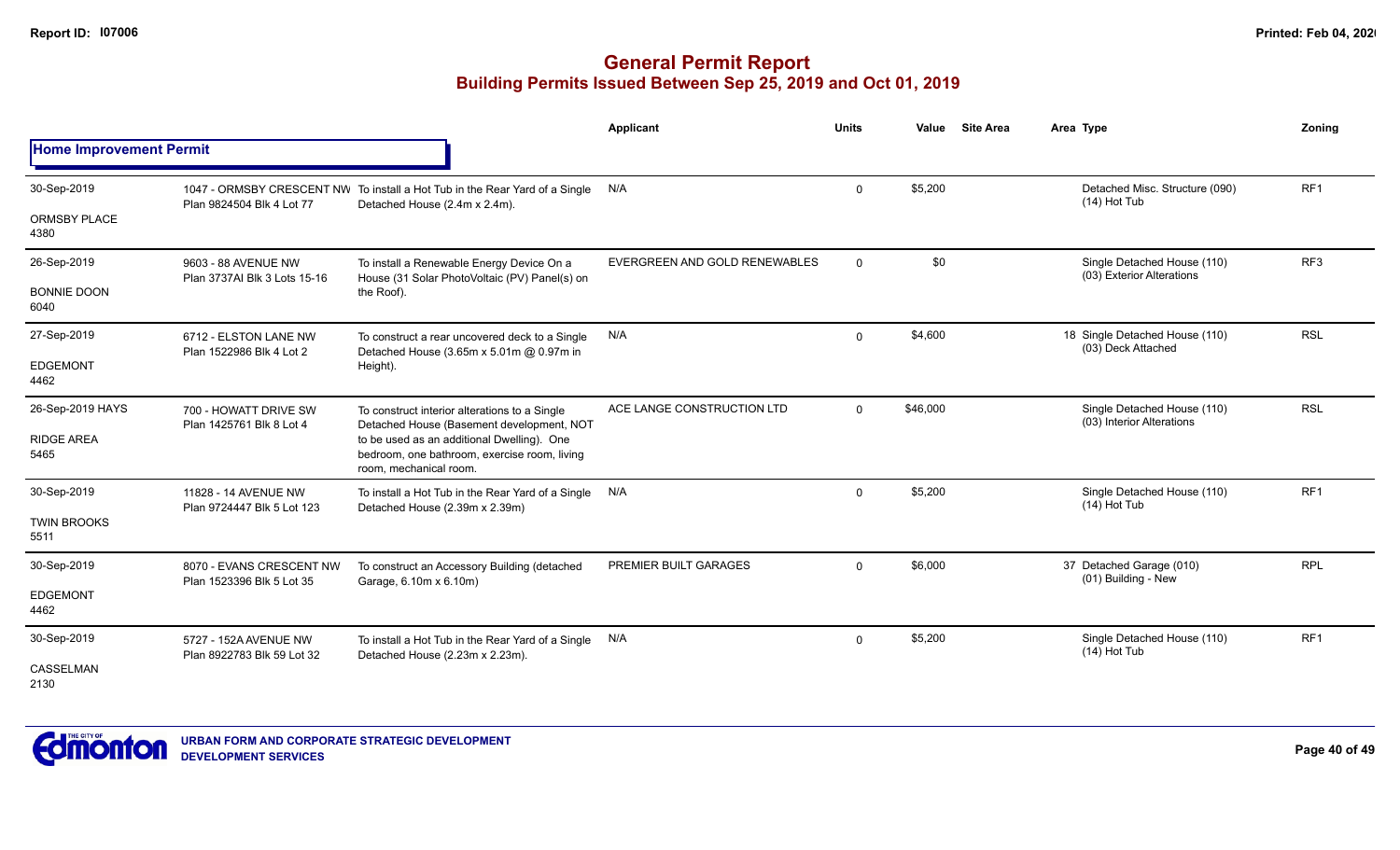# General Permit Report
## Building Permits Issued Between Sep 25, 2019 and Oct 01, 2019

| | | | Applicant | Units | Value | Site Area | Area Type | Zoning |
|---|---|---|---|---|---|---|---|---|
| **Home Improvement Permit** | | | | | | | | |
| 30-Sep-2019<br>ORMSBY PLACE<br>4380 | 1047 - ORMSBY CRESCENT NW<br>Plan 9824504 Blk 4 Lot 77 | To install a Hot Tub in the Rear Yard of a Single Detached House (2.4m x 2.4m). | N/A | 0 | $5,200 | | Detached Misc. Structure (090)<br>(14) Hot Tub | RF1 |
| 26-Sep-2019<br>BONNIE DOON<br>6040 | 9603 - 88 AVENUE NW<br>Plan 3737AI Blk 3 Lots 15-16 | To install a Renewable Energy Device On a House (31 Solar PhotoVoltaic (PV) Panel(s) on the Roof). | EVERGREEN AND GOLD RENEWABLES | 0 | $0 | | Single Detached House (110)<br>(03) Exterior Alterations | RF3 |
| 27-Sep-2019<br>EDGEMONT<br>4462 | 6712 - ELSTON LANE NW<br>Plan 1522986 Blk 4 Lot 2 | To construct a rear uncovered deck to a Single Detached House (3.65m x 5.01m @ 0.97m in Height). | N/A | 0 | $4,600 | | 18 Single Detached House (110)<br>(03) Deck Attached | RSL |
| 26-Sep-2019 HAYS<br>RIDGE AREA<br>5465 | 700 - HOWATT DRIVE SW<br>Plan 1425761 Blk 8 Lot 4 | To construct interior alterations to a Single Detached House (Basement development, NOT to be used as an additional Dwelling). One bedroom, one bathroom, exercise room, living room, mechanical room. | ACE LANGE CONSTRUCTION LTD | 0 | $46,000 | | Single Detached House (110)<br>(03) Interior Alterations | RSL |
| 30-Sep-2019<br>TWIN BROOKS<br>5511 | 11828 - 14 AVENUE NW<br>Plan 9724447 Blk 5 Lot 123 | To install a Hot Tub in the Rear Yard of a Single Detached House (2.39m x 2.39m) | N/A | 0 | $5,200 | | Single Detached House (110)<br>(14) Hot Tub | RF1 |
| 30-Sep-2019<br>EDGEMONT<br>4462 | 8070 - EVANS CRESCENT NW<br>Plan 1523396 Blk 5 Lot 35 | To construct an Accessory Building (detached Garage, 6.10m x 6.10m) | PREMIER BUILT GARAGES | 0 | $6,000 | | 37 Detached Garage (010)<br>(01) Building - New | RPL |
| 30-Sep-2019<br>CASSELMAN<br>2130 | 5727 - 152A AVENUE NW<br>Plan 8922783 Blk 59 Lot 32 | To install a Hot Tub in the Rear Yard of a Single Detached House (2.23m x 2.23m). | N/A | 0 | $5,200 | | Single Detached House (110)<br>(14) Hot Tub | RF1 |

URBAN FORM AND CORPORATE STRATEGIC DEVELOPMENT
DEVELOPMENT SERVICES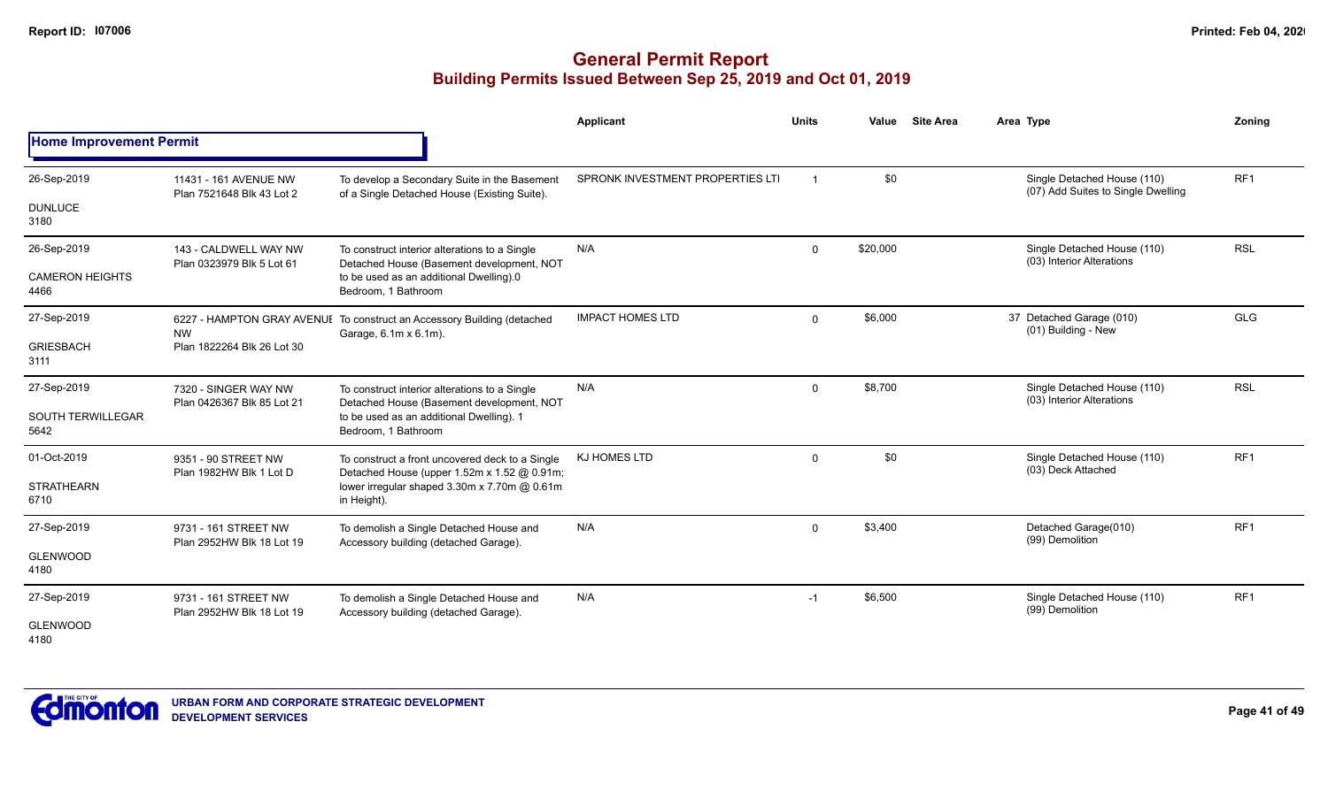# General Permit Report

## Building Permits Issued Between Sep 25, 2019 and Oct 01, 2019

### Home Improvement Permit

| Date / Neighbourhood | Address / Legal | Description | Applicant | Units | Value | Site Area | Area | Type | Zoning |
|---|---|---|---|---|---|---|---|---|---|
| 26-Sep-2019<br>DUNLUCE<br>3180 | 11431 - 161 AVENUE NW<br>Plan 7521648 Blk 43 Lot 2 | To develop a Secondary Suite in the Basement of a Single Detached House (Existing Suite). | SPRONK INVESTMENT PROPERTIES LTI | 1 | $0 | | | Single Detached House (110)<br>(07) Add Suites to Single Dwelling | RF1 |
| 26-Sep-2019<br>CAMERON HEIGHTS<br>4466 | 143 - CALDWELL WAY NW<br>Plan 0323979 Blk 5 Lot 61 | To construct interior alterations to a Single Detached House (Basement development, NOT to be used as an additional Dwelling).0 Bedroom, 1 Bathroom | N/A | 0 | $20,000 | | | Single Detached House (110)<br>(03) Interior Alterations | RSL |
| 27-Sep-2019<br>GRIESBACH<br>3111 | 6227 - HAMPTON GRAY AVENUE NW<br>Plan 1822264 Blk 26 Lot 30 | To construct an Accessory Building (detached Garage, 6.1m x 6.1m). | IMPACT HOMES LTD | 0 | $6,000 | | 37 | Detached Garage (010)<br>(01) Building - New | GLG |
| 27-Sep-2019<br>SOUTH TERWILLEGAR<br>5642 | 7320 - SINGER WAY NW<br>Plan 0426367 Blk 85 Lot 21 | To construct interior alterations to a Single Detached House (Basement development, NOT to be used as an additional Dwelling). 1 Bedroom, 1 Bathroom | N/A | 0 | $8,700 | | | Single Detached House (110)<br>(03) Interior Alterations | RSL |
| 01-Oct-2019<br>STRATHEARN<br>6710 | 9351 - 90 STREET NW<br>Plan 1982HW Blk 1 Lot D | To construct a front uncovered deck to a Single Detached House (upper 1.52m x 1.52 @ 0.91m; lower irregular shaped 3.30m x 7.70m @ 0.61m in Height). | KJ HOMES LTD | 0 | $0 | | | Single Detached House (110)<br>(03) Deck Attached | RF1 |
| 27-Sep-2019<br>GLENWOOD<br>4180 | 9731 - 161 STREET NW<br>Plan 2952HW Blk 18 Lot 19 | To demolish a Single Detached House and Accessory building (detached Garage). | N/A | 0 | $3,400 | | | Detached Garage(010)<br>(99) Demolition | RF1 |
| 27-Sep-2019<br>GLENWOOD<br>4180 | 9731 - 161 STREET NW<br>Plan 2952HW Blk 18 Lot 19 | To demolish a Single Detached House and Accessory building (detached Garage). | N/A | -1 | $6,500 | | | Single Detached House (110)<br>(99) Demolition | RF1 |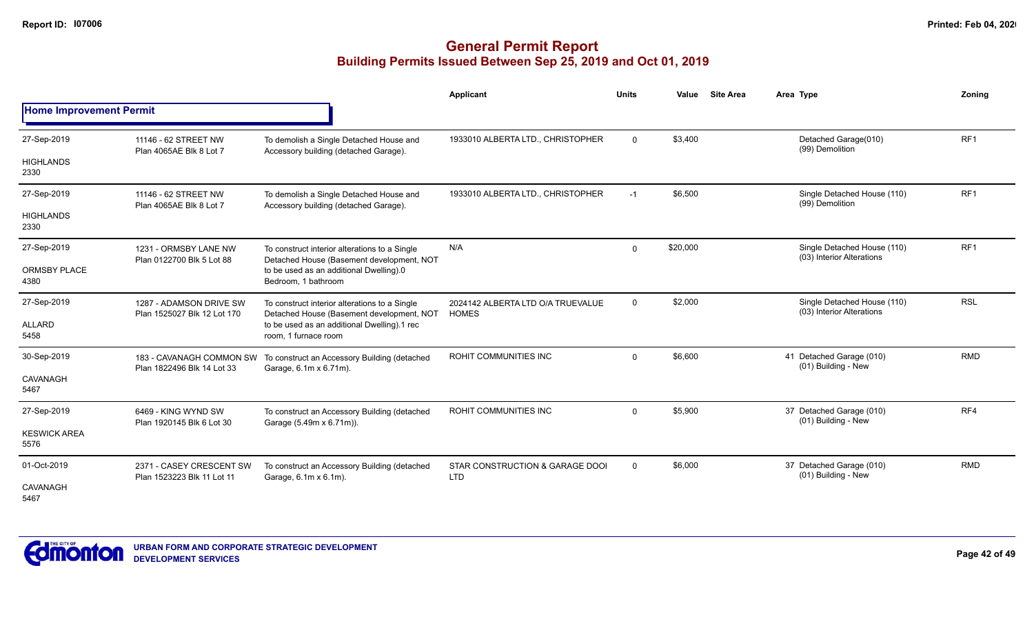# General Permit Report

## Building Permits Issued Between Sep 25, 2019 and Oct 01, 2019

### Home Improvement Permit

| Date / Neighbourhood | Address / Legal | Description | Applicant | Units | Value | Site Area | Area | Type | Zoning |
|---|---|---|---|---|---|---|---|---|---|
| 27-Sep-2019 HIGHLANDS 2330 | 11146 - 62 STREET NW Plan 4065AE Blk 8 Lot 7 | To demolish a Single Detached House and Accessory building (detached Garage). | 1933010 ALBERTA LTD., CHRISTOPHER | 0 | $3,400 | | | Detached Garage(010) (99) Demolition | RF1 |
| 27-Sep-2019 HIGHLANDS 2330 | 11146 - 62 STREET NW Plan 4065AE Blk 8 Lot 7 | To demolish a Single Detached House and Accessory building (detached Garage). | 1933010 ALBERTA LTD., CHRISTOPHER | -1 | $6,500 | | | Single Detached House (110) (99) Demolition | RF1 |
| 27-Sep-2019 ORMSBY PLACE 4380 | 1231 - ORMSBY LANE NW Plan 0122700 Blk 5 Lot 88 | To construct interior alterations to a Single Detached House (Basement development, NOT to be used as an additional Dwelling).0 Bedroom, 1 bathroom | N/A | 0 | $20,000 | | | Single Detached House (110) (03) Interior Alterations | RF1 |
| 27-Sep-2019 ALLARD 5458 | 1287 - ADAMSON DRIVE SW Plan 1525027 Blk 12 Lot 170 | To construct interior alterations to a Single Detached House (Basement development, NOT to be used as an additional Dwelling).1 rec room, 1 furnace room | 2024142 ALBERTA LTD O/A TRUEVALUE HOMES | 0 | $2,000 | | | Single Detached House (110) (03) Interior Alterations | RSL |
| 30-Sep-2019 CAVANAGH 5467 | 183 - CAVANAGH COMMON SW Plan 1822496 Blk 14 Lot 33 | To construct an Accessory Building (detached Garage, 6.1m x 6.71m). | ROHIT COMMUNITIES INC | 0 | $6,600 | | 41 | Detached Garage (010) (01) Building - New | RMD |
| 27-Sep-2019 KESWICK AREA 5576 | 6469 - KING WYND SW Plan 1920145 Blk 6 Lot 30 | To construct an Accessory Building (detached Garage (5.49m x 6.71m)). | ROHIT COMMUNITIES INC | 0 | $5,900 | | 37 | Detached Garage (010) (01) Building - New | RF4 |
| 01-Oct-2019 CAVANAGH 5467 | 2371 - CASEY CRESCENT SW Plan 1523223 Blk 11 Lot 11 | To construct an Accessory Building (detached Garage, 6.1m x 6.1m). | STAR CONSTRUCTION & GARAGE DOOI LTD | 0 | $6,000 | | 37 | Detached Garage (010) (01) Building - New | RMD |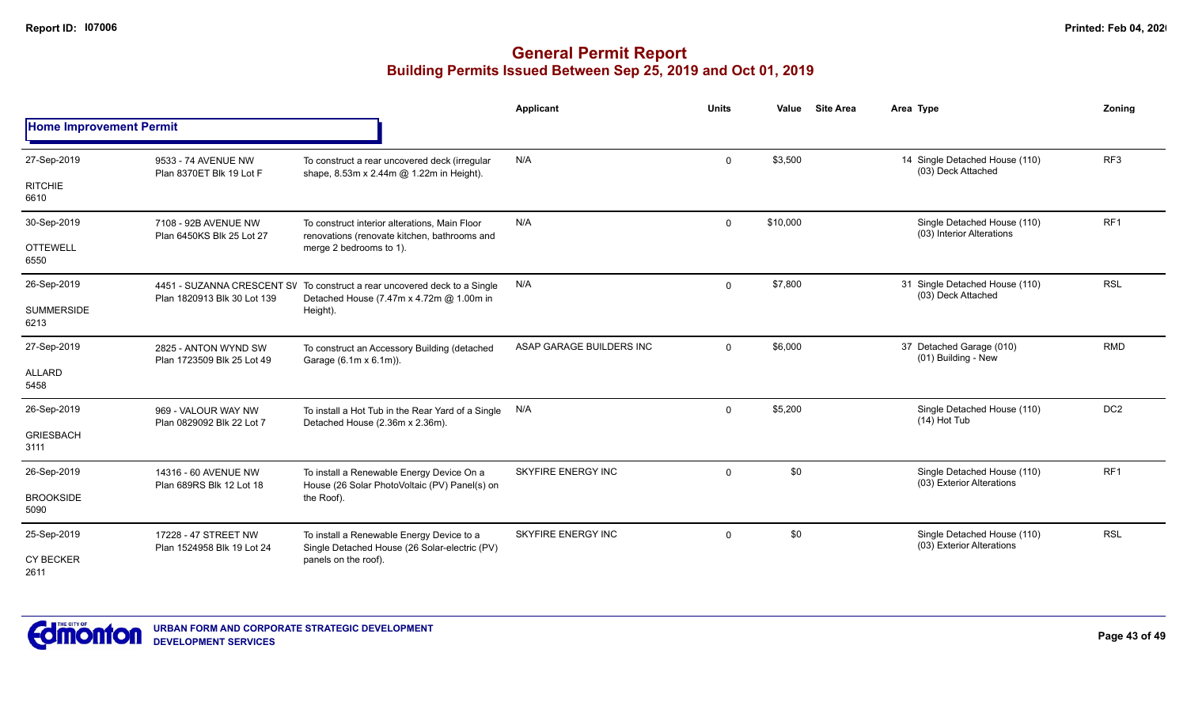# General Permit Report
## Building Permits Issued Between Sep 25, 2019 and Oct 01, 2019

### Home Improvement Permit

| Date / Neighbourhood | Address / Legal | Description | Applicant | Units | Value | Site Area | Area Type | Zoning |
|---|---|---|---|---|---|---|---|---|
| 27-Sep-2019<br>RITCHIE<br>6610 | 9533 - 74 AVENUE NW<br>Plan 8370ET Blk 19 Lot F | To construct a rear uncovered deck (irregular shape, 8.53m x 2.44m @ 1.22m in Height). | N/A | 0 | $3,500 | | 14 Single Detached House (110)<br>(03) Deck Attached | RF3 |
| 30-Sep-2019<br>OTTEWELL<br>6550 | 7108 - 92B AVENUE NW<br>Plan 6450KS Blk 25 Lot 27 | To construct interior alterations, Main Floor renovations (renovate kitchen, bathrooms and merge 2 bedrooms to 1). | N/A | 0 | $10,000 | | Single Detached House (110)<br>(03) Interior Alterations | RF1 |
| 26-Sep-2019<br>SUMMERSIDE<br>6213 | 4451 - SUZANNA CRESCENT SW<br>Plan 1820913 Blk 30 Lot 139 | To construct a rear uncovered deck to a Single Detached House (7.47m x 4.72m @ 1.00m in Height). | N/A | 0 | $7,800 | | 31 Single Detached House (110)<br>(03) Deck Attached | RSL |
| 27-Sep-2019<br>ALLARD<br>5458 | 2825 - ANTON WYND SW<br>Plan 1723509 Blk 25 Lot 49 | To construct an Accessory Building (detached Garage (6.1m x 6.1m)). | ASAP GARAGE BUILDERS INC | 0 | $6,000 | | 37 Detached Garage (010)<br>(01) Building - New | RMD |
| 26-Sep-2019<br>GRIESBACH<br>3111 | 969 - VALOUR WAY NW<br>Plan 0829092 Blk 22 Lot 7 | To install a Hot Tub in the Rear Yard of a Single Detached House (2.36m x 2.36m). | N/A | 0 | $5,200 | | Single Detached House (110)<br>(14) Hot Tub | DC2 |
| 26-Sep-2019<br>BROOKSIDE<br>5090 | 14316 - 60 AVENUE NW<br>Plan 689RS Blk 12 Lot 18 | To install a Renewable Energy Device On a House (26 Solar PhotoVoltaic (PV) Panel(s) on the Roof). | SKYFIRE ENERGY INC | 0 | $0 | | Single Detached House (110)<br>(03) Exterior Alterations | RF1 |
| 25-Sep-2019<br>CY BECKER<br>2611 | 17228 - 47 STREET NW<br>Plan 1524958 Blk 19 Lot 24 | To install a Renewable Energy Device to a Single Detached House (26 Solar-electric (PV) panels on the roof). | SKYFIRE ENERGY INC | 0 | $0 | | Single Detached House (110)<br>(03) Exterior Alterations | RSL |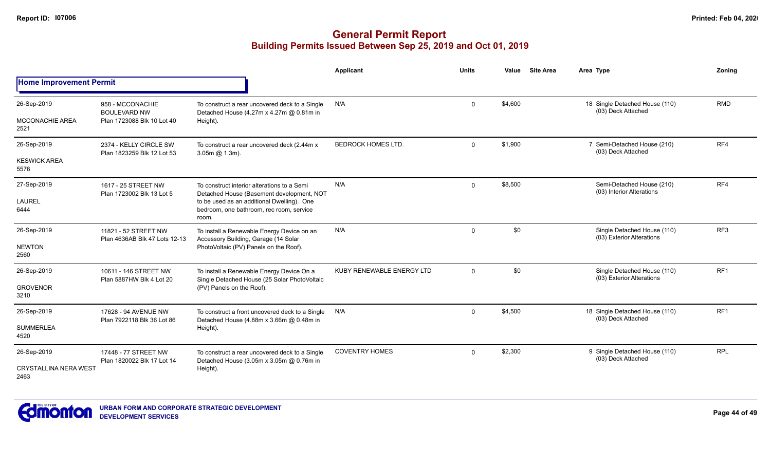# General Permit Report
## Building Permits Issued Between Sep 25, 2019 and Oct 01, 2019

| | | | Applicant | Units | Value | Site Area | Area Type | Zoning |
|---|---|---|---|---|---|---|---|---|
| **Home Improvement Permit** | | | | | | | | |
| 26-Sep-2019<br>MCCONACHIE AREA<br>2521 | 958 - MCCONACHIE BOULEVARD NW<br>Plan 1723088 Blk 10 Lot 40 | To construct a rear uncovered deck to a Single Detached House (4.27m x 4.27m @ 0.81m in Height). | N/A | 0 | $4,600 | | 18 Single Detached House (110)<br>(03) Deck Attached | RMD |
| 26-Sep-2019<br>KESWICK AREA<br>5576 | 2374 - KELLY CIRCLE SW<br>Plan 1823259 Blk 12 Lot 53 | To construct a rear uncovered deck (2.44m x 3.05m @ 1.3m). | BEDROCK HOMES LTD. | 0 | $1,900 | | 7 Semi-Detached House (210)<br>(03) Deck Attached | RF4 |
| 27-Sep-2019<br>LAUREL<br>6444 | 1617 - 25 STREET NW<br>Plan 1723002 Blk 13 Lot 5 | To construct interior alterations to a Semi Detached House (Basement development, NOT to be used as an additional Dwelling). One bedroom, one bathroom, rec room, service room. | N/A | 0 | $8,500 | | Semi-Detached House (210)<br>(03) Interior Alterations | RF4 |
| 26-Sep-2019<br>NEWTON<br>2560 | 11821 - 52 STREET NW<br>Plan 4636AB Blk 47 Lots 12-13 | To install a Renewable Energy Device on an Accessory Building, Garage (14 Solar PhotoVoltaic (PV) Panels on the Roof). | N/A | 0 | $0 | | Single Detached House (110)<br>(03) Exterior Alterations | RF3 |
| 26-Sep-2019<br>GROVENOR<br>3210 | 10611 - 146 STREET NW<br>Plan 5887HW Blk 4 Lot 20 | To install a Renewable Energy Device On a Single Detached House (25 Solar PhotoVoltaic (PV) Panels on the Roof). | KUBY RENEWABLE ENERGY LTD | 0 | $0 | | Single Detached House (110)<br>(03) Exterior Alterations | RF1 |
| 26-Sep-2019<br>SUMMERLEA<br>4520 | 17628 - 94 AVENUE NW<br>Plan 7922118 Blk 36 Lot 86 | To construct a front uncovered deck to a Single Detached House (4.88m x 3.66m @ 0.48m in Height). | N/A | 0 | $4,500 | | 18 Single Detached House (110)<br>(03) Deck Attached | RF1 |
| 26-Sep-2019<br>CRYSTALLINA NERA WEST<br>2463 | 17448 - 77 STREET NW<br>Plan 1820022 Blk 17 Lot 14 | To construct a rear uncovered deck to a Single Detached House (3.05m x 3.05m @ 0.76m in Height). | COVENTRY HOMES | 0 | $2,300 | | 9 Single Detached House (110)<br>(03) Deck Attached | RPL |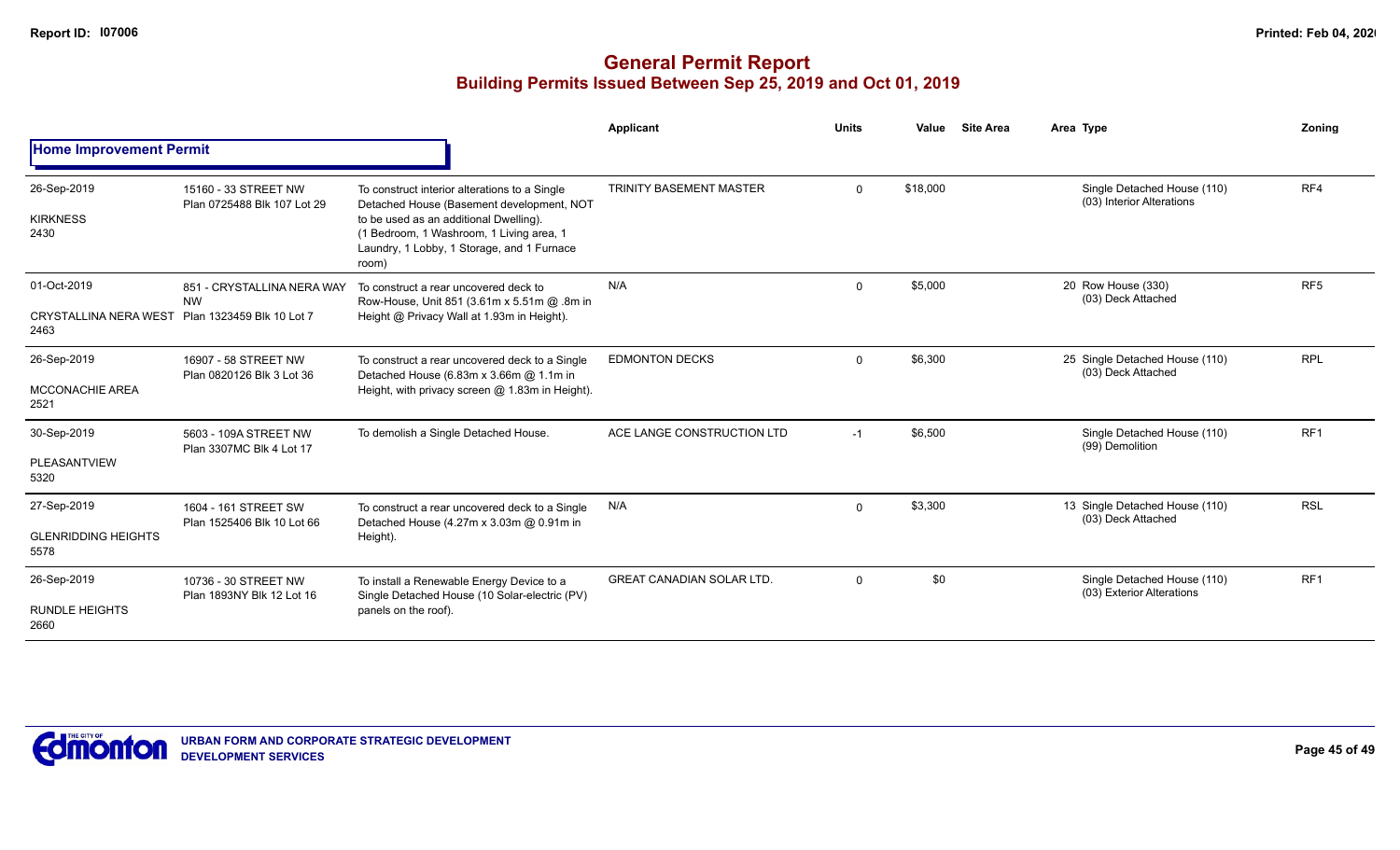# General Permit Report

## Building Permits Issued Between Sep 25, 2019 and Oct 01, 2019

| | | | Applicant | Units | Value | Site Area | Area Type | Zoning |
|---|---|---|---|---|---|---|---|---|
| **Home Improvement Permit** | | | | | | | | |
| 26-Sep-2019<br>KIRKNESS<br>2430 | 15160 - 33 STREET NW<br>Plan 0725488 Blk 107 Lot 29 | To construct interior alterations to a Single Detached House (Basement development, NOT to be used as an additional Dwelling). (1 Bedroom, 1 Washroom, 1 Living area, 1 Laundry, 1 Lobby, 1 Storage, and 1 Furnace room) | TRINITY BASEMENT MASTER | 0 | $18,000 | | Single Detached House (110)<br>(03) Interior Alterations | RF4 |
| 01-Oct-2019<br>CRYSTALLINA NERA WEST<br>2463 | 851 - CRYSTALLINA NERA WAY NW<br>Plan 1323459 Blk 10 Lot 7 | To construct a rear uncovered deck to Row-House, Unit 851 (3.61m x 5.51m @ .8m in Height @ Privacy Wall at 1.93m in Height). | N/A | 0 | $5,000 | | 20 Row House (330)<br>(03) Deck Attached | RF5 |
| 26-Sep-2019<br>MCCONACHIE AREA<br>2521 | 16907 - 58 STREET NW<br>Plan 0820126 Blk 3 Lot 36 | To construct a rear uncovered deck to a Single Detached House (6.83m x 3.66m @ 1.1m in Height, with privacy screen @ 1.83m in Height). | EDMONTON DECKS | 0 | $6,300 | | 25 Single Detached House (110)<br>(03) Deck Attached | RPL |
| 30-Sep-2019<br>PLEASANTVIEW<br>5320 | 5603 - 109A STREET NW<br>Plan 3307MC Blk 4 Lot 17 | To demolish a Single Detached House. | ACE LANGE CONSTRUCTION LTD | -1 | $6,500 | | Single Detached House (110)<br>(99) Demolition | RF1 |
| 27-Sep-2019<br>GLENRIDDING HEIGHTS<br>5578 | 1604 - 161 STREET SW<br>Plan 1525406 Blk 10 Lot 66 | To construct a rear uncovered deck to a Single Detached House (4.27m x 3.03m @ 0.91m in Height). | N/A | 0 | $3,300 | | 13 Single Detached House (110)<br>(03) Deck Attached | RSL |
| 26-Sep-2019<br>RUNDLE HEIGHTS<br>2660 | 10736 - 30 STREET NW<br>Plan 1893NY Blk 12 Lot 16 | To install a Renewable Energy Device to a Single Detached House (10 Solar-electric (PV) panels on the roof). | GREAT CANADIAN SOLAR LTD. | 0 | $0 | | Single Detached House (110)<br>(03) Exterior Alterations | RF1 |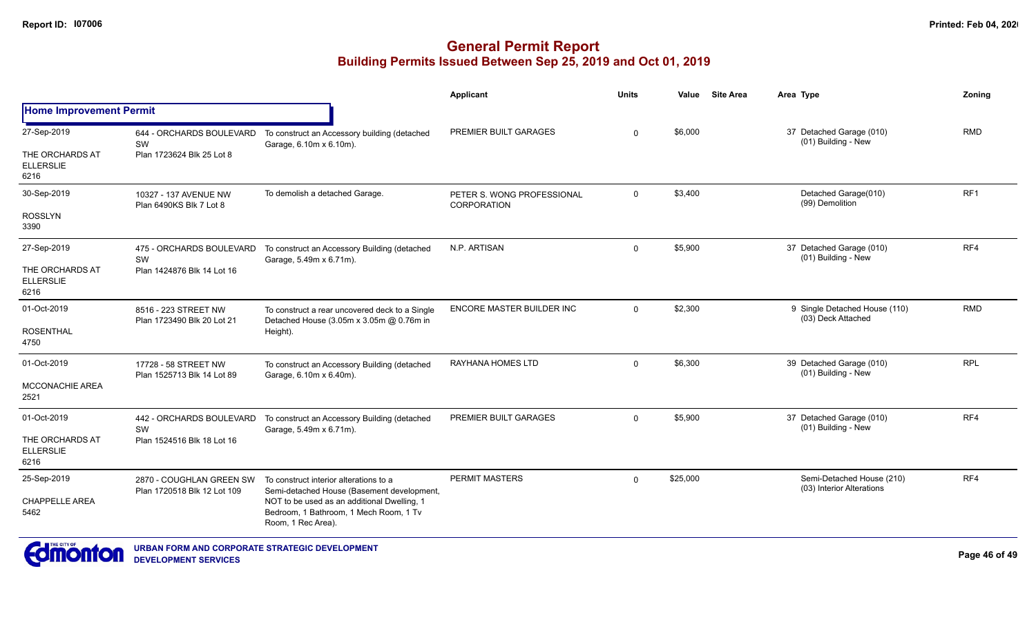## General Permit Report

### Building Permits Issued Between Sep 25, 2019 and Oct 01, 2019

| | | | Applicant | Units | Value | Site Area | Area Type | Zoning |
|---|---|---|---|---|---|---|---|---|
| **Home Improvement Permit** | | | | | | | | |
| 27-Sep-2019<br>THE ORCHARDS AT ELLERSLIE<br>6216 | 644 - ORCHARDS BOULEVARD SW<br>Plan 1723624 Blk 25 Lot 8 | To construct an Accessory building (detached Garage, 6.10m x 6.10m). | PREMIER BUILT GARAGES | 0 | $6,000 | | 37 Detached Garage (010)<br>(01) Building - New | RMD |
| 30-Sep-2019<br>ROSSLYN<br>3390 | 10327 - 137 AVENUE NW<br>Plan 6490KS Blk 7 Lot 8 | To demolish a detached Garage. | PETER S. WONG PROFESSIONAL CORPORATION | 0 | $3,400 | | Detached Garage(010)<br>(99) Demolition | RF1 |
| 27-Sep-2019<br>THE ORCHARDS AT ELLERSLIE<br>6216 | 475 - ORCHARDS BOULEVARD SW<br>Plan 1424876 Blk 14 Lot 16 | To construct an Accessory Building (detached Garage, 5.49m x 6.71m). | N.P. ARTISAN | 0 | $5,900 | | 37 Detached Garage (010)<br>(01) Building - New | RF4 |
| 01-Oct-2019<br>ROSENTHAL<br>4750 | 8516 - 223 STREET NW<br>Plan 1723490 Blk 20 Lot 21 | To construct a rear uncovered deck to a Single Detached House (3.05m x 3.05m @ 0.76m in Height). | ENCORE MASTER BUILDER INC | 0 | $2,300 | | 9 Single Detached House (110)<br>(03) Deck Attached | RMD |
| 01-Oct-2019<br>MCCONACHIE AREA<br>2521 | 17728 - 58 STREET NW<br>Plan 1525713 Blk 14 Lot 89 | To construct an Accessory Building (detached Garage, 6.10m x 6.40m). | RAYHANA HOMES LTD | 0 | $6,300 | | 39 Detached Garage (010)<br>(01) Building - New | RPL |
| 01-Oct-2019<br>THE ORCHARDS AT ELLERSLIE<br>6216 | 442 - ORCHARDS BOULEVARD SW<br>Plan 1524516 Blk 18 Lot 16 | To construct an Accessory Building (detached Garage, 5.49m x 6.71m). | PREMIER BUILT GARAGES | 0 | $5,900 | | 37 Detached Garage (010)<br>(01) Building - New | RF4 |
| 25-Sep-2019<br>CHAPPELLE AREA<br>5462 | 2870 - COUGHLAN GREEN SW<br>Plan 1720518 Blk 12 Lot 109 | To construct interior alterations to a Semi-detached House (Basement development, NOT to be used as an additional Dwelling, 1 Bedroom, 1 Bathroom, 1 Mech Room, 1 Tv Room, 1 Rec Area). | PERMIT MASTERS | 0 | $25,000 | | Semi-Detached House (210)<br>(03) Interior Alterations | RF4 |

URBAN FORM AND CORPORATE STRATEGIC DEVELOPMENT
DEVELOPMENT SERVICES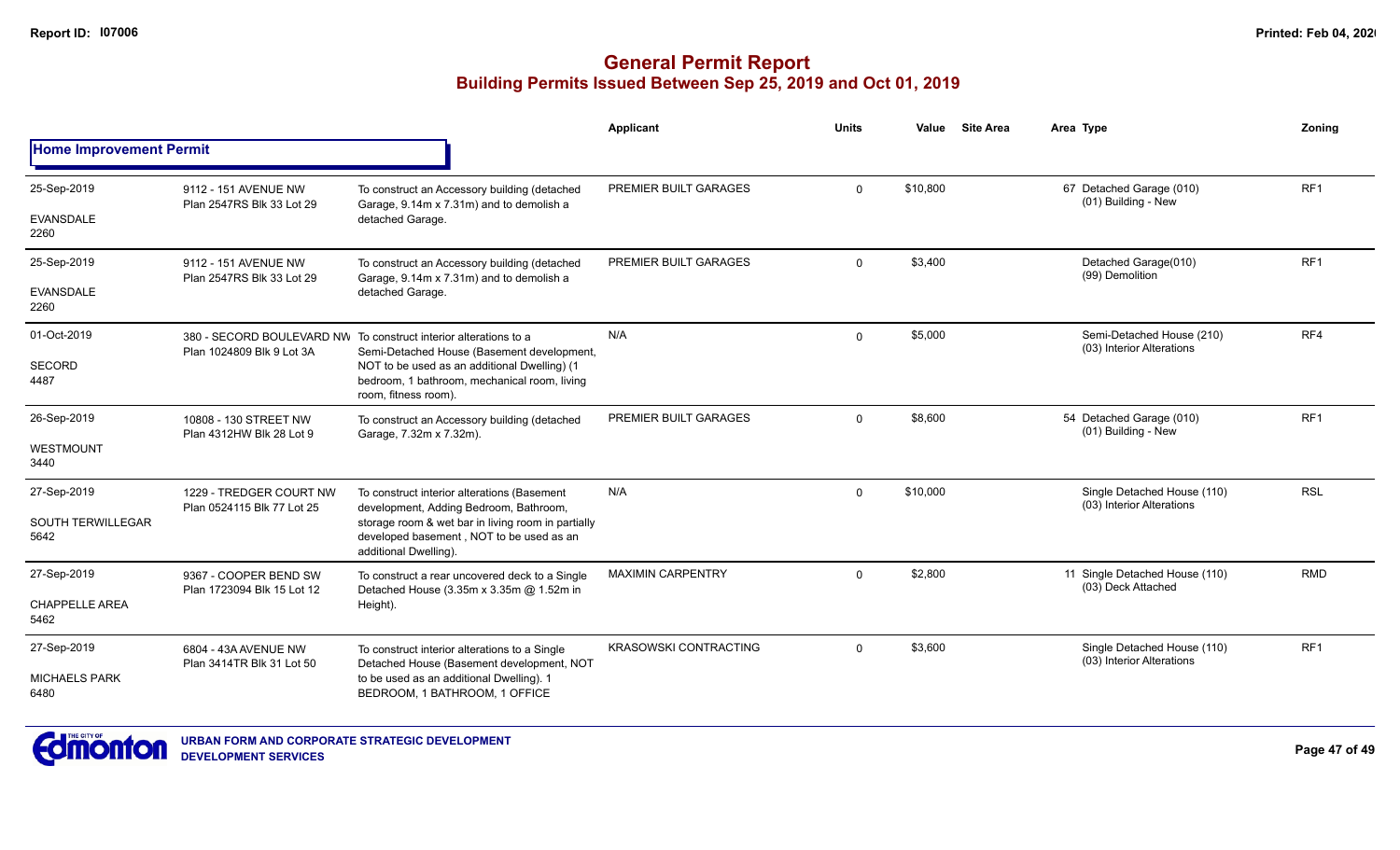# General Permit Report
## Building Permits Issued Between Sep 25, 2019 and Oct 01, 2019

### Home Improvement Permit

| Date / Neighbourhood | Address | Description | Applicant | Units | Value | Site Area | Area Type | Zoning |
|---|---|---|---|---|---|---|---|---|
| 25-Sep-2019<br>EVANSDALE<br>2260 | 9112 - 151 AVENUE NW<br>Plan 2547RS Blk 33 Lot 29 | To construct an Accessory building (detached Garage, 9.14m x 7.31m) and to demolish a detached Garage. | PREMIER BUILT GARAGES | 0 | $10,800 | | 67 Detached Garage (010)<br>(01) Building - New | RF1 |
| 25-Sep-2019<br>EVANSDALE<br>2260 | 9112 - 151 AVENUE NW<br>Plan 2547RS Blk 33 Lot 29 | To construct an Accessory building (detached Garage, 9.14m x 7.31m) and to demolish a detached Garage. | PREMIER BUILT GARAGES | 0 | $3,400 | | Detached Garage(010)<br>(99) Demolition | RF1 |
| 01-Oct-2019<br>SECORD<br>4487 | 380 - SECORD BOULEVARD NW<br>Plan 1024809 Blk 9 Lot 3A | To construct interior alterations to a Semi-Detached House (Basement development, NOT to be used as an additional Dwelling) (1 bedroom, 1 bathroom, mechanical room, living room, fitness room). | N/A | 0 | $5,000 | | Semi-Detached House (210)<br>(03) Interior Alterations | RF4 |
| 26-Sep-2019<br>WESTMOUNT<br>3440 | 10808 - 130 STREET NW<br>Plan 4312HW Blk 28 Lot 9 | To construct an Accessory building (detached Garage, 7.32m x 7.32m). | PREMIER BUILT GARAGES | 0 | $8,600 | | 54 Detached Garage (010)<br>(01) Building - New | RF1 |
| 27-Sep-2019<br>SOUTH TERWILLEGAR<br>5642 | 1229 - TREDGER COURT NW<br>Plan 0524115 Blk 77 Lot 25 | To construct interior alterations (Basement development, Adding Bedroom, Bathroom, storage room & wet bar in living room in partially developed basement , NOT to be used as an additional Dwelling). | N/A | 0 | $10,000 | | Single Detached House (110)<br>(03) Interior Alterations | RSL |
| 27-Sep-2019<br>CHAPPELLE AREA<br>5462 | 9367 - COOPER BEND SW<br>Plan 1723094 Blk 15 Lot 12 | To construct a rear uncovered deck to a Single Detached House (3.35m x 3.35m @ 1.52m in Height). | MAXIMIN CARPENTRY | 0 | $2,800 | | 11 Single Detached House (110)<br>(03) Deck Attached | RMD |
| 27-Sep-2019<br>MICHAELS PARK<br>6480 | 6804 - 43A AVENUE NW<br>Plan 3414TR Blk 31 Lot 50 | To construct interior alterations to a Single Detached House (Basement development, NOT to be used as an additional Dwelling). 1 BEDROOM, 1 BATHROOM, 1 OFFICE | KRASOWSKI CONTRACTING | 0 | $3,600 | | Single Detached House (110)<br>(03) Interior Alterations | RF1 |

URBAN FORM AND CORPORATE STRATEGIC DEVELOPMENT
DEVELOPMENT SERVICES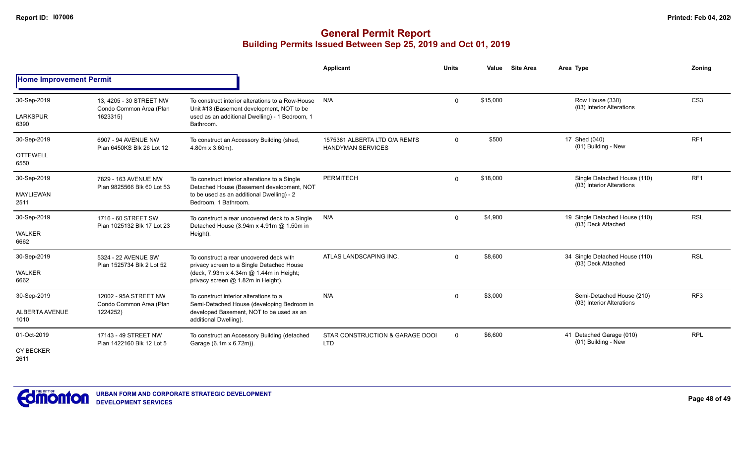# General Permit Report
## Building Permits Issued Between Sep 25, 2019 and Oct 01, 2019

### Home Improvement Permit

| Date / Neighbourhood | Address | Description | Applicant | Units | Value | Site Area | Area | Type | Zoning |
|---|---|---|---|---|---|---|---|---|---|
| 30-Sep-2019<br>LARKSPUR<br>6390 | 13, 4205 - 30 STREET NW<br>Condo Common Area (Plan 1623315) | To construct interior alterations to a Row-House Unit #13 (Basement development, NOT to be used as an additional Dwelling) - 1 Bedroom, 1 Bathroom. | N/A | 0 | $15,000 | | | Row House (330)<br>(03) Interior Alterations | CS3 |
| 30-Sep-2019<br>OTTEWELL<br>6550 | 6907 - 94 AVENUE NW<br>Plan 6450KS Blk 26 Lot 12 | To construct an Accessory Building (shed, 4.80m x 3.60m). | 1575381 ALBERTA LTD O/A REMI'S HANDYMAN SERVICES | 0 | $500 | | 17 | Shed (040)<br>(01) Building - New | RF1 |
| 30-Sep-2019<br>MAYLIEWAN<br>2511 | 7829 - 163 AVENUE NW<br>Plan 9825566 Blk 60 Lot 53 | To construct interior alterations to a Single Detached House (Basement development, NOT to be used as an additional Dwelling) - 2 Bedroom, 1 Bathroom. | PERMITECH | 0 | $18,000 | | | Single Detached House (110)<br>(03) Interior Alterations | RF1 |
| 30-Sep-2019<br>WALKER<br>6662 | 1716 - 60 STREET SW<br>Plan 1025132 Blk 17 Lot 23 | To construct a rear uncovered deck to a Single Detached House (3.94m x 4.91m @ 1.50m in Height). | N/A | 0 | $4,900 | | 19 | Single Detached House (110)<br>(03) Deck Attached | RSL |
| 30-Sep-2019<br>WALKER<br>6662 | 5324 - 22 AVENUE SW<br>Plan 1525734 Blk 2 Lot 52 | To construct a rear uncovered deck with privacy screen to a Single Detached House (deck, 7.93m x 4.34m @ 1.44m in Height; privacy screen @ 1.82m in Height). | ATLAS LANDSCAPING INC. | 0 | $8,600 | | 34 | Single Detached House (110)<br>(03) Deck Attached | RSL |
| 30-Sep-2019<br>ALBERTA AVENUE<br>1010 | 12002 - 95A STREET NW<br>Condo Common Area (Plan 1224252) | To construct interior alterations to a Semi-Detached House (developing Bedroom in developed Basement, NOT to be used as an additional Dwelling). | N/A | 0 | $3,000 | | | Semi-Detached House (210)<br>(03) Interior Alterations | RF3 |
| 01-Oct-2019<br>CY BECKER<br>2611 | 17143 - 49 STREET NW<br>Plan 1422160 Blk 12 Lot 5 | To construct an Accessory Building (detached Garage (6.1m x 6.72m)). | STAR CONSTRUCTION & GARAGE DOOI LTD | 0 | $6,600 | | 41 | Detached Garage (010)<br>(01) Building - New | RPL |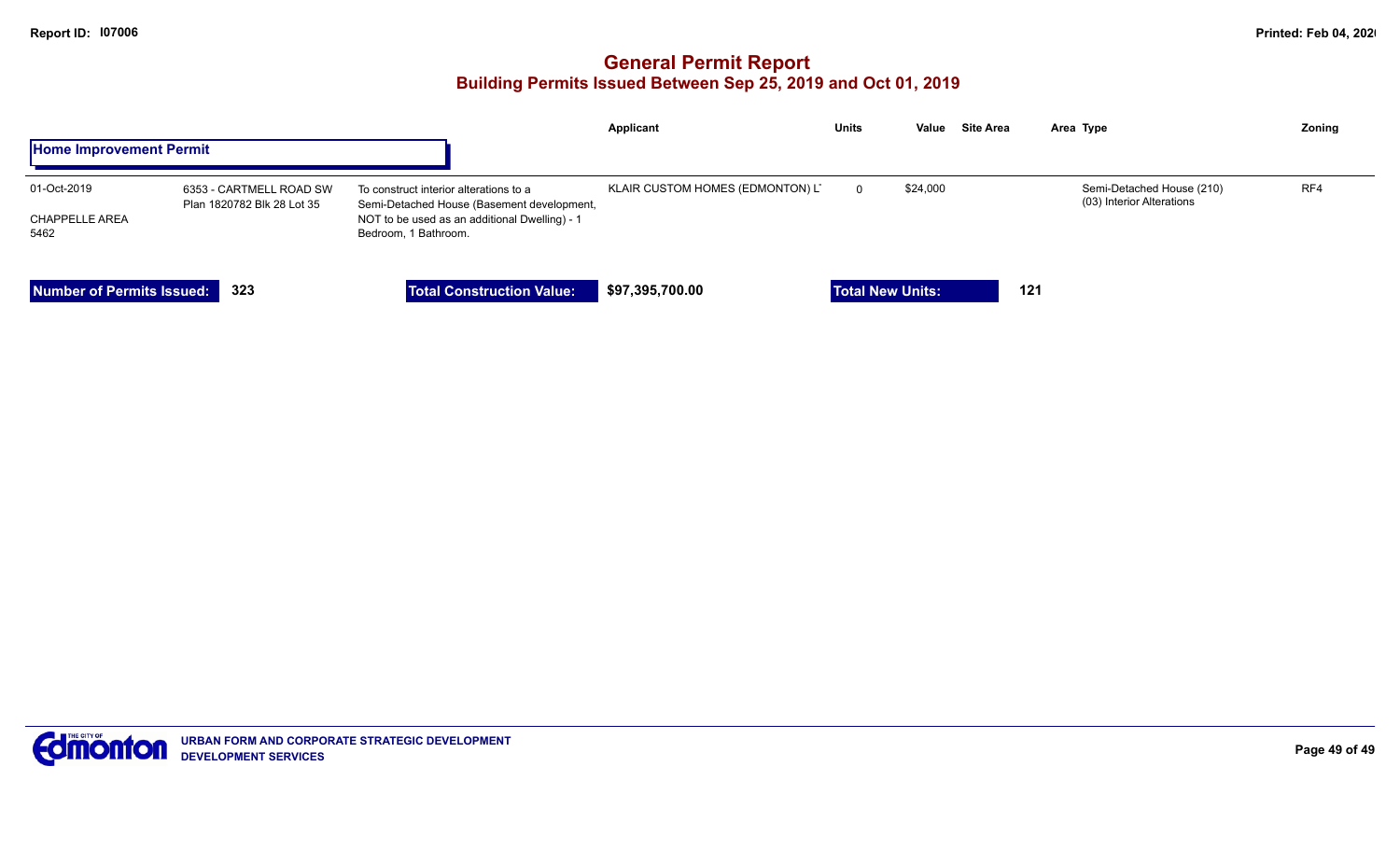# General Permit Report

## Building Permits Issued Between Sep 25, 2019 and Oct 01, 2019

### Home Improvement Permit

| | | | Applicant | Units | Value | Site Area | Area Type | Zoning |
|---|---|---|---|---|---|---|---|---|
| 01-Oct-2019<br>CHAPPELLE AREA<br>5462 | 6353 - CARTMELL ROAD SW<br>Plan 1820782 Blk 28 Lot 35 | To construct interior alterations to a Semi-Detached House (Basement development, NOT to be used as an additional Dwelling) - 1 Bedroom, 1 Bathroom. | KLAIR CUSTOM HOMES (EDMONTON) L | 0 | $24,000 | | Semi-Detached House (210)<br>(03) Interior Alterations | RF4 |

**Number of Permits Issued:** 323

**Total Construction Value:** $97,395,700.00

**Total New Units:** 121